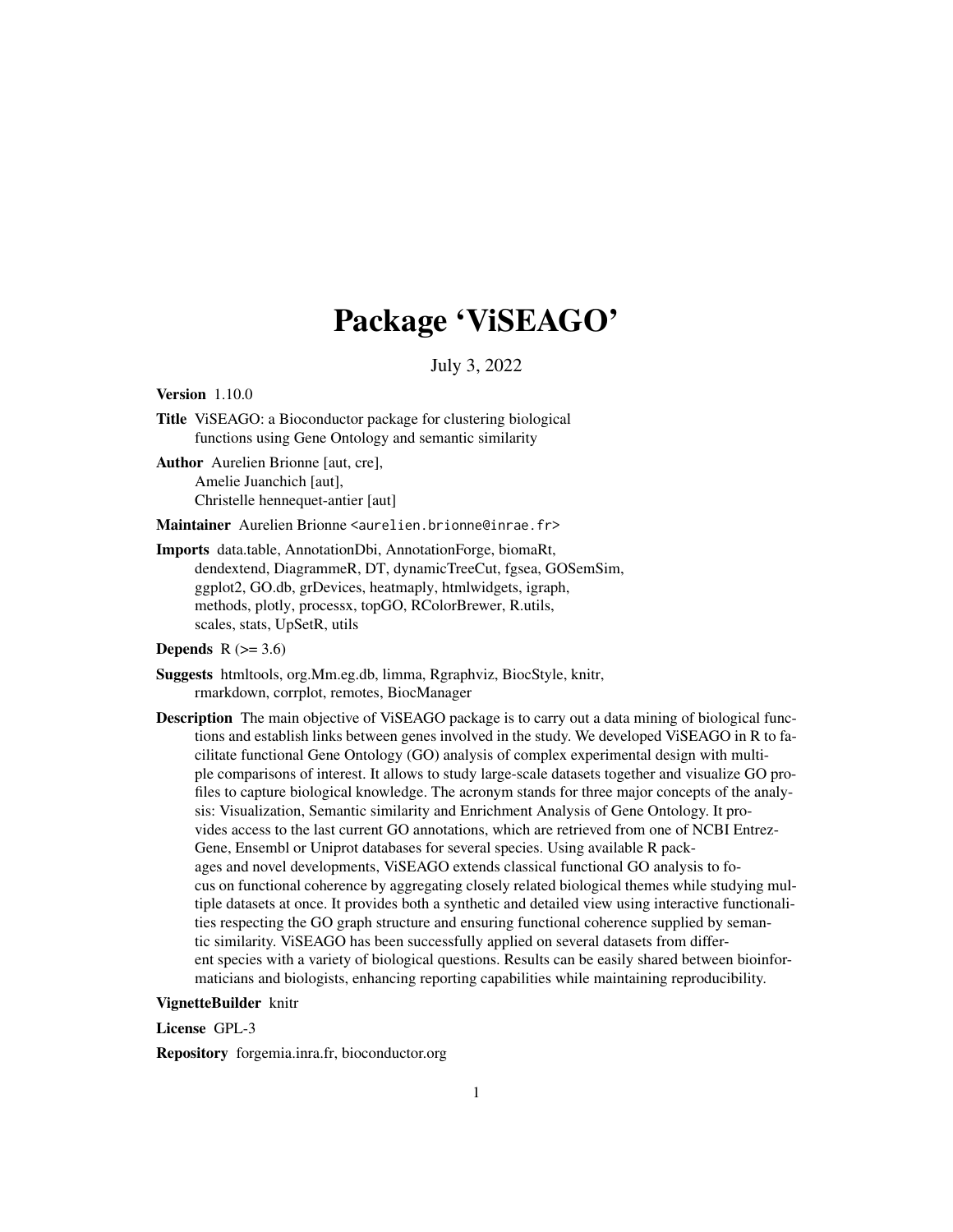# Package 'ViSEAGO'

July 3, 2022

**Version** 1.10.0

**Title** ViSEAGO: a Bioconductor package for clustering biological functions using Gene Ontology and semantic similarity

**Author** Aurelien Brionne [aut, cre], Amelie Juanchich [aut], Christelle hennequet-antier [aut]

**Maintainer** Aurelien Brionne <aurelien.brionne@inrae.fr>

**Imports** data.table, AnnotationDbi, AnnotationForge, biomaRt, dendextend, DiagrammeR, DT, dynamicTreeCut, fgsea, GOSemSim, ggplot2, GO.db, grDevices, heatmaply, htmlwidgets, igraph, methods, plotly, processx, topGO, RColorBrewer, R.utils, scales, stats, UpSetR, utils

**Depends** R (>= 3.6)

**Suggests** htmltools, org.Mm.eg.db, limma, Rgraphviz, BiocStyle, knitr, rmarkdown, corrplot, remotes, BiocManager

**Description** The main objective of ViSEAGO package is to carry out a data mining of biological functions and establish links between genes involved in the study. We developed ViSEAGO in R to facilitate functional Gene Ontology (GO) analysis of complex experimental design with multiple comparisons of interest. It allows to study large-scale datasets together and visualize GO profiles to capture biological knowledge. The acronym stands for three major concepts of the analysis: Visualization, Semantic similarity and Enrichment Analysis of Gene Ontology. It provides access to the last current GO annotations, which are retrieved from one of NCBI Entrez-Gene, Ensembl or Uniprot databases for several species. Using available R packages and novel developments, ViSEAGO extends classical functional GO analysis to focus on functional coherence by aggregating closely related biological themes while studying multiple datasets at once. It provides both a synthetic and detailed view using interactive functionalities respecting the GO graph structure and ensuring functional coherence supplied by semantic similarity. ViSEAGO has been successfully applied on several datasets from different species with a variety of biological questions. Results can be easily shared between bioinformaticians and biologists, enhancing reporting capabilities while maintaining reproducibility.

**VignetteBuilder** knitr

**License** GPL-3

**Repository** forgemia.inra.fr, bioconductor.org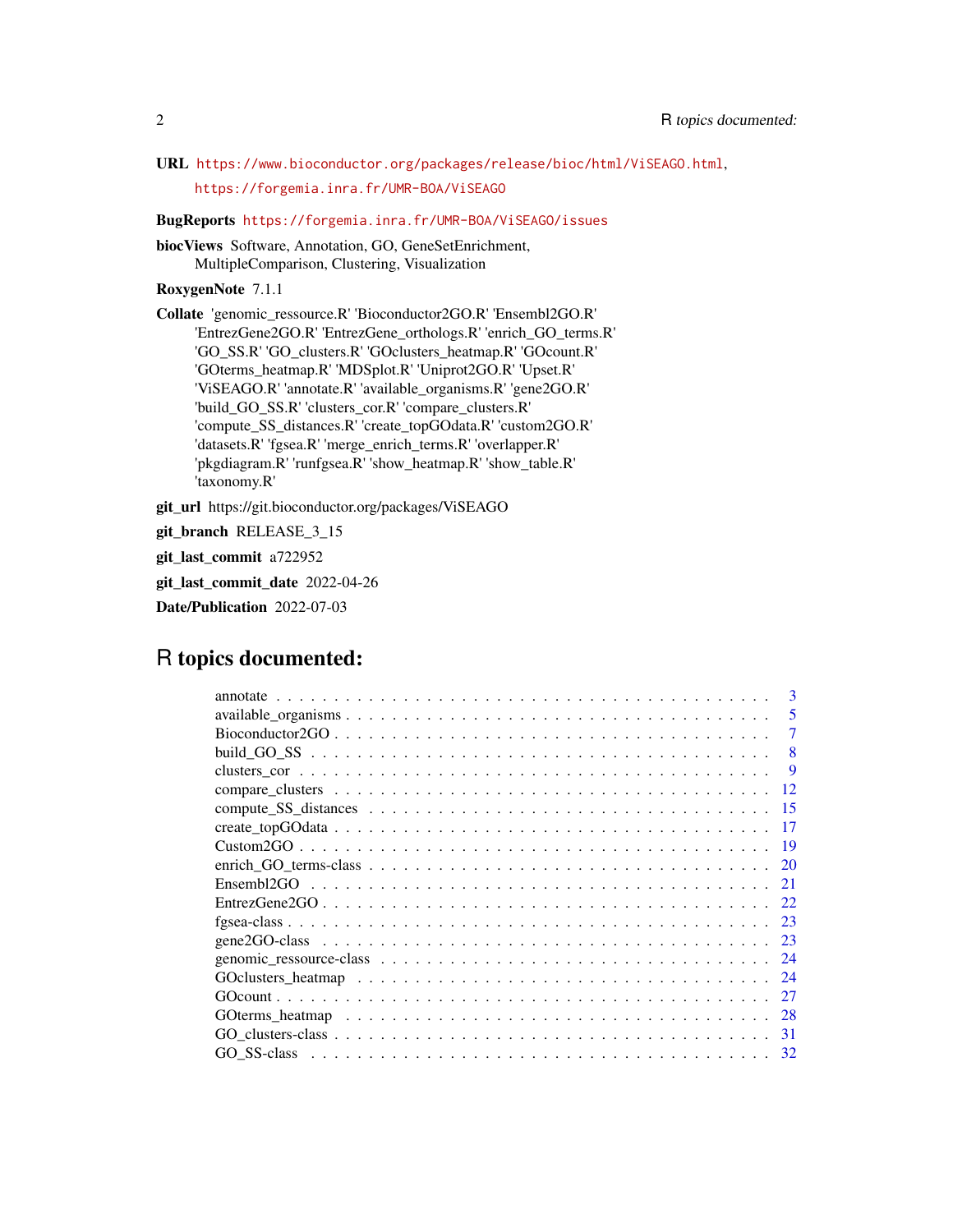**URL** https://www.bioconductor.org/packages/release/bioc/html/ViSEAGO.html,
https://forgemia.inra.fr/UMR-BOA/ViSEAGO

**BugReports** https://forgemia.inra.fr/UMR-BOA/ViSEAGO/issues

**biocViews** Software, Annotation, GO, GeneSetEnrichment, MultipleComparison, Clustering, Visualization

**RoxygenNote** 7.1.1

**Collate** 'genomic_ressource.R' 'Bioconductor2GO.R' 'Ensembl2GO.R' 'EntrezGene2GO.R' 'EntrezGene_orthologs.R' 'enrich_GO_terms.R' 'GO_SS.R' 'GO_clusters.R' 'GOclusters_heatmap.R' 'GOcount.R' 'GOterms_heatmap.R' 'MDSplot.R' 'Uniprot2GO.R' 'Upset.R' 'ViSEAGO.R' 'annotate.R' 'available_organisms.R' 'gene2GO.R' 'build_GO_SS.R' 'clusters_cor.R' 'compare_clusters.R' 'compute_SS_distances.R' 'create_topGOdata.R' 'custom2GO.R' 'datasets.R' 'fgsea.R' 'merge_enrich_terms.R' 'overlapper.R' 'pkgdiagram.R' 'runfgsea.R' 'show_heatmap.R' 'show_table.R' 'taxonomy.R'

**git_url** https://git.bioconductor.org/packages/ViSEAGO

**git_branch** RELEASE_3_15

**git_last_commit** a722952

**git_last_commit_date** 2022-04-26

**Date/Publication** 2022-07-03

# R topics documented:

| | |
|---|---|
| annotate | 3 |
| available_organisms | 5 |
| Bioconductor2GO | 7 |
| build_GO_SS | 8 |
| clusters_cor | 9 |
| compare_clusters | 12 |
| compute_SS_distances | 15 |
| create_topGOdata | 17 |
| Custom2GO | 19 |
| enrich_GO_terms-class | 20 |
| Ensembl2GO | 21 |
| EntrezGene2GO | 22 |
| fgsea-class | 23 |
| gene2GO-class | 23 |
| genomic_ressource-class | 24 |
| GOclusters_heatmap | 24 |
| GOcount | 27 |
| GOterms_heatmap | 28 |
| GO_clusters-class | 31 |
| GO_SS-class | 32 |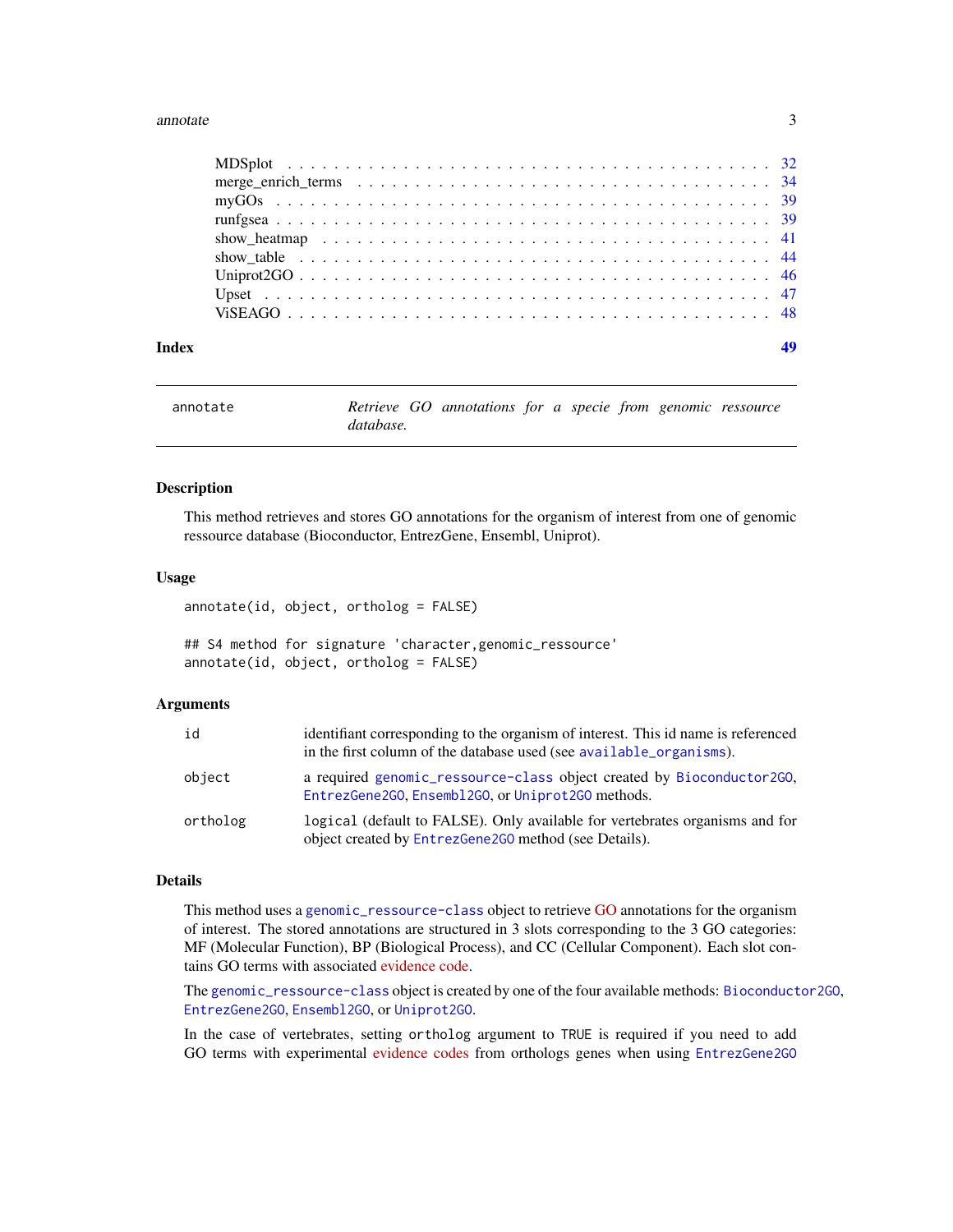| | |
|---|---|
| MDSplot | 32 |
| merge_enrich_terms | 34 |
| myGOs | 39 |
| runfgsea | 39 |
| show_heatmap | 41 |
| show_table | 44 |
| Uniprot2GO | 46 |
| Upset | 47 |
| ViSEAGO | 48 |

**Index** 49

---

`annotate` — *Retrieve GO annotations for a specie from genomic ressource database.*

---

### Description

This method retrieves and stores GO annotations for the organism of interest from one of genomic ressource database (Bioconductor, EntrezGene, Ensembl, Uniprot).

### Usage

```
annotate(id, object, ortholog = FALSE)

## S4 method for signature 'character,genomic_ressource'
annotate(id, object, ortholog = FALSE)
```

### Arguments

| | |
|---|---|
| `id` | identifiant corresponding to the organism of interest. This id name is referenced in the first column of the database used (see `available_organisms`). |
| `object` | a required `genomic_ressource-class` object created by `Bioconductor2GO`, `EntrezGene2GO`, `Ensembl2GO`, or `Uniprot2GO` methods. |
| `ortholog` | `logical` (default to FALSE). Only available for vertebrates organisms and for object created by `EntrezGene2GO` method (see Details). |

### Details

This method uses a `genomic_ressource-class` object to retrieve GO annotations for the organism of interest. The stored annotations are structured in 3 slots corresponding to the 3 GO categories: MF (Molecular Function), BP (Biological Process), and CC (Cellular Component). Each slot contains GO terms with associated evidence code.

The `genomic_ressource-class` object is created by one of the four available methods: `Bioconductor2GO`, `EntrezGene2GO`, `Ensembl2GO`, or `Uniprot2GO`.

In the case of vertebrates, setting `ortholog` argument to `TRUE` is required if you need to add GO terms with experimental evidence codes from orthologs genes when using `EntrezGene2GO`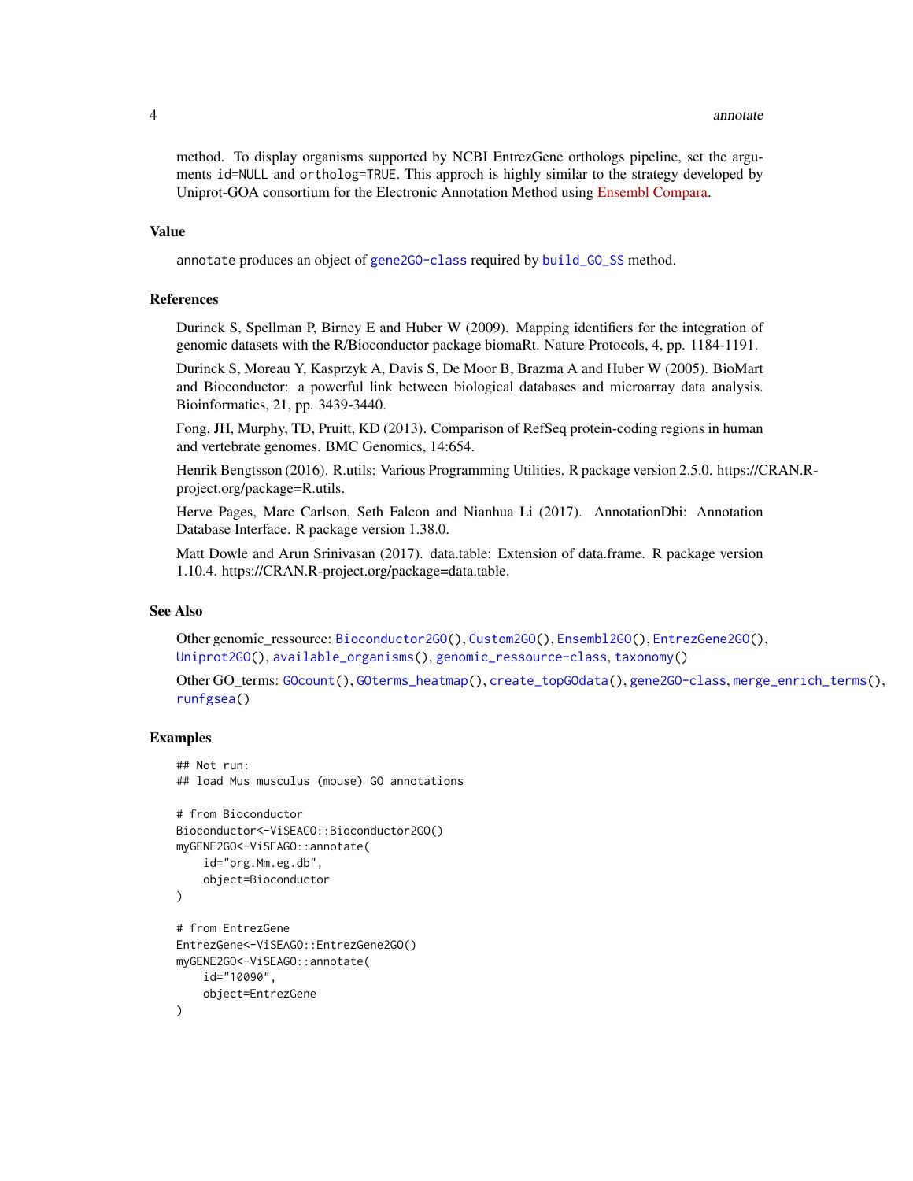method. To display organisms supported by NCBI EntrezGene orthologs pipeline, set the arguments `id=NULL` and `ortholog=TRUE`. This approch is highly similar to the strategy developed by Uniprot-GOA consortium for the Electronic Annotation Method using Ensembl Compara.

### Value

`annotate` produces an object of `gene2GO-class` required by `build_GO_SS` method.

### References

Durinck S, Spellman P, Birney E and Huber W (2009). Mapping identifiers for the integration of genomic datasets with the R/Bioconductor package biomaRt. Nature Protocols, 4, pp. 1184-1191.

Durinck S, Moreau Y, Kasprzyk A, Davis S, De Moor B, Brazma A and Huber W (2005). BioMart and Bioconductor: a powerful link between biological databases and microarray data analysis. Bioinformatics, 21, pp. 3439-3440.

Fong, JH, Murphy, TD, Pruitt, KD (2013). Comparison of RefSeq protein-coding regions in human and vertebrate genomes. BMC Genomics, 14:654.

Henrik Bengtsson (2016). R.utils: Various Programming Utilities. R package version 2.5.0. https://CRAN.R-project.org/package=R.utils.

Herve Pages, Marc Carlson, Seth Falcon and Nianhua Li (2017). AnnotationDbi: Annotation Database Interface. R package version 1.38.0.

Matt Dowle and Arun Srinivasan (2017). data.table: Extension of data.frame. R package version 1.10.4. https://CRAN.R-project.org/package=data.table.

### See Also

Other genomic_ressource: `Bioconductor2GO()`, `Custom2GO()`, `Ensembl2GO()`, `EntrezGene2GO()`, `Uniprot2GO()`, `available_organisms()`, `genomic_ressource-class`, `taxonomy()`

Other GO_terms: `GOcount()`, `GOterms_heatmap()`, `create_topGOdata()`, `gene2GO-class`, `merge_enrich_terms()`, `runfgsea()`

### Examples

```
## Not run:
## load Mus musculus (mouse) GO annotations

# from Bioconductor
Bioconductor<-ViSEAGO::Bioconductor2GO()
myGENE2GO<-ViSEAGO::annotate(
    id="org.Mm.eg.db",
    object=Bioconductor
)

# from EntrezGene
EntrezGene<-ViSEAGO::EntrezGene2GO()
myGENE2GO<-ViSEAGO::annotate(
    id="10090",
    object=EntrezGene
)
```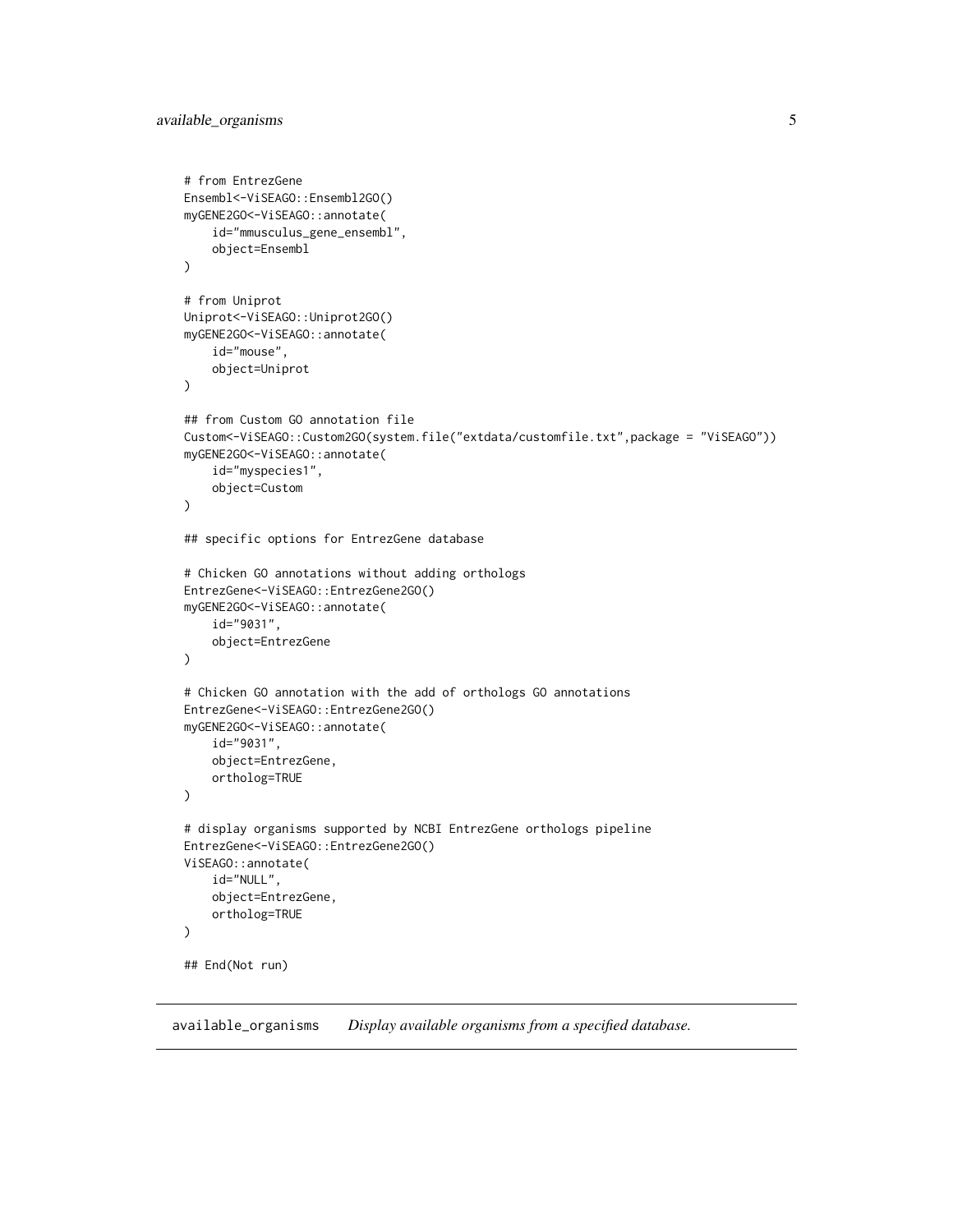```
# from EntrezGene
Ensembl<-ViSEAGO::Ensembl2GO()
myGENE2GO<-ViSEAGO::annotate(
    id="mmusculus_gene_ensembl",
    object=Ensembl
)

# from Uniprot
Uniprot<-ViSEAGO::Uniprot2GO()
myGENE2GO<-ViSEAGO::annotate(
    id="mouse",
    object=Uniprot
)

## from Custom GO annotation file
Custom<-ViSEAGO::Custom2GO(system.file("extdata/customfile.txt",package = "ViSEAGO"))
myGENE2GO<-ViSEAGO::annotate(
    id="myspecies1",
    object=Custom
)

## specific options for EntrezGene database

# Chicken GO annotations without adding orthologs
EntrezGene<-ViSEAGO::EntrezGene2GO()
myGENE2GO<-ViSEAGO::annotate(
    id="9031",
    object=EntrezGene
)

# Chicken GO annotation with the add of orthologs GO annotations
EntrezGene<-ViSEAGO::EntrezGene2GO()
myGENE2GO<-ViSEAGO::annotate(
    id="9031",
    object=EntrezGene,
    ortholog=TRUE
)

# display organisms supported by NCBI EntrezGene orthologs pipeline
EntrezGene<-ViSEAGO::EntrezGene2GO()
ViSEAGO::annotate(
    id="NULL",
    object=EntrezGene,
    ortholog=TRUE
)

## End(Not run)
```

---

`available_organisms` *Display available organisms from a specified database.*

---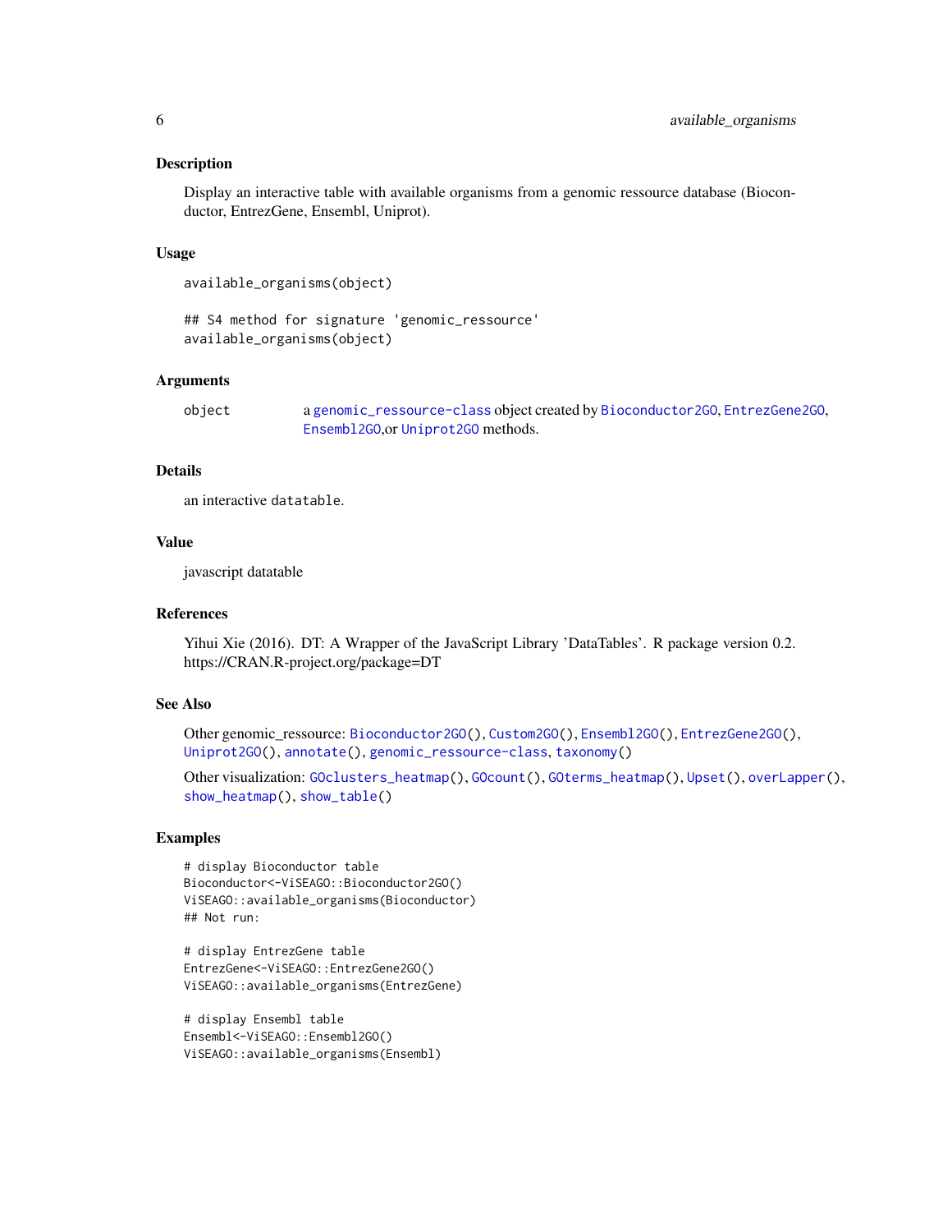### Description

Display an interactive table with available organisms from a genomic ressource database (Bioconductor, EntrezGene, Ensembl, Uniprot).

### Usage

```
available_organisms(object)

## S4 method for signature 'genomic_ressource'
available_organisms(object)
```

### Arguments

| | |
|---|---|
| object | a genomic_ressource-class object created by Bioconductor2GO, EntrezGene2GO, Ensembl2GO,or Uniprot2GO methods. |

### Details

an interactive datatable.

### Value

javascript datatable

### References

Yihui Xie (2016). DT: A Wrapper of the JavaScript Library 'DataTables'. R package version 0.2. https://CRAN.R-project.org/package=DT

### See Also

Other genomic_ressource: Bioconductor2GO(), Custom2GO(), Ensembl2GO(), EntrezGene2GO(), Uniprot2GO(), annotate(), genomic_ressource-class, taxonomy()

Other visualization: GOclusters_heatmap(), GOcount(), GOterms_heatmap(), Upset(), overLapper(), show_heatmap(), show_table()

### Examples

```
# display Bioconductor table
Bioconductor<-ViSEAGO::Bioconductor2GO()
ViSEAGO::available_organisms(Bioconductor)
## Not run:

# display EntrezGene table
EntrezGene<-ViSEAGO::EntrezGene2GO()
ViSEAGO::available_organisms(EntrezGene)

# display Ensembl table
Ensembl<-ViSEAGO::Ensembl2GO()
ViSEAGO::available_organisms(Ensembl)
```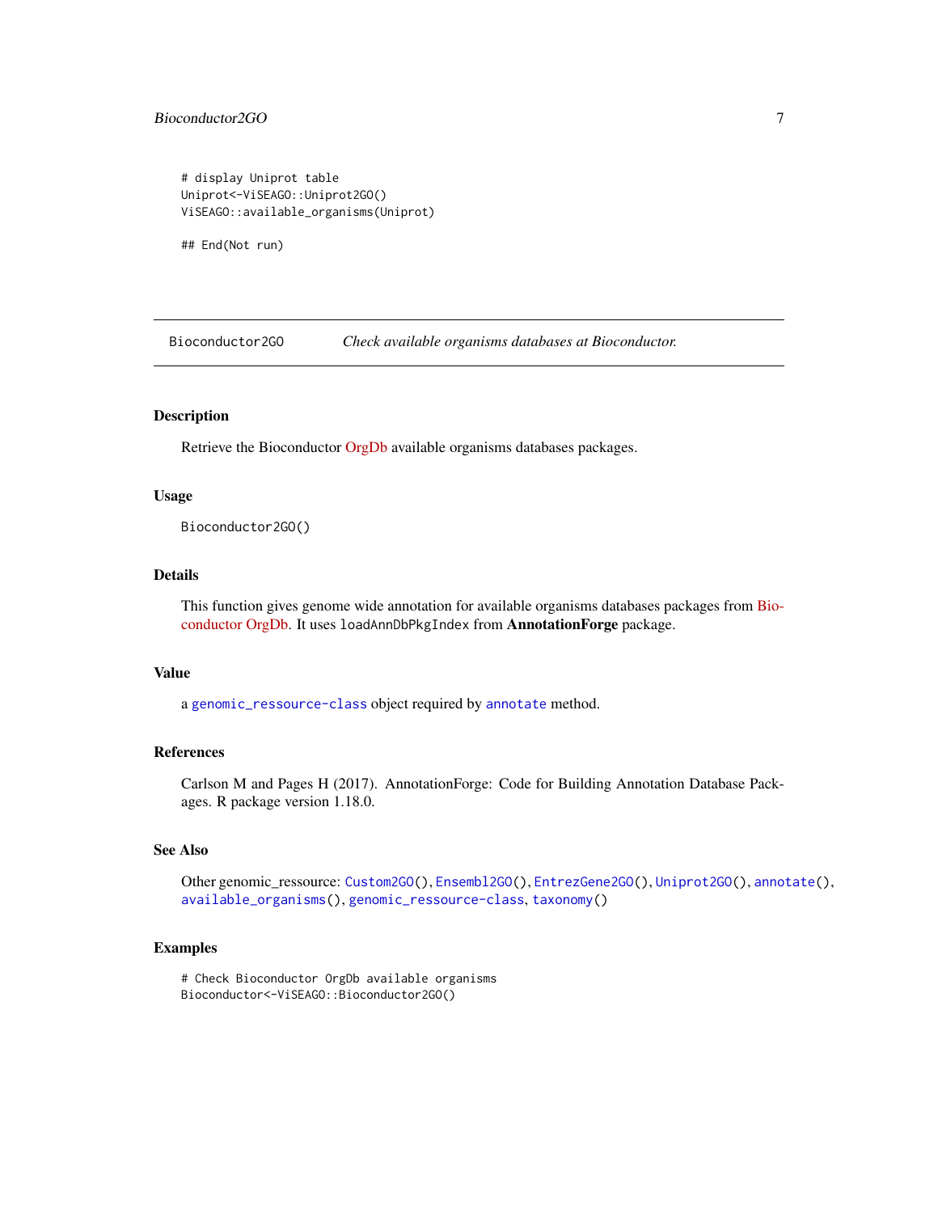```
# display Uniprot table
Uniprot<-ViSEAGO::Uniprot2GO()
ViSEAGO::available_organisms(Uniprot)

## End(Not run)
```

---

## Bioconductor2GO — *Check available organisms databases at Bioconductor.*

---

### Description

Retrieve the Bioconductor OrgDb available organisms databases packages.

### Usage

```
Bioconductor2GO()
```

### Details

This function gives genome wide annotation for available organisms databases packages from Bioconductor OrgDb. It uses `loadAnnDbPkgIndex` from **AnnotationForge** package.

### Value

a `genomic_ressource-class` object required by `annotate` method.

### References

Carlson M and Pages H (2017). AnnotationForge: Code for Building Annotation Database Packages. R package version 1.18.0.

### See Also

Other genomic_ressource: `Custom2GO()`, `Ensembl2GO()`, `EntrezGene2GO()`, `Uniprot2GO()`, `annotate()`, `available_organisms()`, `genomic_ressource-class`, `taxonomy()`

### Examples

```
# Check Bioconductor OrgDb available organisms
Bioconductor<-ViSEAGO::Bioconductor2GO()
```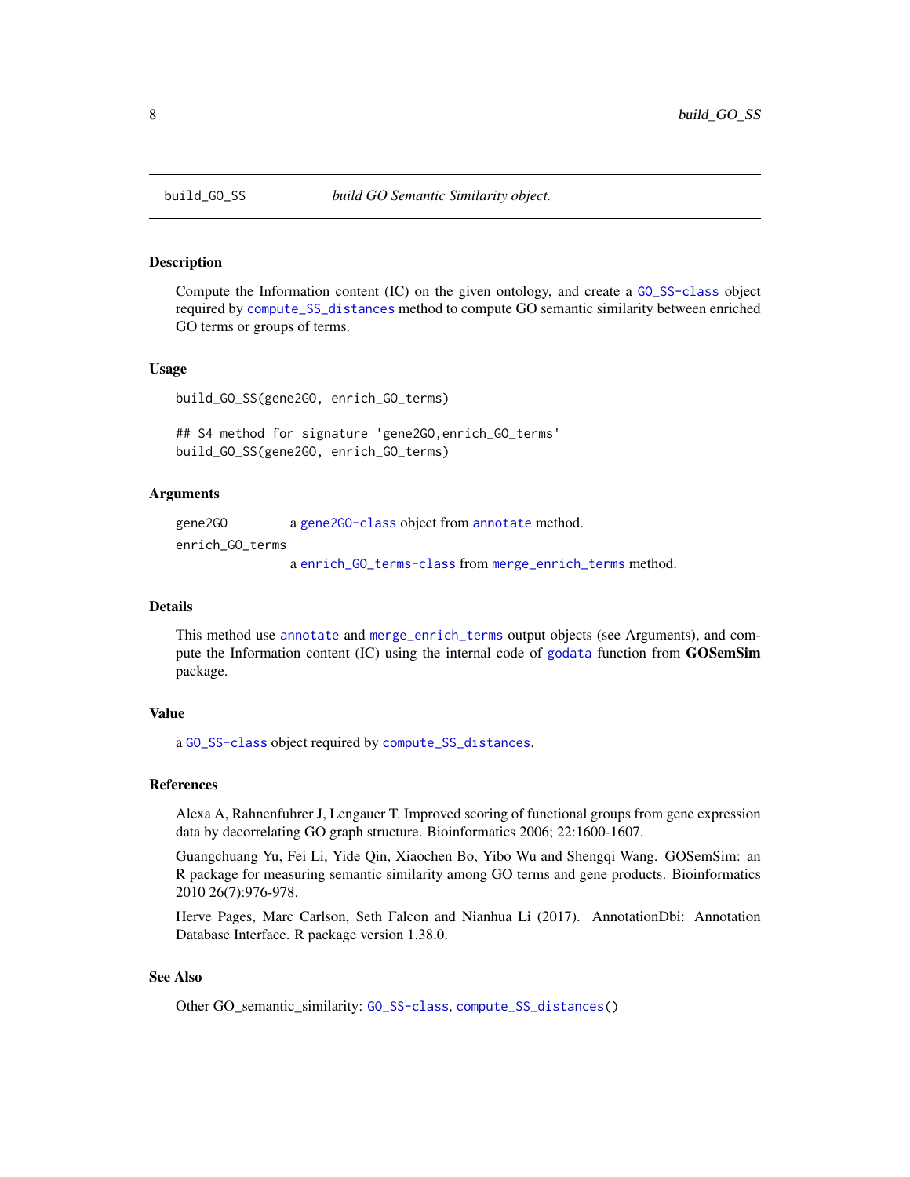build_GO_SS *build GO Semantic Similarity object.*

### Description

Compute the Information content (IC) on the given ontology, and create a `GO_SS-class` object required by `compute_SS_distances` method to compute GO semantic similarity between enriched GO terms or groups of terms.

### Usage

```
build_GO_SS(gene2GO, enrich_GO_terms)

## S4 method for signature 'gene2GO,enrich_GO_terms'
build_GO_SS(gene2GO, enrich_GO_terms)
```

### Arguments

| | |
|---|---|
| gene2GO | a `gene2GO-class` object from `annotate` method. |
| enrich_GO_terms | a `enrich_GO_terms-class` from `merge_enrich_terms` method. |

### Details

This method use `annotate` and `merge_enrich_terms` output objects (see Arguments), and compute the Information content (IC) using the internal code of `godata` function from **GOSemSim** package.

### Value

a `GO_SS-class` object required by `compute_SS_distances`.

### References

Alexa A, Rahnenfuhrer J, Lengauer T. Improved scoring of functional groups from gene expression data by decorrelating GO graph structure. Bioinformatics 2006; 22:1600-1607.

Guangchuang Yu, Fei Li, Yide Qin, Xiaochen Bo, Yibo Wu and Shengqi Wang. GOSemSim: an R package for measuring semantic similarity among GO terms and gene products. Bioinformatics 2010 26(7):976-978.

Herve Pages, Marc Carlson, Seth Falcon and Nianhua Li (2017). AnnotationDbi: Annotation Database Interface. R package version 1.38.0.

### See Also

Other GO_semantic_similarity: `GO_SS-class`, `compute_SS_distances()`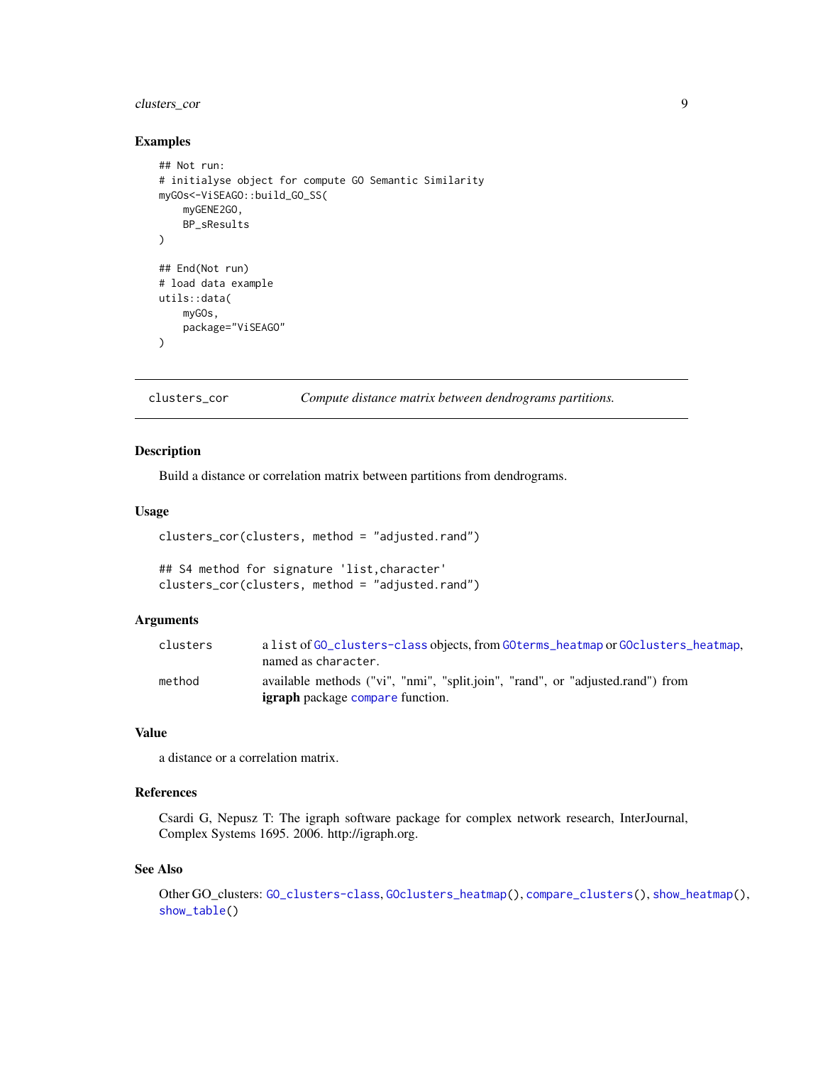### Examples

```
## Not run:
# initialyse object for compute GO Semantic Similarity
myGOs<-ViSEAGO::build_GO_SS(
    myGENE2GO,
    BP_sResults
)

## End(Not run)
# load data example
utils::data(
    myGOs,
    package="ViSEAGO"
)
```

---

## clusters_cor — *Compute distance matrix between dendrograms partitions.*

---

### Description

Build a distance or correlation matrix between partitions from dendrograms.

### Usage

```
clusters_cor(clusters, method = "adjusted.rand")

## S4 method for signature 'list,character'
clusters_cor(clusters, method = "adjusted.rand")
```

### Arguments

| | |
|---|---|
| `clusters` | a `list` of `GO_clusters-class` objects, from `GOterms_heatmap` or `GOclusters_heatmap`, named as `character`. |
| `method` | available methods ("vi", "nmi", "split.join", "rand", or "adjusted.rand") from **igraph** package `compare` function. |

### Value

a distance or a correlation matrix.

### References

Csardi G, Nepusz T: The igraph software package for complex network research, InterJournal, Complex Systems 1695. 2006. http://igraph.org.

### See Also

Other GO_clusters: `GO_clusters-class`, `GOclusters_heatmap()`, `compare_clusters()`, `show_heatmap()`, `show_table()`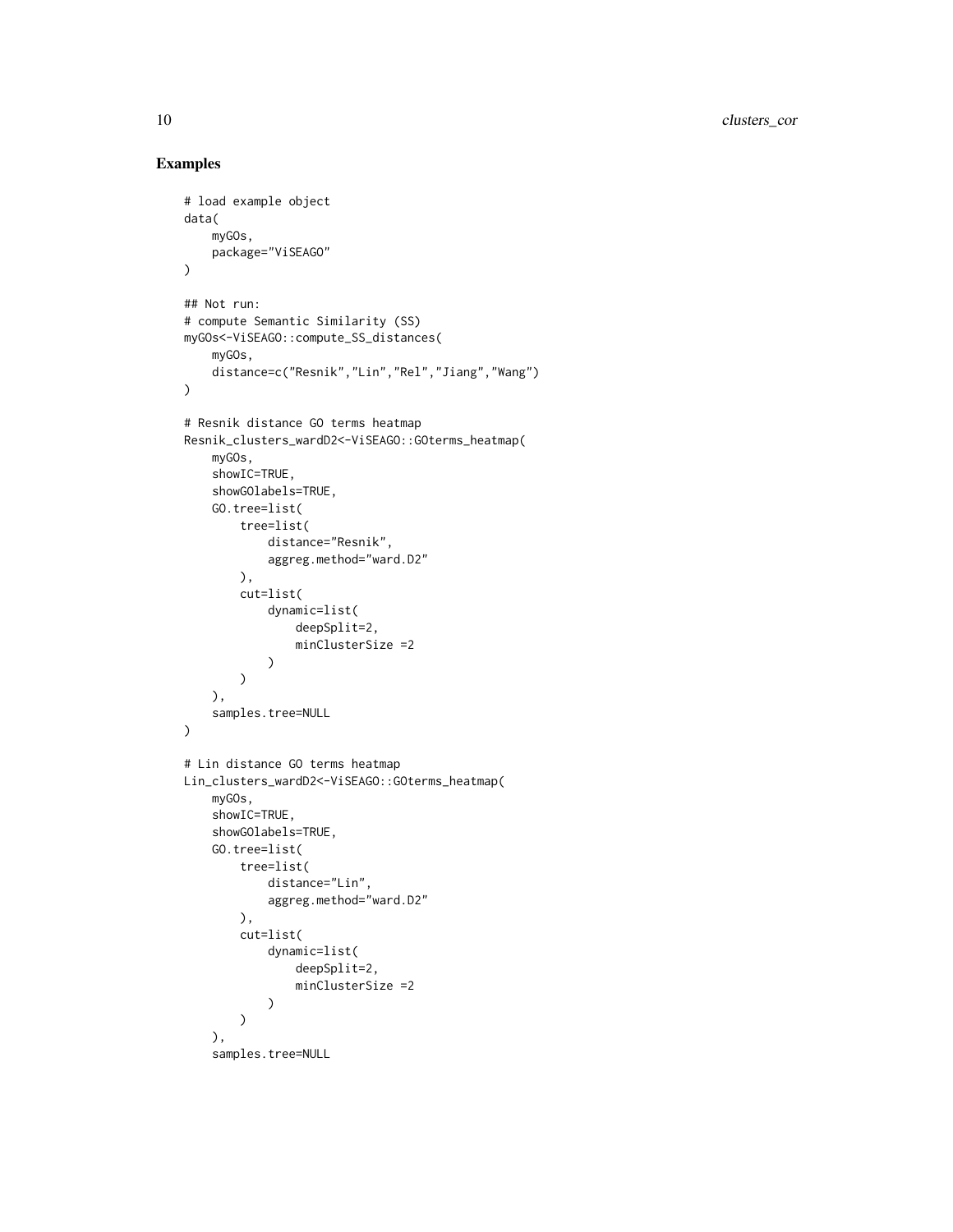## Examples

```
# load example object
data(
    myGOs,
    package="ViSEAGO"
)

## Not run:
# compute Semantic Similarity (SS)
myGOs<-ViSEAGO::compute_SS_distances(
    myGOs,
    distance=c("Resnik","Lin","Rel","Jiang","Wang")
)

# Resnik distance GO terms heatmap
Resnik_clusters_wardD2<-ViSEAGO::GOterms_heatmap(
    myGOs,
    showIC=TRUE,
    showGOlabels=TRUE,
    GO.tree=list(
        tree=list(
            distance="Resnik",
            aggreg.method="ward.D2"
        ),
        cut=list(
            dynamic=list(
                deepSplit=2,
                minClusterSize =2
            )
        )
    ),
    samples.tree=NULL
)

# Lin distance GO terms heatmap
Lin_clusters_wardD2<-ViSEAGO::GOterms_heatmap(
    myGOs,
    showIC=TRUE,
    showGOlabels=TRUE,
    GO.tree=list(
        tree=list(
            distance="Lin",
            aggreg.method="ward.D2"
        ),
        cut=list(
            dynamic=list(
                deepSplit=2,
                minClusterSize =2
            )
        )
    ),
    samples.tree=NULL
```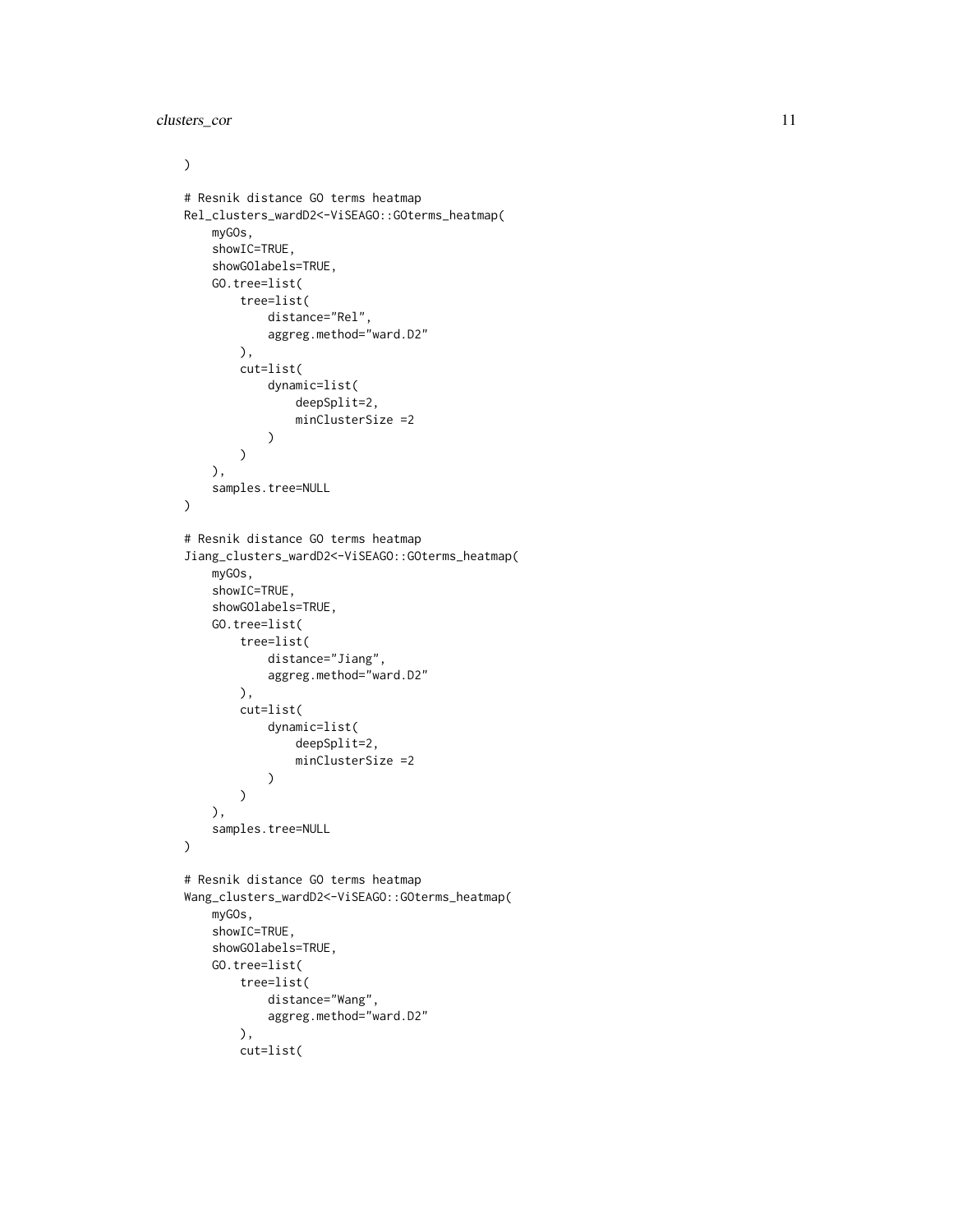```
)

# Resnik distance GO terms heatmap
Rel_clusters_wardD2<-ViSEAGO::GOterms_heatmap(
    myGOs,
    showIC=TRUE,
    showGOlabels=TRUE,
    GO.tree=list(
        tree=list(
            distance="Rel",
            aggreg.method="ward.D2"
        ),
        cut=list(
            dynamic=list(
                deepSplit=2,
                minClusterSize =2
            )
        )
    ),
    samples.tree=NULL
)

# Resnik distance GO terms heatmap
Jiang_clusters_wardD2<-ViSEAGO::GOterms_heatmap(
    myGOs,
    showIC=TRUE,
    showGOlabels=TRUE,
    GO.tree=list(
        tree=list(
            distance="Jiang",
            aggreg.method="ward.D2"
        ),
        cut=list(
            dynamic=list(
                deepSplit=2,
                minClusterSize =2
            )
        )
    ),
    samples.tree=NULL
)

# Resnik distance GO terms heatmap
Wang_clusters_wardD2<-ViSEAGO::GOterms_heatmap(
    myGOs,
    showIC=TRUE,
    showGOlabels=TRUE,
    GO.tree=list(
        tree=list(
            distance="Wang",
            aggreg.method="ward.D2"
        ),
        cut=list(
```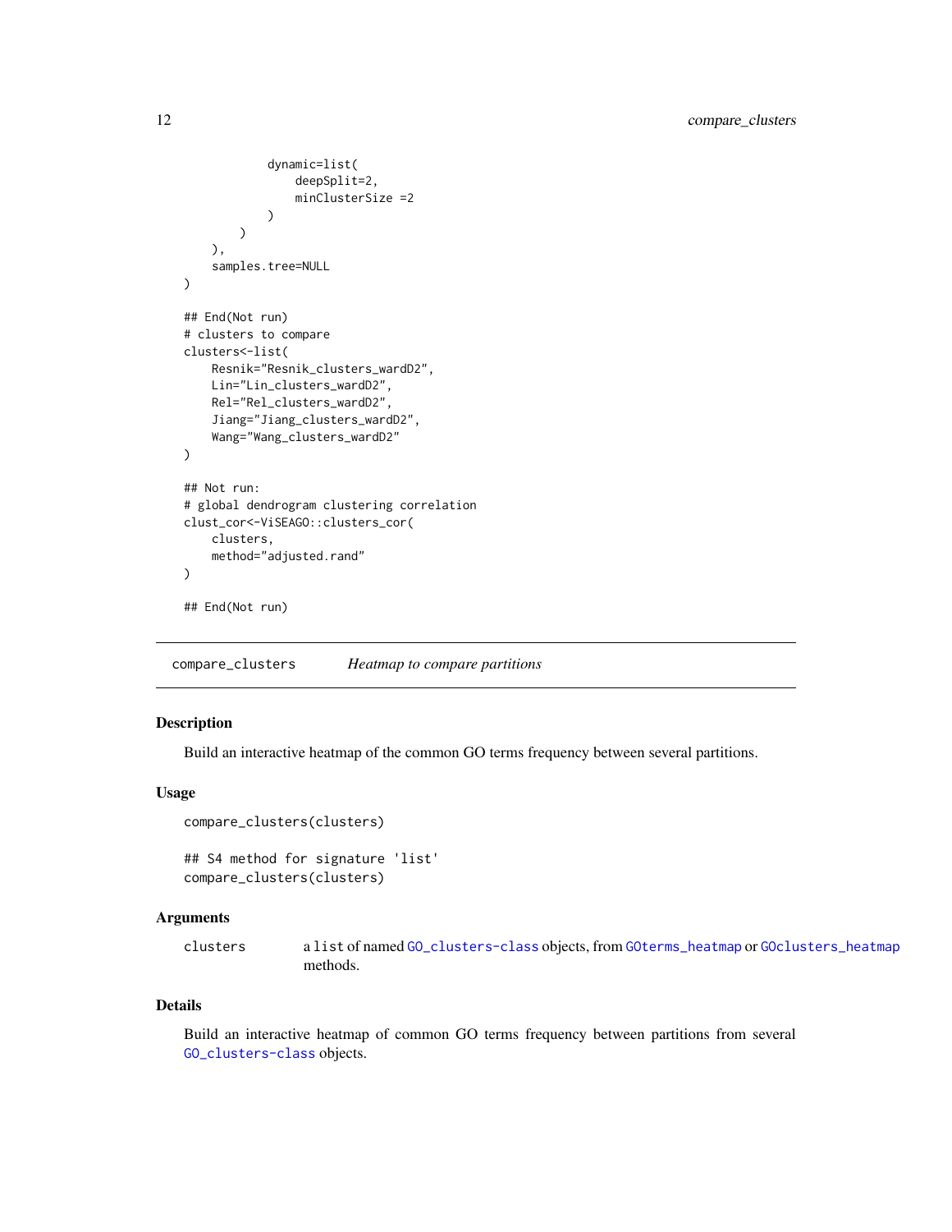```
            dynamic=list(
                deepSplit=2,
                minClusterSize =2
            )
        )
    ),
    samples.tree=NULL
)

## End(Not run)
# clusters to compare
clusters<-list(
    Resnik="Resnik_clusters_wardD2",
    Lin="Lin_clusters_wardD2",
    Rel="Rel_clusters_wardD2",
    Jiang="Jiang_clusters_wardD2",
    Wang="Wang_clusters_wardD2"
)

## Not run:
# global dendrogram clustering correlation
clust_cor<-ViSEAGO::clusters_cor(
    clusters,
    method="adjusted.rand"
)

## End(Not run)
```

## compare_clusters — *Heatmap to compare partitions*

### Description

Build an interactive heatmap of the common GO terms frequency between several partitions.

### Usage

```
compare_clusters(clusters)

## S4 method for signature 'list'
compare_clusters(clusters)
```

### Arguments

| | |
|---|---|
| clusters | a `list` of named GO_clusters-class objects, from GOterms_heatmap or GOclusters_heatmap methods. |

### Details

Build an interactive heatmap of common GO terms frequency between partitions from several GO_clusters-class objects.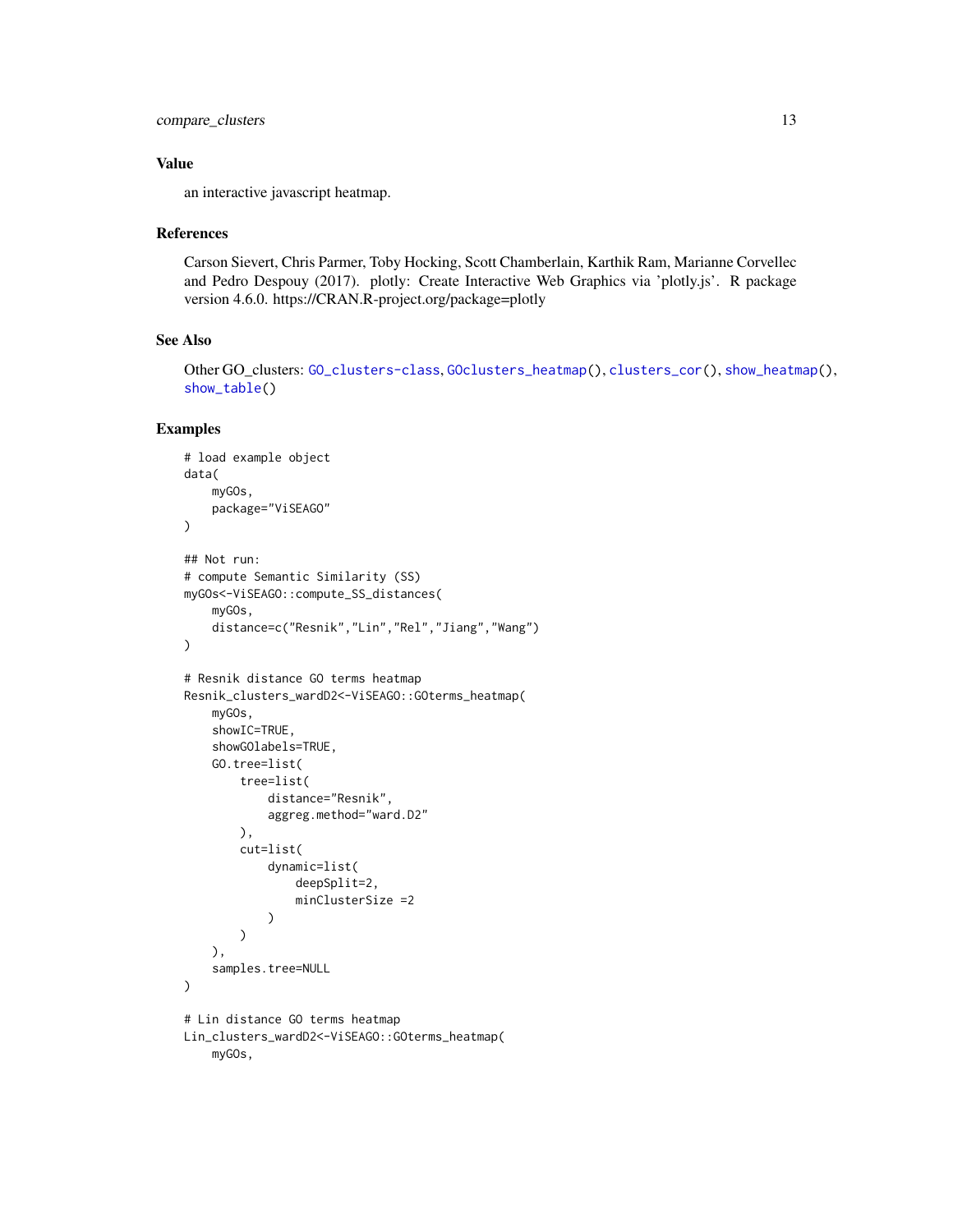## Value

an interactive javascript heatmap.

## References

Carson Sievert, Chris Parmer, Toby Hocking, Scott Chamberlain, Karthik Ram, Marianne Corvellec and Pedro Despouy (2017). plotly: Create Interactive Web Graphics via 'plotly.js'. R package version 4.6.0. https://CRAN.R-project.org/package=plotly

## See Also

Other GO_clusters: GO_clusters-class, GOclusters_heatmap(), clusters_cor(), show_heatmap(), show_table()

## Examples

```
# load example object
data(
    myGOs,
    package="ViSEAGO"
)

## Not run:
# compute Semantic Similarity (SS)
myGOs<-ViSEAGO::compute_SS_distances(
    myGOs,
    distance=c("Resnik","Lin","Rel","Jiang","Wang")
)

# Resnik distance GO terms heatmap
Resnik_clusters_wardD2<-ViSEAGO::GOterms_heatmap(
    myGOs,
    showIC=TRUE,
    showGOlabels=TRUE,
    GO.tree=list(
        tree=list(
            distance="Resnik",
            aggreg.method="ward.D2"
        ),
        cut=list(
            dynamic=list(
                deepSplit=2,
                minClusterSize =2
            )
        )
    ),
    samples.tree=NULL
)

# Lin distance GO terms heatmap
Lin_clusters_wardD2<-ViSEAGO::GOterms_heatmap(
    myGOs,
```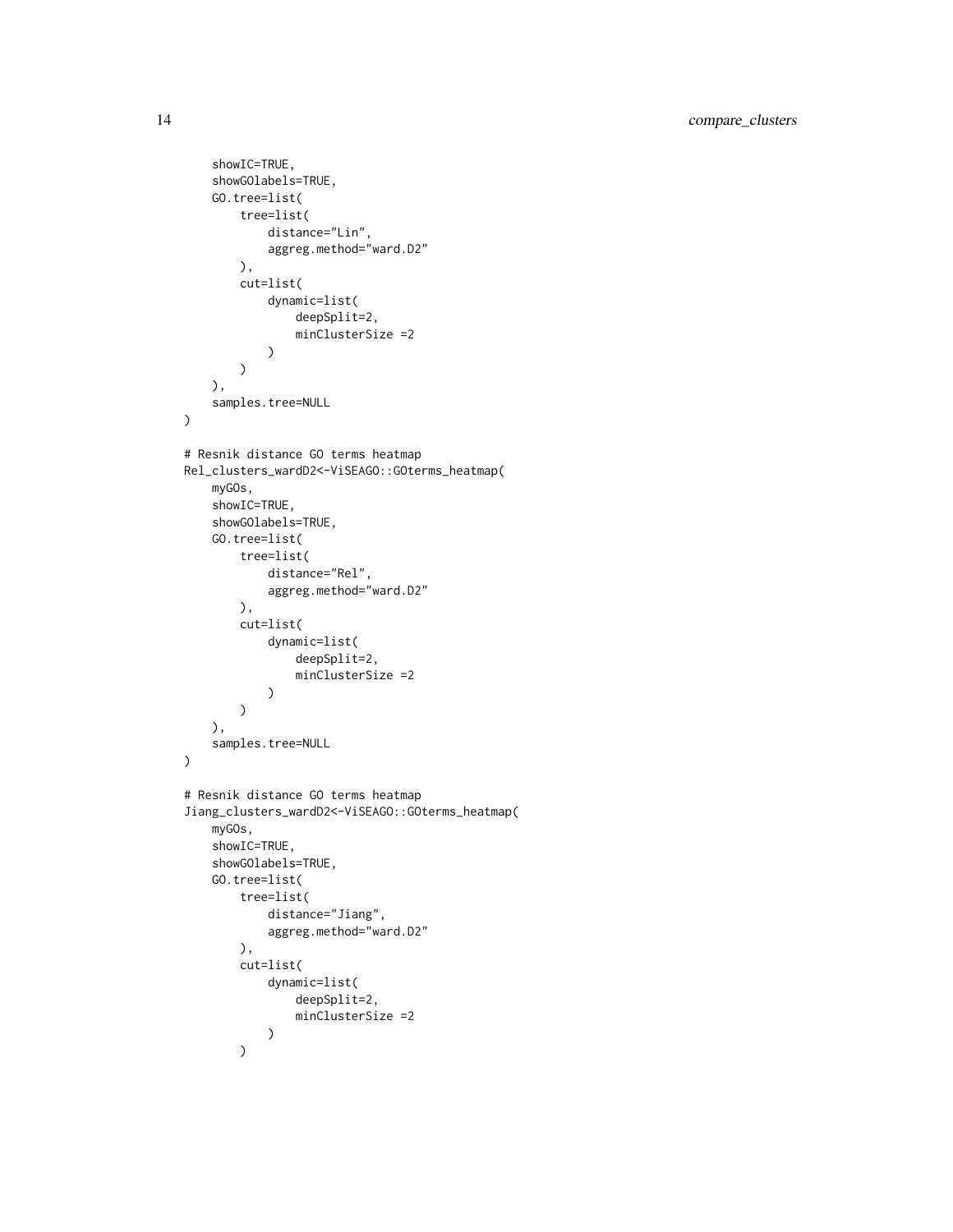```
    showIC=TRUE,
    showGOlabels=TRUE,
    GO.tree=list(
        tree=list(
            distance="Lin",
            aggreg.method="ward.D2"
        ),
        cut=list(
            dynamic=list(
                deepSplit=2,
                minClusterSize =2
            )
        )
    ),
    samples.tree=NULL
)

# Resnik distance GO terms heatmap
Rel_clusters_wardD2<-ViSEAGO::GOterms_heatmap(
    myGOs,
    showIC=TRUE,
    showGOlabels=TRUE,
    GO.tree=list(
        tree=list(
            distance="Rel",
            aggreg.method="ward.D2"
        ),
        cut=list(
            dynamic=list(
                deepSplit=2,
                minClusterSize =2
            )
        )
    ),
    samples.tree=NULL
)

# Resnik distance GO terms heatmap
Jiang_clusters_wardD2<-ViSEAGO::GOterms_heatmap(
    myGOs,
    showIC=TRUE,
    showGOlabels=TRUE,
    GO.tree=list(
        tree=list(
            distance="Jiang",
            aggreg.method="ward.D2"
        ),
        cut=list(
            dynamic=list(
                deepSplit=2,
                minClusterSize =2
            )
        )
```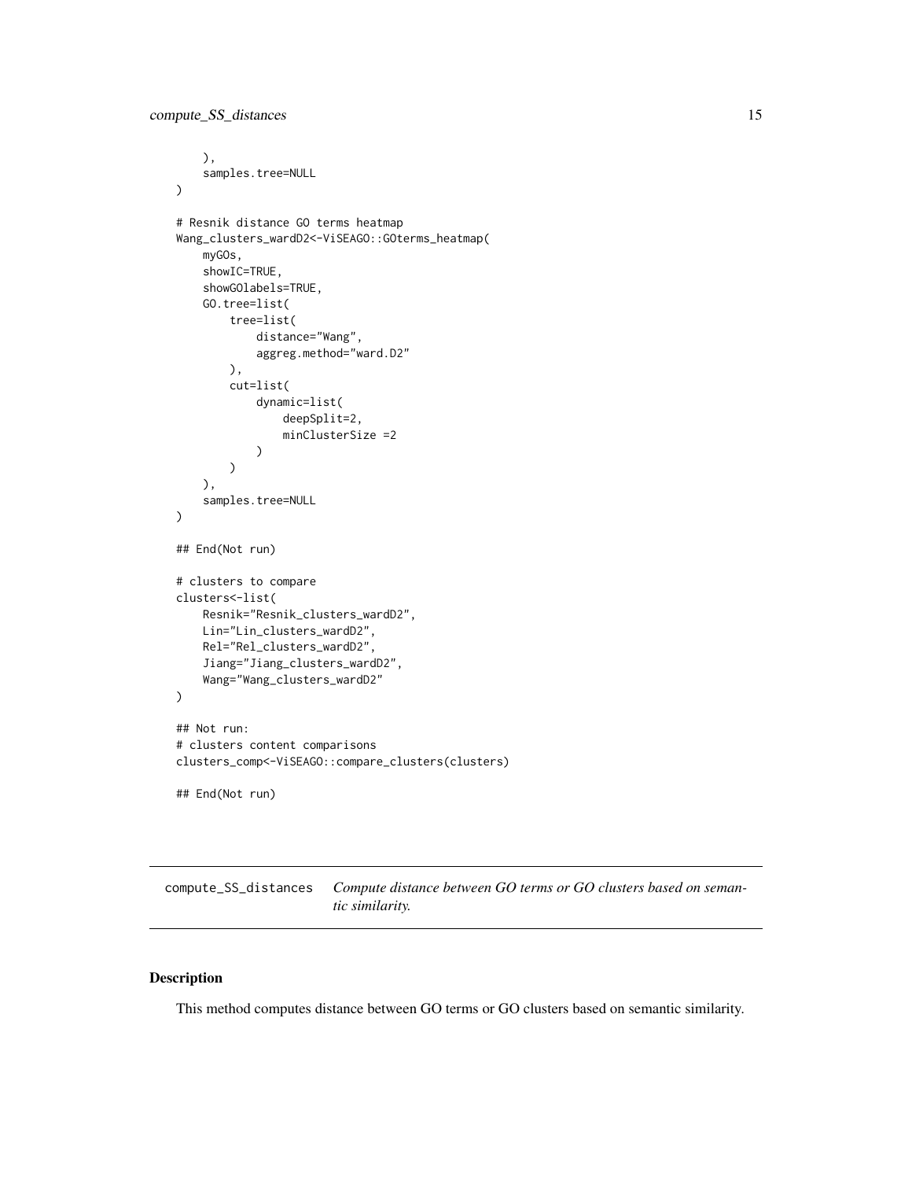```
    ),
    samples.tree=NULL
)

# Resnik distance GO terms heatmap
Wang_clusters_wardD2<-ViSEAGO::GOterms_heatmap(
    myGOs,
    showIC=TRUE,
    showGOlabels=TRUE,
    GO.tree=list(
        tree=list(
            distance="Wang",
            aggreg.method="ward.D2"
        ),
        cut=list(
            dynamic=list(
                deepSplit=2,
                minClusterSize =2
            )
        )
    ),
    samples.tree=NULL
)

## End(Not run)

# clusters to compare
clusters<-list(
    Resnik="Resnik_clusters_wardD2",
    Lin="Lin_clusters_wardD2",
    Rel="Rel_clusters_wardD2",
    Jiang="Jiang_clusters_wardD2",
    Wang="Wang_clusters_wardD2"
)

## Not run:
# clusters content comparisons
clusters_comp<-ViSEAGO::compare_clusters(clusters)

## End(Not run)
```

---

compute_SS_distances *Compute distance between GO terms or GO clusters based on semantic similarity.*

---

## Description

This method computes distance between GO terms or GO clusters based on semantic similarity.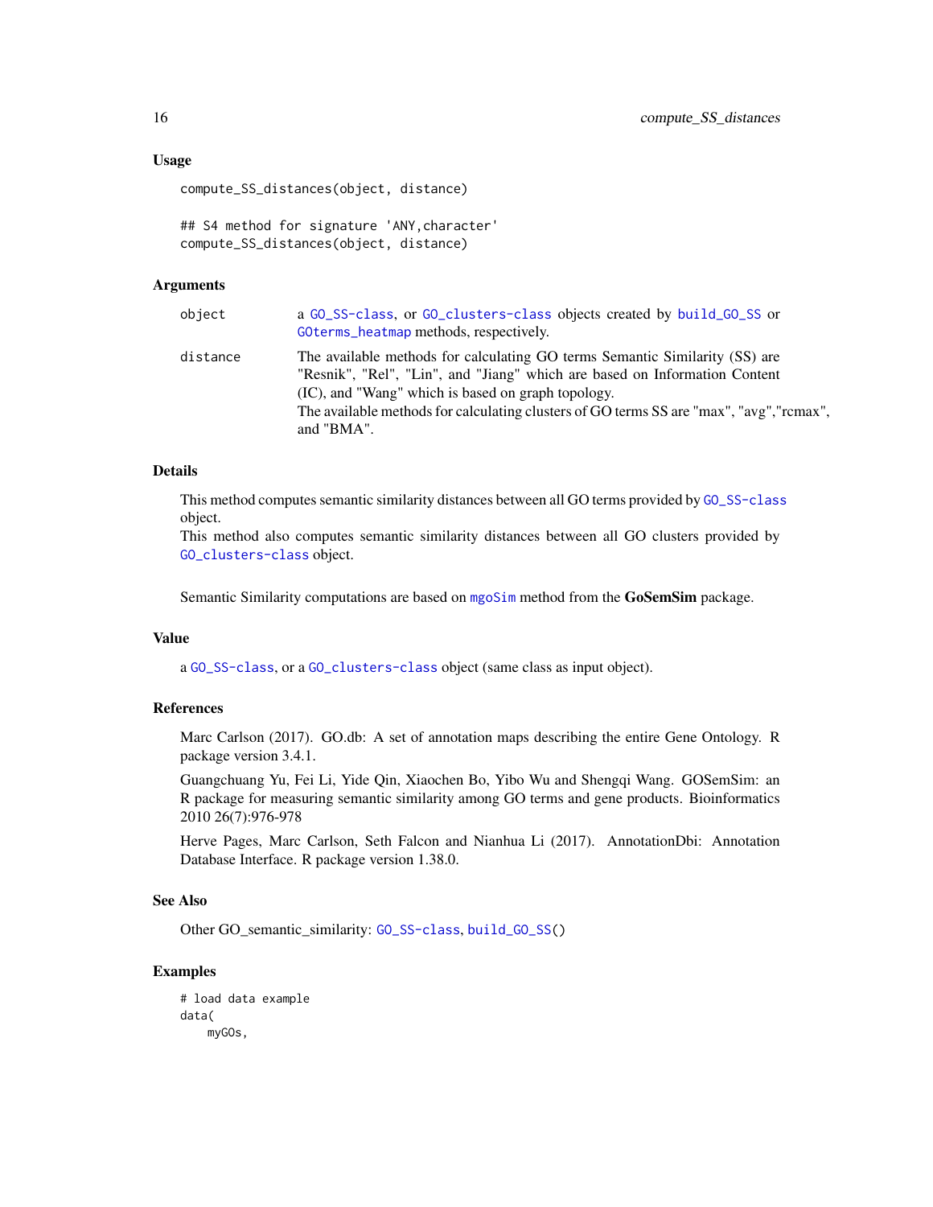### Usage

```
compute_SS_distances(object, distance)

## S4 method for signature 'ANY,character'
compute_SS_distances(object, distance)
```

### Arguments

| | |
|---|---|
| object | a GO_SS-class, or GO_clusters-class objects created by build_GO_SS or GOterms_heatmap methods, respectively. |
| distance | The available methods for calculating GO terms Semantic Similarity (SS) are "Resnik", "Rel", "Lin", and "Jiang" which are based on Information Content (IC), and "Wang" which is based on graph topology.<br>The available methods for calculating clusters of GO terms SS are "max", "avg","rcmax", and "BMA". |

### Details

This method computes semantic similarity distances between all GO terms provided by GO_SS-class object.
This method also computes semantic similarity distances between all GO clusters provided by GO_clusters-class object.

Semantic Similarity computations are based on mgoSim method from the **GoSemSim** package.

### Value

a GO_SS-class, or a GO_clusters-class object (same class as input object).

### References

Marc Carlson (2017). GO.db: A set of annotation maps describing the entire Gene Ontology. R package version 3.4.1.

Guangchuang Yu, Fei Li, Yide Qin, Xiaochen Bo, Yibo Wu and Shengqi Wang. GOSemSim: an R package for measuring semantic similarity among GO terms and gene products. Bioinformatics 2010 26(7):976-978

Herve Pages, Marc Carlson, Seth Falcon and Nianhua Li (2017). AnnotationDbi: Annotation Database Interface. R package version 1.38.0.

### See Also

Other GO_semantic_similarity: GO_SS-class, build_GO_SS()

### Examples

```
# load data example
data(
    myGOs,
```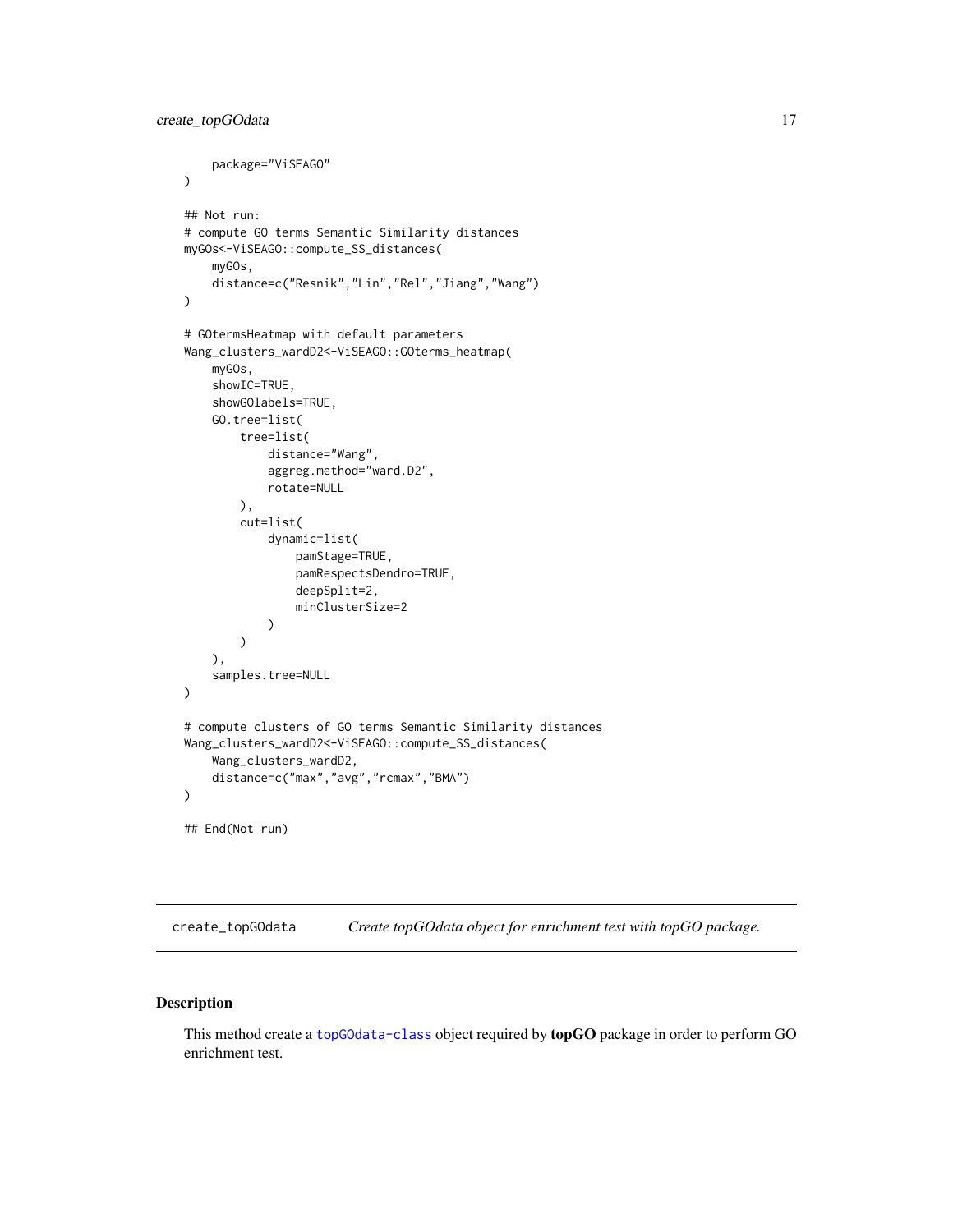```
    package="ViSEAGO"
)

## Not run:
# compute GO terms Semantic Similarity distances
myGOs<-ViSEAGO::compute_SS_distances(
    myGOs,
    distance=c("Resnik","Lin","Rel","Jiang","Wang")
)

# GOtermsHeatmap with default parameters
Wang_clusters_wardD2<-ViSEAGO::GOterms_heatmap(
    myGOs,
    showIC=TRUE,
    showGOlabels=TRUE,
    GO.tree=list(
        tree=list(
            distance="Wang",
            aggreg.method="ward.D2",
            rotate=NULL
        ),
        cut=list(
            dynamic=list(
                pamStage=TRUE,
                pamRespectsDendro=TRUE,
                deepSplit=2,
                minClusterSize=2
            )
        )
    ),
    samples.tree=NULL
)

# compute clusters of GO terms Semantic Similarity distances
Wang_clusters_wardD2<-ViSEAGO::compute_SS_distances(
    Wang_clusters_wardD2,
    distance=c("max","avg","rcmax","BMA")
)

## End(Not run)
```

## create_topGOdata — *Create topGOdata object for enrichment test with topGO package.*

### Description

This method create a topGOdata-class object required by **topGO** package in order to perform GO enrichment test.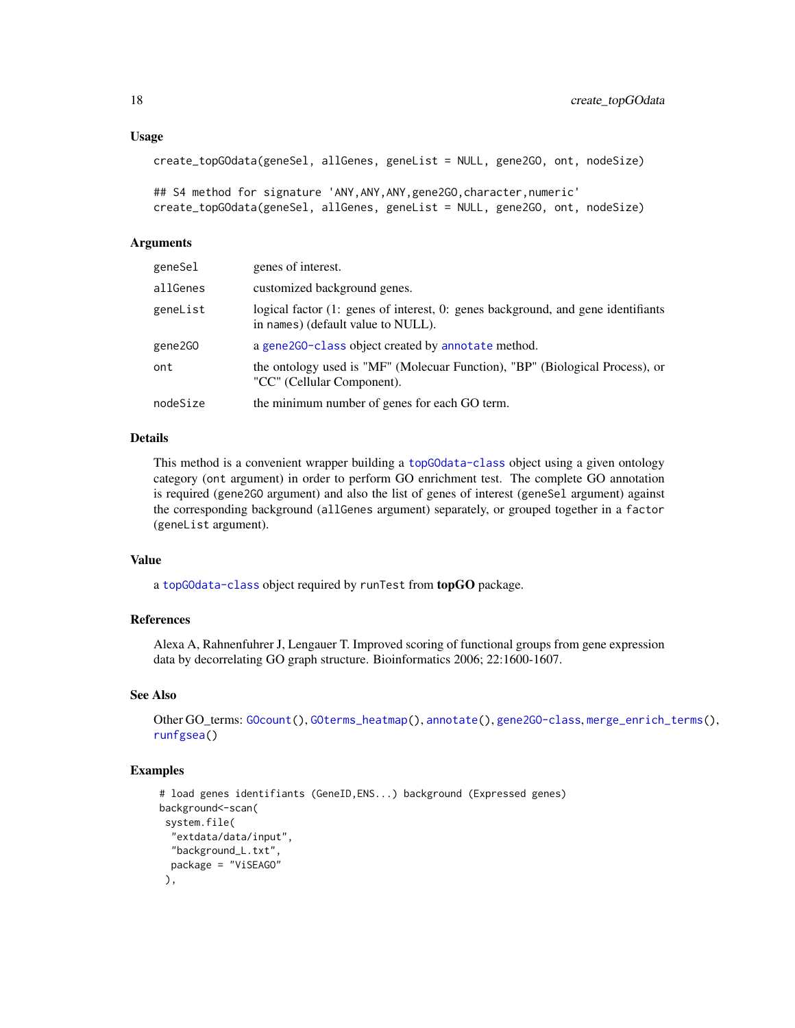### Usage

```
create_topGOdata(geneSel, allGenes, geneList = NULL, gene2GO, ont, nodeSize)

## S4 method for signature 'ANY,ANY,ANY,gene2GO,character,numeric'
create_topGOdata(geneSel, allGenes, geneList = NULL, gene2GO, ont, nodeSize)
```

### Arguments

| | |
|---|---|
| `geneSel` | genes of interest. |
| `allGenes` | customized background genes. |
| `geneList` | logical factor (1: genes of interest, 0: genes background, and gene identifiants in names) (default value to NULL). |
| `gene2GO` | a `gene2GO-class` object created by `annotate` method. |
| `ont` | the ontology used is "MF" (Molecuar Function), "BP" (Biological Process), or "CC" (Cellular Component). |
| `nodeSize` | the minimum number of genes for each GO term. |

### Details

This method is a convenient wrapper building a `topGOdata-class` object using a given ontology category (`ont` argument) in order to perform GO enrichment test. The complete GO annotation is required (`gene2GO` argument) and also the list of genes of interest (`geneSel` argument) against the corresponding background (`allGenes` argument) separately, or grouped together in a `factor` (`geneList` argument).

### Value

a `topGOdata-class` object required by `runTest` from **topGO** package.

### References

Alexa A, Rahnenfuhrer J, Lengauer T. Improved scoring of functional groups from gene expression data by decorrelating GO graph structure. Bioinformatics 2006; 22:1600-1607.

### See Also

Other GO_terms: `GOcount()`, `GOterms_heatmap()`, `annotate()`, `gene2GO-class`, `merge_enrich_terms()`, `runfgsea()`

### Examples

```
 # load genes identifiants (GeneID,ENS...) background (Expressed genes)
 background<-scan(
  system.file(
   "extdata/data/input",
   "background_L.txt",
   package = "ViSEAGO"
  ),
```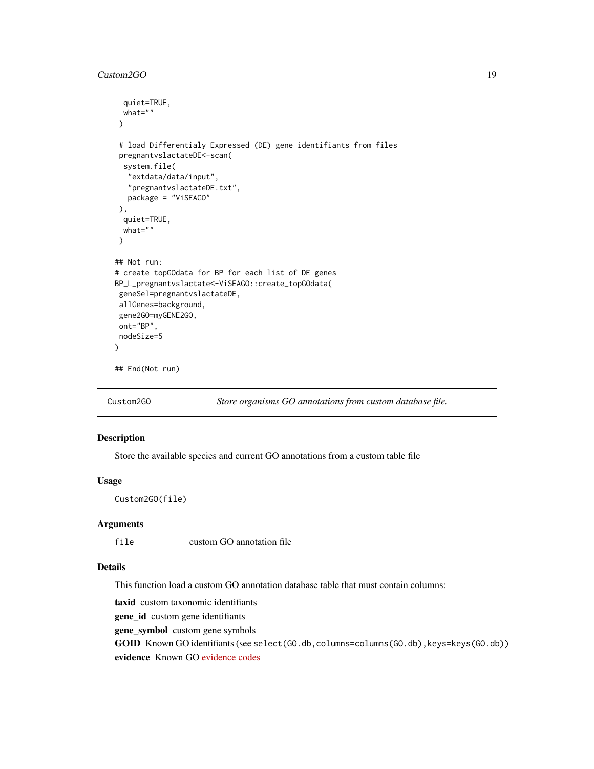```
  quiet=TRUE,
  what=""
 )

 # load Differentialy Expressed (DE) gene identifiants from files
 pregnantvslactateDE<-scan(
  system.file(
   "extdata/data/input",
   "pregnantvslactateDE.txt",
   package = "ViSEAGO"
 ),
  quiet=TRUE,
  what=""
 )

## Not run:
# create topGOdata for BP for each list of DE genes
BP_L_pregnantvslactate<-ViSEAGO::create_topGOdata(
 geneSel=pregnantvslactateDE,
 allGenes=background,
 gene2GO=myGENE2GO,
 ont="BP",
 nodeSize=5
)

## End(Not run)
```

## Custom2GO — *Store organisms GO annotations from custom database file.*

### Description

Store the available species and current GO annotations from a custom table file

### Usage

```
Custom2GO(file)
```

### Arguments

| | |
|---|---|
| `file` | custom GO annotation file |

### Details

This function load a custom GO annotation database table that must contain columns:

**taxid** custom taxonomic identifiants

**gene_id** custom gene identifiants

**gene_symbol** custom gene symbols

**GOID** Known GO identifiants (see `select(GO.db,columns=columns(GO.db),keys=keys(GO.db))`)

**evidence** Known GO evidence codes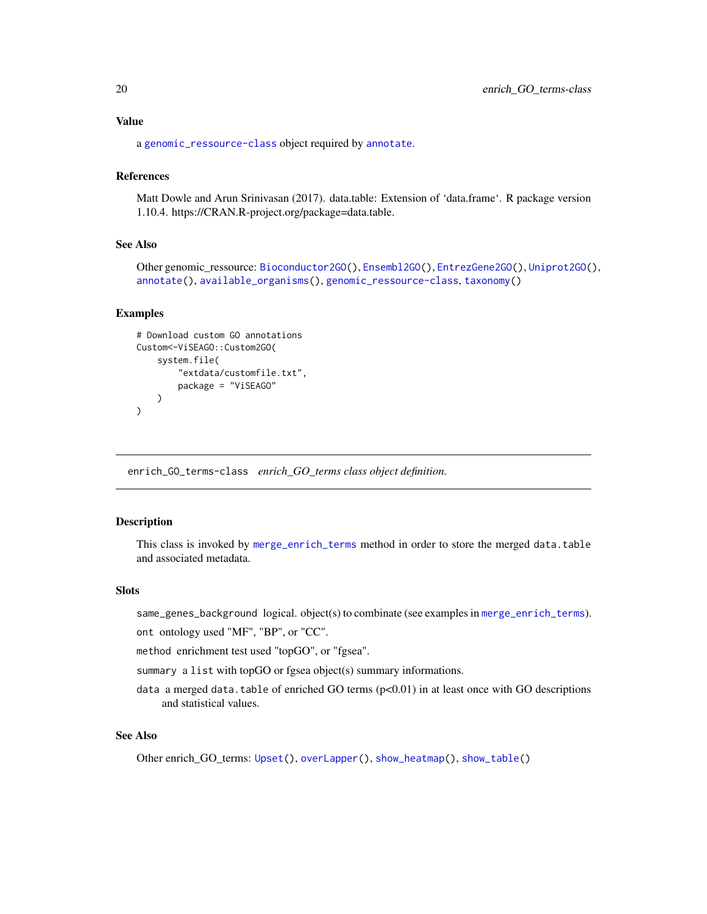### Value

a genomic_ressource-class object required by annotate.

### References

Matt Dowle and Arun Srinivasan (2017). data.table: Extension of 'data.frame'. R package version 1.10.4. https://CRAN.R-project.org/package=data.table.

### See Also

Other genomic_ressource: Bioconductor2GO(), Ensembl2GO(), EntrezGene2GO(), Uniprot2GO(), annotate(), available_organisms(), genomic_ressource-class, taxonomy()

### Examples

```
# Download custom GO annotations
Custom<-ViSEAGO::Custom2GO(
    system.file(
        "extdata/customfile.txt",
        package = "ViSEAGO"
    )
)
```

---

## enrich_GO_terms-class *enrich_GO_terms class object definition.*

---

### Description

This class is invoked by merge_enrich_terms method in order to store the merged data.table and associated metadata.

### Slots

`same_genes_background` logical. object(s) to combinate (see examples in merge_enrich_terms).

`ont` ontology used "MF", "BP", or "CC".

`method` enrichment test used "topGO", or "fgsea".

`summary` a `list` with topGO or fgsea object(s) summary informations.

`data` a merged `data.table` of enriched GO terms (p<0.01) in at least once with GO descriptions and statistical values.

### See Also

Other enrich_GO_terms: Upset(), overLapper(), show_heatmap(), show_table()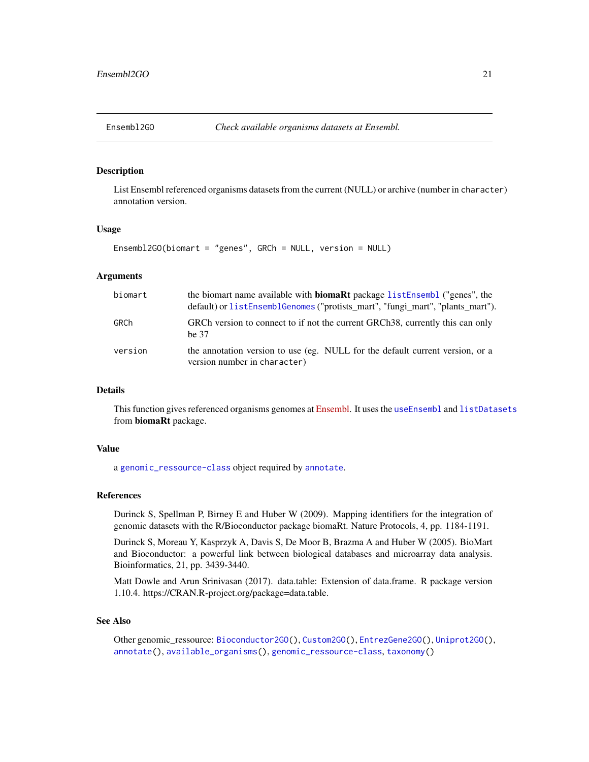# Ensembl2GO — *Check available organisms datasets at Ensembl.*

## Description

List Ensembl referenced organisms datasets from the current (NULL) or archive (number in `character`) annotation version.

## Usage

```
Ensembl2GO(biomart = "genes", GRCh = NULL, version = NULL)
```

## Arguments

| | |
|---|---|
| `biomart` | the biomart name available with **biomaRt** package `listEnsembl` ("genes", the default) or `listEnsemblGenomes` ("protists_mart", "fungi_mart", "plants_mart"). |
| `GRCh` | GRCh version to connect to if not the current GRCh38, currently this can only be 37 |
| `version` | the annotation version to use (eg. NULL for the default current version, or a version number in `character`) |

## Details

This function gives referenced organisms genomes at Ensembl. It uses the `useEnsembl` and `listDatasets` from **biomaRt** package.

## Value

a `genomic_ressource-class` object required by `annotate`.

## References

Durinck S, Spellman P, Birney E and Huber W (2009). Mapping identifiers for the integration of genomic datasets with the R/Bioconductor package biomaRt. Nature Protocols, 4, pp. 1184-1191.

Durinck S, Moreau Y, Kasprzyk A, Davis S, De Moor B, Brazma A and Huber W (2005). BioMart and Bioconductor: a powerful link between biological databases and microarray data analysis. Bioinformatics, 21, pp. 3439-3440.

Matt Dowle and Arun Srinivasan (2017). data.table: Extension of data.frame. R package version 1.10.4. https://CRAN.R-project.org/package=data.table.

## See Also

Other genomic_ressource: `Bioconductor2GO()`, `Custom2GO()`, `EntrezGene2GO()`, `Uniprot2GO()`, `annotate()`, `available_organisms()`, `genomic_ressource-class`, `taxonomy()`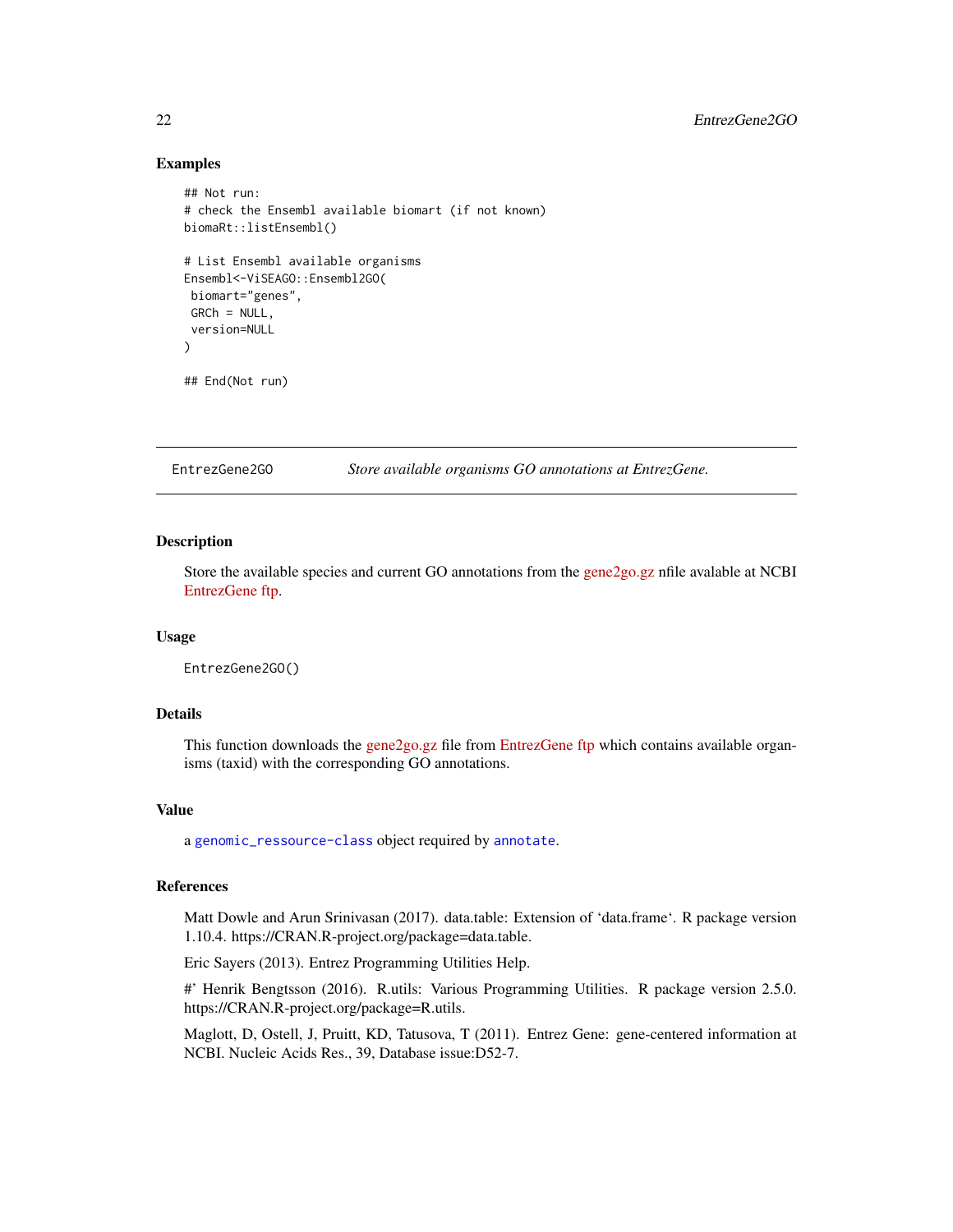### Examples

```
## Not run:
# check the Ensembl available biomart (if not known)
biomaRt::listEnsembl()

# List Ensembl available organisms
Ensembl<-ViSEAGO::Ensembl2GO(
 biomart="genes",
 GRCh = NULL,
 version=NULL
)

## End(Not run)
```

---

## EntrezGene2GO — *Store available organisms GO annotations at EntrezGene.*

---

### Description

Store the available species and current GO annotations from the gene2go.gz nfile avalable at NCBI EntrezGene ftp.

### Usage

```
EntrezGene2GO()
```

### Details

This function downloads the gene2go.gz file from EntrezGene ftp which contains available organisms (taxid) with the corresponding GO annotations.

### Value

a `genomic_ressource-class` object required by `annotate`.

### References

Matt Dowle and Arun Srinivasan (2017). data.table: Extension of ‘data.frame‘. R package version 1.10.4. https://CRAN.R-project.org/package=data.table.

Eric Sayers (2013). Entrez Programming Utilities Help.

#' Henrik Bengtsson (2016). R.utils: Various Programming Utilities. R package version 2.5.0. https://CRAN.R-project.org/package=R.utils.

Maglott, D, Ostell, J, Pruitt, KD, Tatusova, T (2011). Entrez Gene: gene-centered information at NCBI. Nucleic Acids Res., 39, Database issue:D52-7.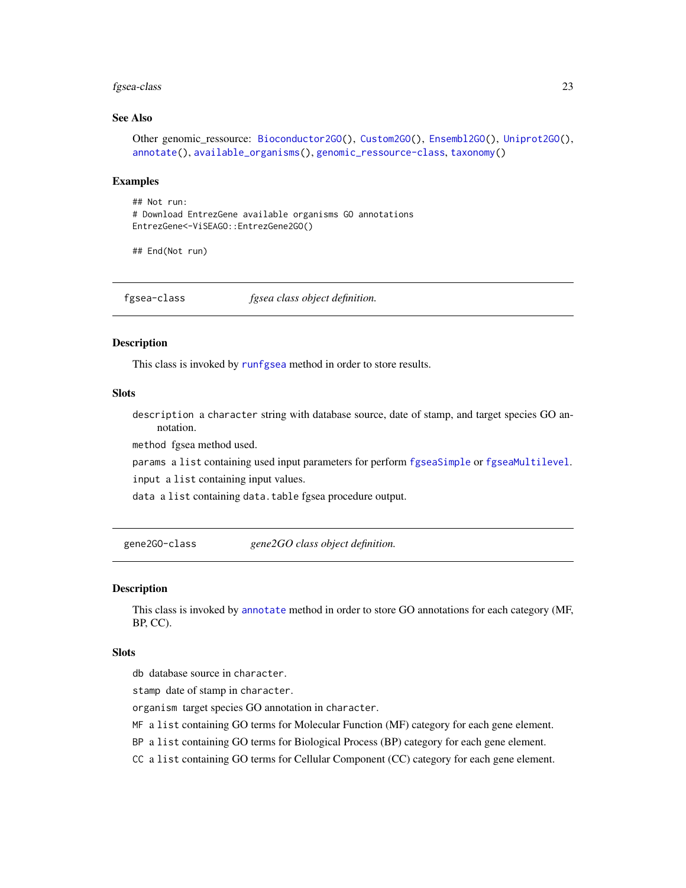### See Also

Other genomic_ressource: `Bioconductor2GO()`, `Custom2GO()`, `Ensembl2GO()`, `Uniprot2GO()`, `annotate()`, `available_organisms()`, `genomic_ressource-class`, `taxonomy()`

### Examples

```
## Not run:
# Download EntrezGene available organisms GO annotations
EntrezGene<-ViSEAGO::EntrezGene2GO()

## End(Not run)
```

---

## fgsea-class *fgsea class object definition.*

### Description

This class is invoked by `runfgsea` method in order to store results.

### Slots

- `description` a `character` string with database source, date of stamp, and target species GO annotation.
- `method` fgsea method used.
- `params` a `list` containing used input parameters for perform `fgseaSimple` or `fgseaMultilevel`.
- `input` a `list` containing input values.
- `data` a `list` containing `data.table` fgsea procedure output.

---

## gene2GO-class *gene2GO class object definition.*

### Description

This class is invoked by `annotate` method in order to store GO annotations for each category (MF, BP, CC).

### Slots

- `db` database source in `character`.
- `stamp` date of stamp in `character`.
- `organism` target species GO annotation in `character`.
- `MF` a `list` containing GO terms for Molecular Function (MF) category for each gene element.
- `BP` a `list` containing GO terms for Biological Process (BP) category for each gene element.
- `CC` a `list` containing GO terms for Cellular Component (CC) category for each gene element.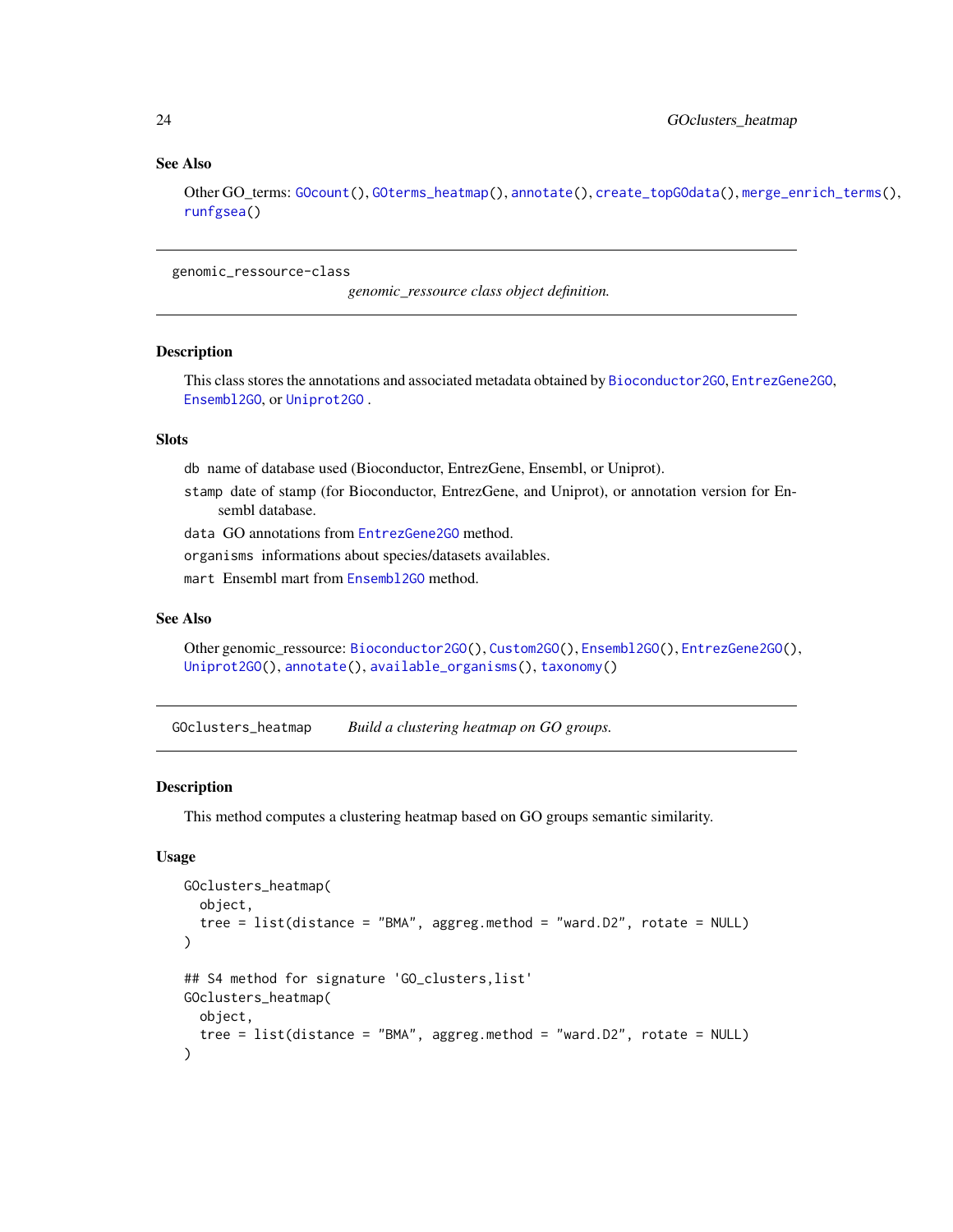## See Also

Other GO_terms: GOcount(), GOterms_heatmap(), annotate(), create_topGOdata(), merge_enrich_terms(), runfgsea()

---

## genomic_ressource-class

*genomic_ressource class object definition.*

### Description

This class stores the annotations and associated metadata obtained by Bioconductor2GO, EntrezGene2GO, Ensembl2GO, or Uniprot2GO .

### Slots

- `db` name of database used (Bioconductor, EntrezGene, Ensembl, or Uniprot).
- `stamp` date of stamp (for Bioconductor, EntrezGene, and Uniprot), or annotation version for Ensembl database.
- `data` GO annotations from EntrezGene2GO method.
- `organisms` informations about species/datasets availables.
- `mart` Ensembl mart from Ensembl2GO method.

### See Also

Other genomic_ressource: Bioconductor2GO(), Custom2GO(), Ensembl2GO(), EntrezGene2GO(), Uniprot2GO(), annotate(), available_organisms(), taxonomy()

---

## GOclusters_heatmap

*Build a clustering heatmap on GO groups.*

### Description

This method computes a clustering heatmap based on GO groups semantic similarity.

### Usage

```
GOclusters_heatmap(
  object,
  tree = list(distance = "BMA", aggreg.method = "ward.D2", rotate = NULL)
)

## S4 method for signature 'GO_clusters,list'
GOclusters_heatmap(
  object,
  tree = list(distance = "BMA", aggreg.method = "ward.D2", rotate = NULL)
)
```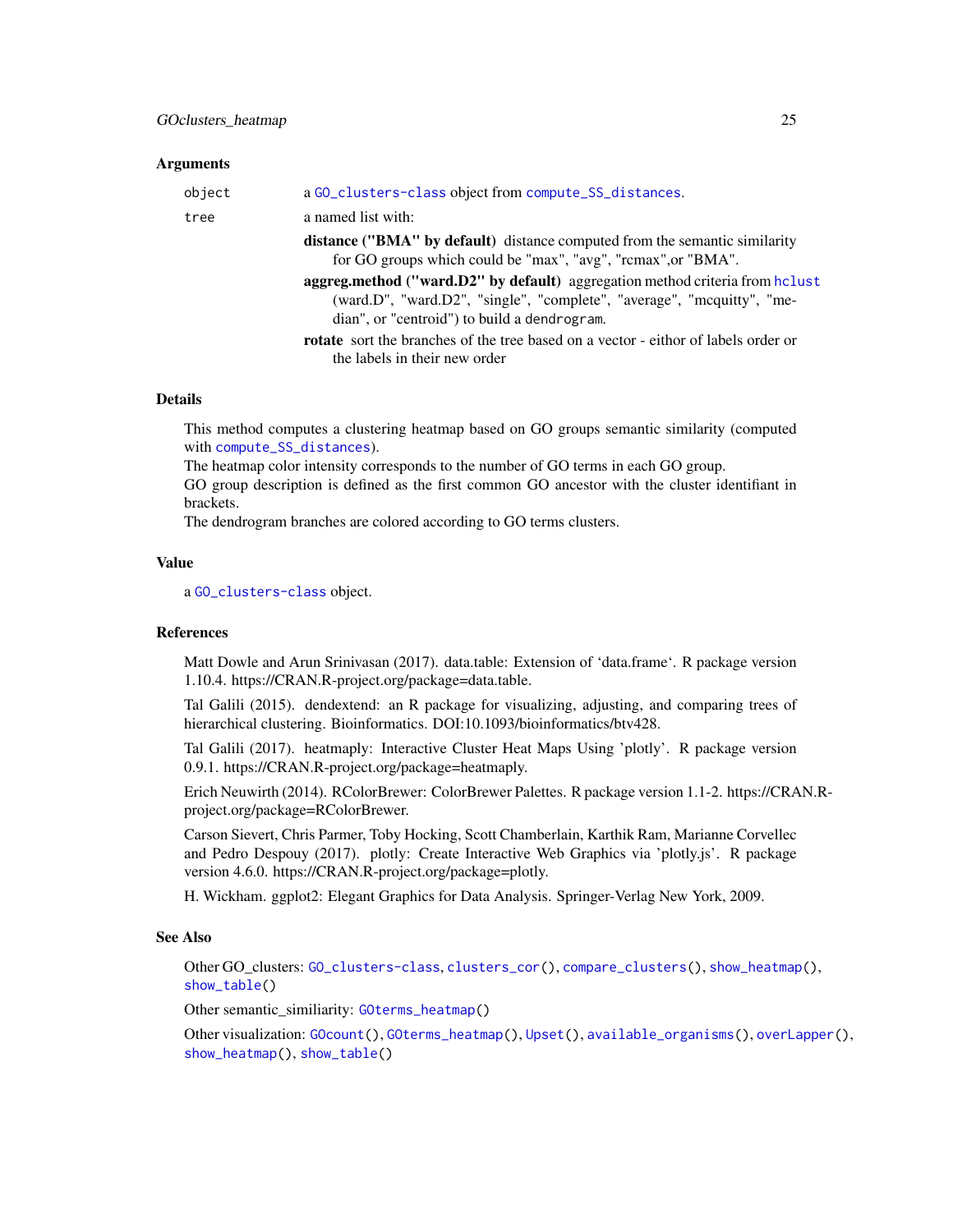## Arguments

`object` a `GO_clusters-class` object from `compute_SS_distances`.

`tree` a named list with:

- **distance ("BMA" by default)** distance computed from the semantic similarity for GO groups which could be "max", "avg", "rcmax",or "BMA".
- **aggreg.method ("ward.D2" by default)** aggregation method criteria from `hclust` (ward.D", "ward.D2", "single", "complete", "average", "mcquitty", "median", or "centroid") to build a `dendrogram`.
- **rotate** sort the branches of the tree based on a vector - eithor of labels order or the labels in their new order

## Details

This method computes a clustering heatmap based on GO groups semantic similarity (computed with `compute_SS_distances`).
The heatmap color intensity corresponds to the number of GO terms in each GO group.
GO group description is defined as the first common GO ancestor with the cluster identifiant in brackets.
The dendrogram branches are colored according to GO terms clusters.

## Value

a `GO_clusters-class` object.

## References

Matt Dowle and Arun Srinivasan (2017). data.table: Extension of ‘data.frame‘. R package version 1.10.4. https://CRAN.R-project.org/package=data.table.

Tal Galili (2015). dendextend: an R package for visualizing, adjusting, and comparing trees of hierarchical clustering. Bioinformatics. DOI:10.1093/bioinformatics/btv428.

Tal Galili (2017). heatmaply: Interactive Cluster Heat Maps Using 'plotly'. R package version 0.9.1. https://CRAN.R-project.org/package=heatmaply.

Erich Neuwirth (2014). RColorBrewer: ColorBrewer Palettes. R package version 1.1-2. https://CRAN.R-project.org/package=RColorBrewer.

Carson Sievert, Chris Parmer, Toby Hocking, Scott Chamberlain, Karthik Ram, Marianne Corvellec and Pedro Despouy (2017). plotly: Create Interactive Web Graphics via 'plotly.js'. R package version 4.6.0. https://CRAN.R-project.org/package=plotly.

H. Wickham. ggplot2: Elegant Graphics for Data Analysis. Springer-Verlag New York, 2009.

## See Also

Other GO_clusters: `GO_clusters-class`, `clusters_cor()`, `compare_clusters()`, `show_heatmap()`, `show_table()`

Other semantic_similiarity: `GOterms_heatmap()`

Other visualization: `GOcount()`, `GOterms_heatmap()`, `Upset()`, `available_organisms()`, `overLapper()`, `show_heatmap()`, `show_table()`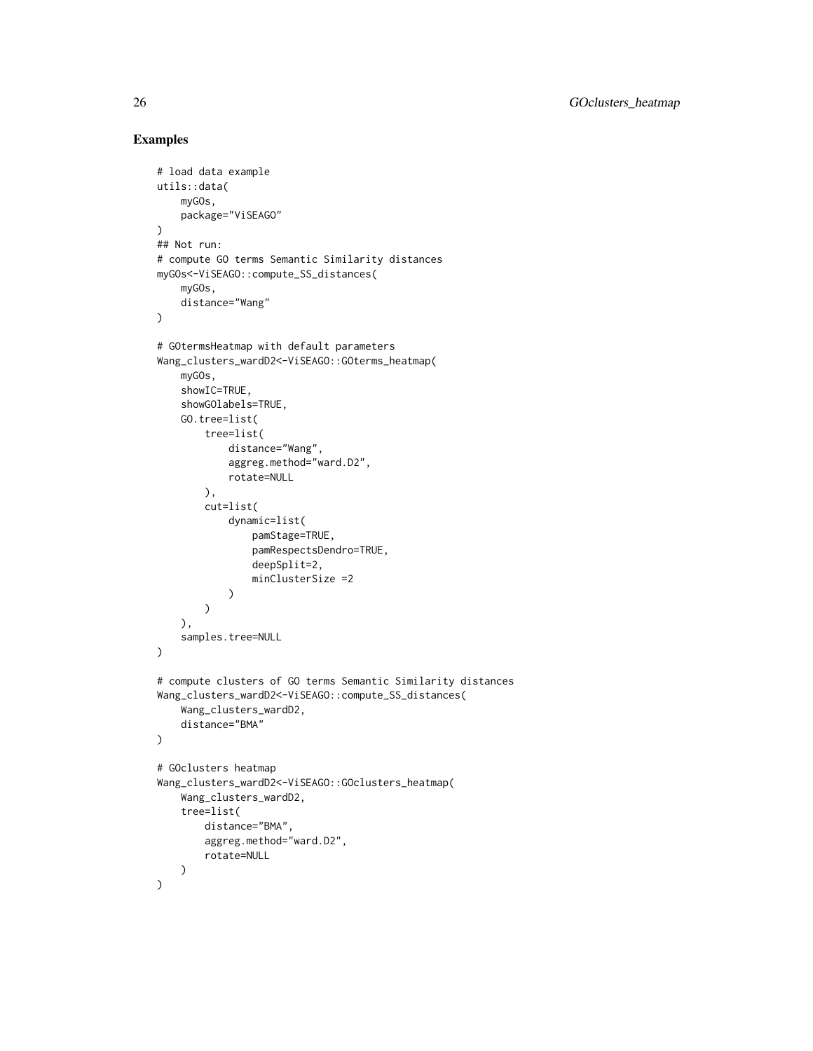## Examples

```
# load data example
utils::data(
    myGOs,
    package="ViSEAGO"
)
## Not run:
# compute GO terms Semantic Similarity distances
myGOs<-ViSEAGO::compute_SS_distances(
    myGOs,
    distance="Wang"
)

# GOtermsHeatmap with default parameters
Wang_clusters_wardD2<-ViSEAGO::GOterms_heatmap(
    myGOs,
    showIC=TRUE,
    showGOlabels=TRUE,
    GO.tree=list(
        tree=list(
            distance="Wang",
            aggreg.method="ward.D2",
            rotate=NULL
        ),
        cut=list(
            dynamic=list(
                pamStage=TRUE,
                pamRespectsDendro=TRUE,
                deepSplit=2,
                minClusterSize =2
            )
        )
    ),
    samples.tree=NULL
)

# compute clusters of GO terms Semantic Similarity distances
Wang_clusters_wardD2<-ViSEAGO::compute_SS_distances(
    Wang_clusters_wardD2,
    distance="BMA"
)

# GOclusters heatmap
Wang_clusters_wardD2<-ViSEAGO::GOclusters_heatmap(
    Wang_clusters_wardD2,
    tree=list(
        distance="BMA",
        aggreg.method="ward.D2",
        rotate=NULL
    )
)
```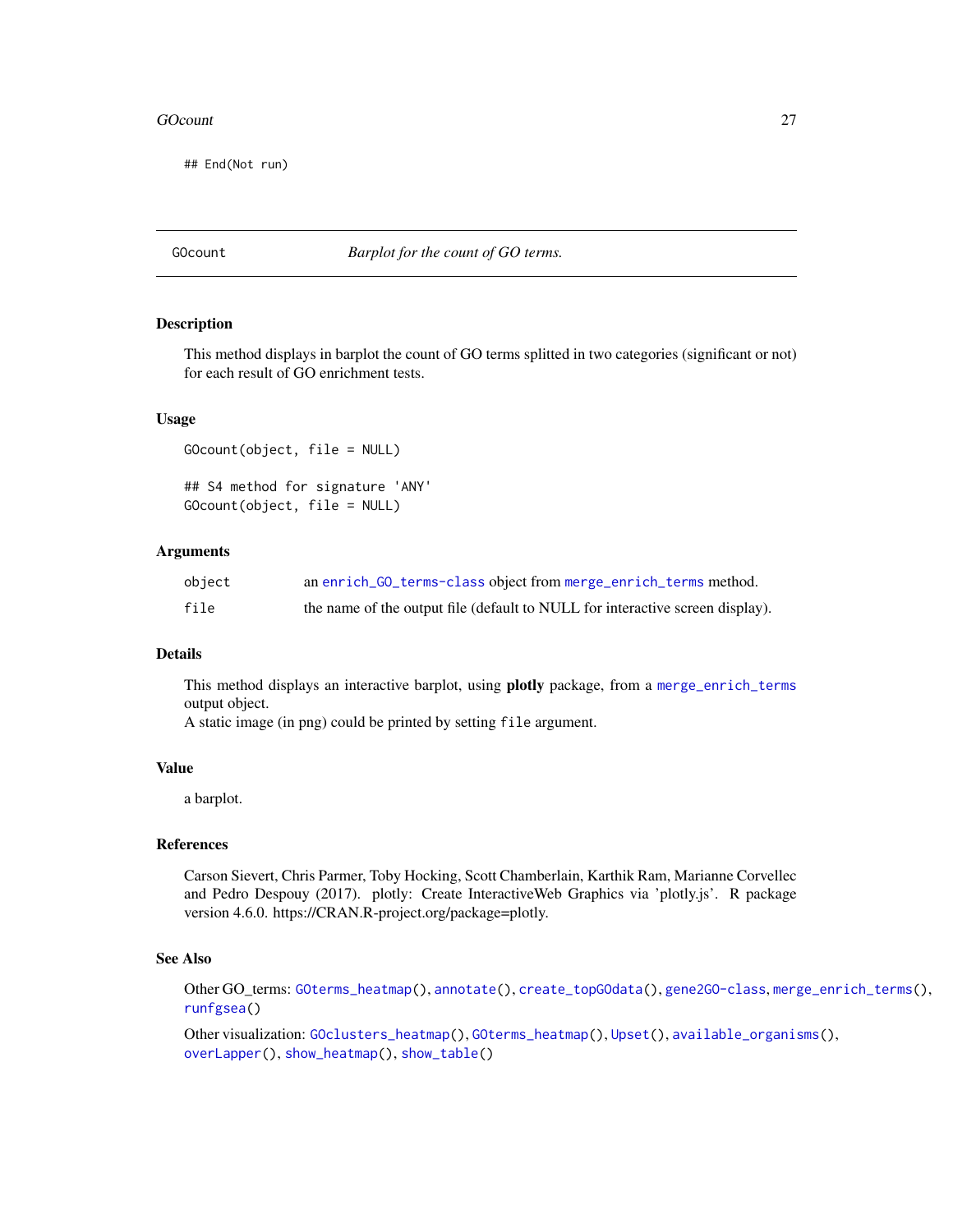```
## End(Not run)
```

---

## GOcount — *Barplot for the count of GO terms.*

### Description

This method displays in barplot the count of GO terms splitted in two categories (significant or not) for each result of GO enrichment tests.

### Usage

```
GOcount(object, file = NULL)

## S4 method for signature 'ANY'
GOcount(object, file = NULL)
```

### Arguments

| | |
|---|---|
| object | an enrich_GO_terms-class object from merge_enrich_terms method. |
| file | the name of the output file (default to NULL for interactive screen display). |

### Details

This method displays an interactive barplot, using **plotly** package, from a merge_enrich_terms output object.
A static image (in png) could be printed by setting file argument.

### Value

a barplot.

### References

Carson Sievert, Chris Parmer, Toby Hocking, Scott Chamberlain, Karthik Ram, Marianne Corvellec and Pedro Despouy (2017). plotly: Create InteractiveWeb Graphics via 'plotly.js'. R package version 4.6.0. https://CRAN.R-project.org/package=plotly.

### See Also

Other GO_terms: GOterms_heatmap(), annotate(), create_topGOdata(), gene2GO-class, merge_enrich_terms(), runfgsea()

Other visualization: GOclusters_heatmap(), GOterms_heatmap(), Upset(), available_organisms(), overLapper(), show_heatmap(), show_table()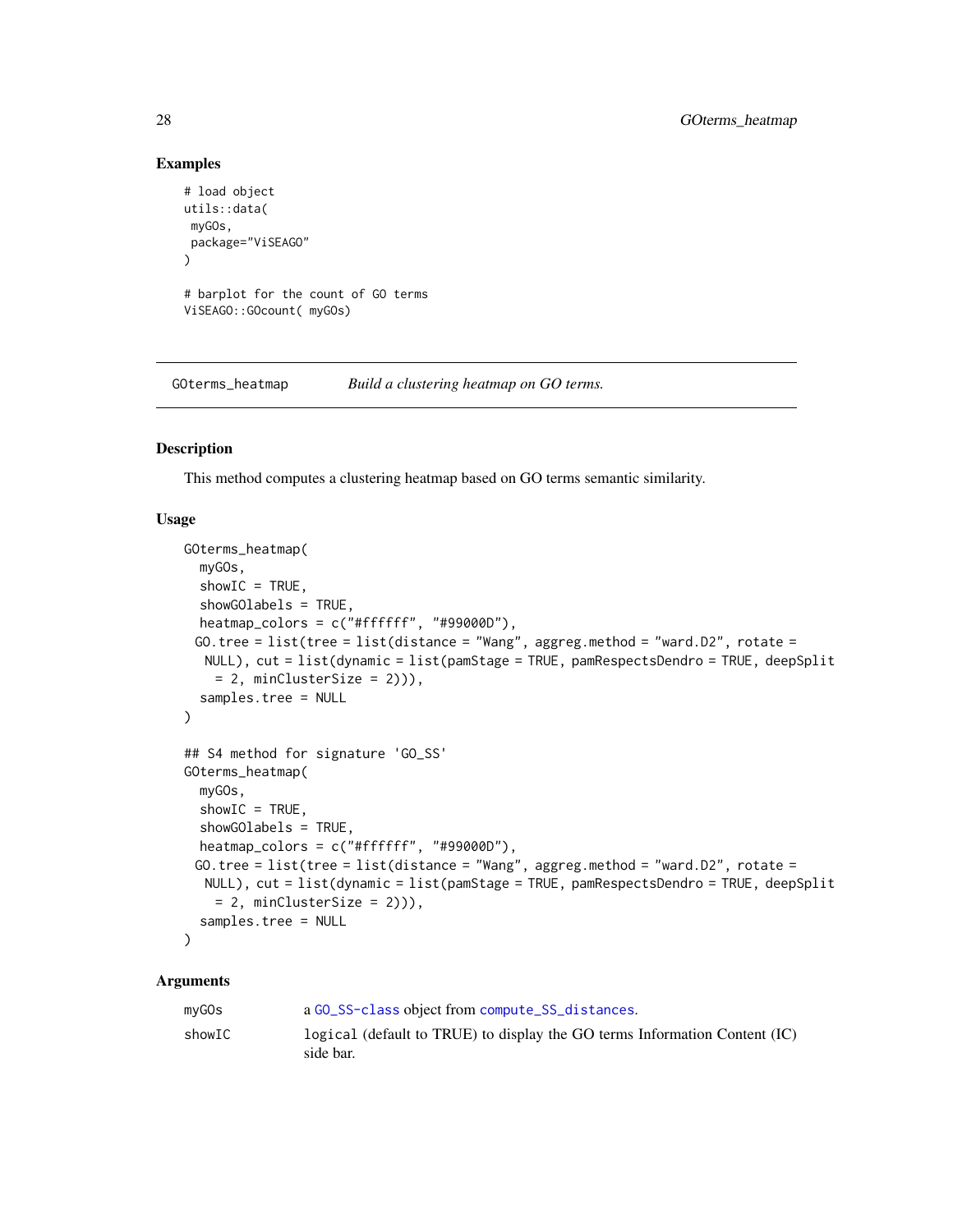## Examples

```
# load object
utils::data(
 myGOs,
 package="ViSEAGO"
)

# barplot for the count of GO terms
ViSEAGO::GOcount( myGOs)
```

---

`GOterms_heatmap` *Build a clustering heatmap on GO terms.*

---

## Description

This method computes a clustering heatmap based on GO terms semantic similarity.

## Usage

```
GOterms_heatmap(
  myGOs,
  showIC = TRUE,
  showGOlabels = TRUE,
  heatmap_colors = c("#ffffff", "#99000D"),
 GO.tree = list(tree = list(distance = "Wang", aggreg.method = "ward.D2", rotate =
  NULL), cut = list(dynamic = list(pamStage = TRUE, pamRespectsDendro = TRUE, deepSplit
    = 2, minClusterSize = 2))),
  samples.tree = NULL
)

## S4 method for signature 'GO_SS'
GOterms_heatmap(
  myGOs,
  showIC = TRUE,
  showGOlabels = TRUE,
  heatmap_colors = c("#ffffff", "#99000D"),
 GO.tree = list(tree = list(distance = "Wang", aggreg.method = "ward.D2", rotate =
  NULL), cut = list(dynamic = list(pamStage = TRUE, pamRespectsDendro = TRUE, deepSplit
    = 2, minClusterSize = 2))),
  samples.tree = NULL
)
```

## Arguments

| | |
|---|---|
| myGOs | a `GO_SS-class` object from `compute_SS_distances`. |
| showIC | `logical` (default to TRUE) to display the GO terms Information Content (IC) side bar. |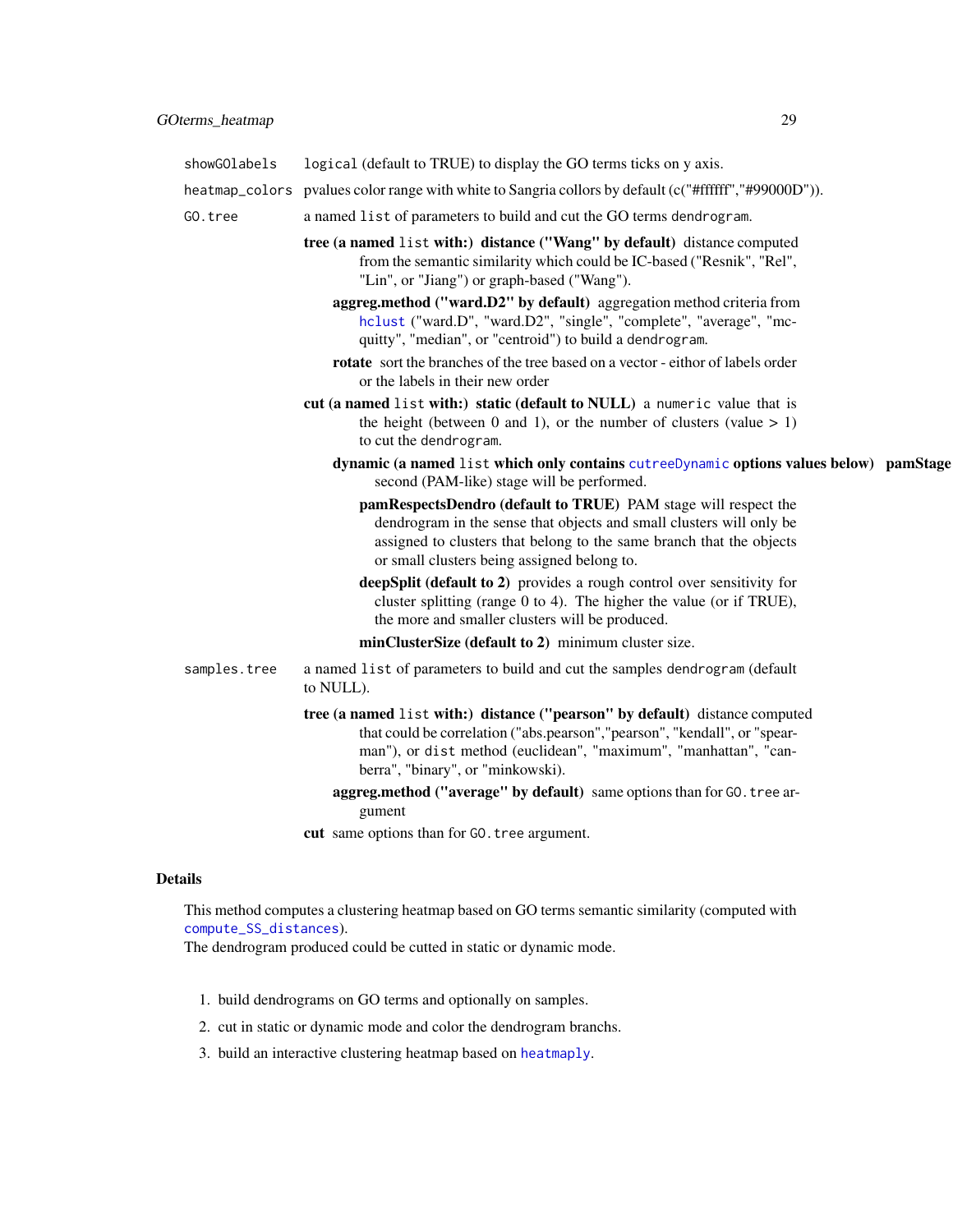`showGOlabels` `logical` (default to TRUE) to display the GO terms ticks on y axis.

`heatmap_colors` pvalues color range with white to Sangria collors by default (c("#ffffff","#99000D")).

`GO.tree` a named `list` of parameters to build and cut the GO terms `dendrogram`.

- **tree (a named `list` with:)** 
  - **distance ("Wang" by default)** distance computed from the semantic similarity which could be IC-based ("Resnik", "Rel", "Lin", or "Jiang") or graph-based ("Wang").
  - **aggreg.method ("ward.D2" by default)** aggregation method criteria from hclust ("ward.D", "ward.D2", "single", "complete", "average", "mcquitty", "median", or "centroid") to build a `dendrogram`.
  - **rotate** sort the branches of the tree based on a vector - eithor of labels order or the labels in their new order
- **cut (a named `list` with:)** 
  - **static (default to NULL)** a `numeric` value that is the height (between 0 and 1), or the number of clusters (value > 1) to cut the `dendrogram`.
  - **dynamic (a named `list` which only contains cutreeDynamic options values below)** 
    - **pamStage** second (PAM-like) stage will be performed.
    - **pamRespectsDendro (default to TRUE)** PAM stage will respect the dendrogram in the sense that objects and small clusters will only be assigned to clusters that belong to the same branch that the objects or small clusters being assigned belong to.
    - **deepSplit (default to 2)** provides a rough control over sensitivity for cluster splitting (range 0 to 4). The higher the value (or if TRUE), the more and smaller clusters will be produced.
    - **minClusterSize (default to 2)** minimum cluster size.

`samples.tree` a named `list` of parameters to build and cut the samples `dendrogram` (default to NULL).

- **tree (a named `list` with:)** 
  - **distance ("pearson" by default)** distance computed that could be correlation ("abs.pearson","pearson", "kendall", or "spearman"), or `dist` method (euclidean", "maximum", "manhattan", "canberra", "binary", or "minkowski).
  - **aggreg.method ("average" by default)** same options than for `GO.tree` argument
- **cut** same options than for `GO.tree` argument.

## Details

This method computes a clustering heatmap based on GO terms semantic similarity (computed with `compute_SS_distances`).
The dendrogram produced could be cutted in static or dynamic mode.

1. build dendrograms on GO terms and optionally on samples.
2. cut in static or dynamic mode and color the dendrogram branchs.
3. build an interactive clustering heatmap based on `heatmaply`.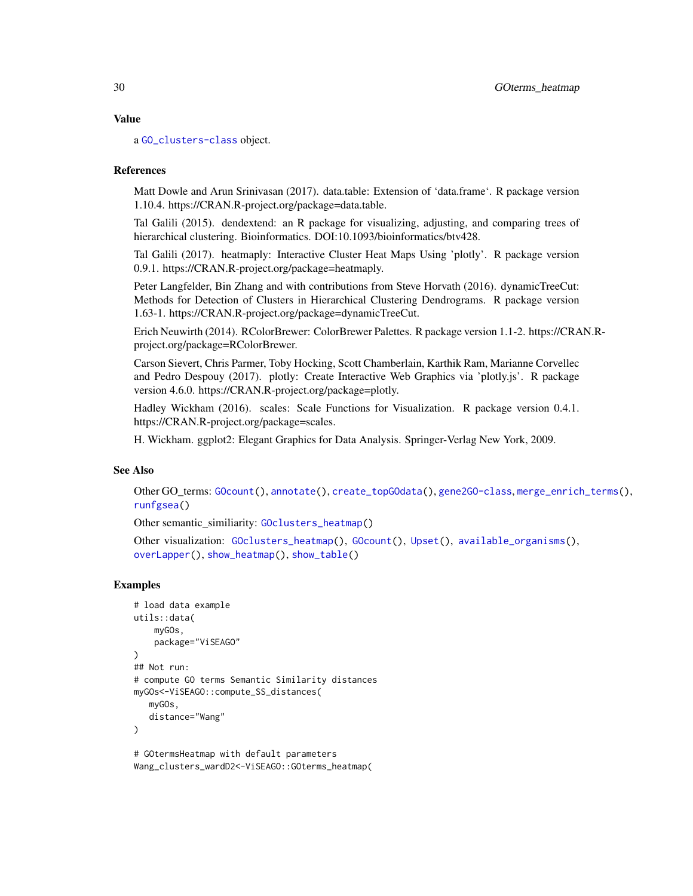## Value

a GO_clusters-class object.

## References

Matt Dowle and Arun Srinivasan (2017). data.table: Extension of 'data.frame'. R package version 1.10.4. https://CRAN.R-project.org/package=data.table.

Tal Galili (2015). dendextend: an R package for visualizing, adjusting, and comparing trees of hierarchical clustering. Bioinformatics. DOI:10.1093/bioinformatics/btv428.

Tal Galili (2017). heatmaply: Interactive Cluster Heat Maps Using 'plotly'. R package version 0.9.1. https://CRAN.R-project.org/package=heatmaply.

Peter Langfelder, Bin Zhang and with contributions from Steve Horvath (2016). dynamicTreeCut: Methods for Detection of Clusters in Hierarchical Clustering Dendrograms. R package version 1.63-1. https://CRAN.R-project.org/package=dynamicTreeCut.

Erich Neuwirth (2014). RColorBrewer: ColorBrewer Palettes. R package version 1.1-2. https://CRAN.R-project.org/package=RColorBrewer.

Carson Sievert, Chris Parmer, Toby Hocking, Scott Chamberlain, Karthik Ram, Marianne Corvellec and Pedro Despouy (2017). plotly: Create Interactive Web Graphics via 'plotly.js'. R package version 4.6.0. https://CRAN.R-project.org/package=plotly.

Hadley Wickham (2016). scales: Scale Functions for Visualization. R package version 0.4.1. https://CRAN.R-project.org/package=scales.

H. Wickham. ggplot2: Elegant Graphics for Data Analysis. Springer-Verlag New York, 2009.

## See Also

Other GO_terms: GOcount(), annotate(), create_topGOdata(), gene2GO-class, merge_enrich_terms(), runfgsea()

Other semantic_similiarity: GOclusters_heatmap()

Other visualization: GOclusters_heatmap(), GOcount(), Upset(), available_organisms(), overLapper(), show_heatmap(), show_table()

## Examples

```
# load data example
utils::data(
    myGOs,
    package="ViSEAGO"
)
## Not run:
# compute GO terms Semantic Similarity distances
myGOs<-ViSEAGO::compute_SS_distances(
   myGOs,
   distance="Wang"
)

# GOtermsHeatmap with default parameters
Wang_clusters_wardD2<-ViSEAGO::GOterms_heatmap(
```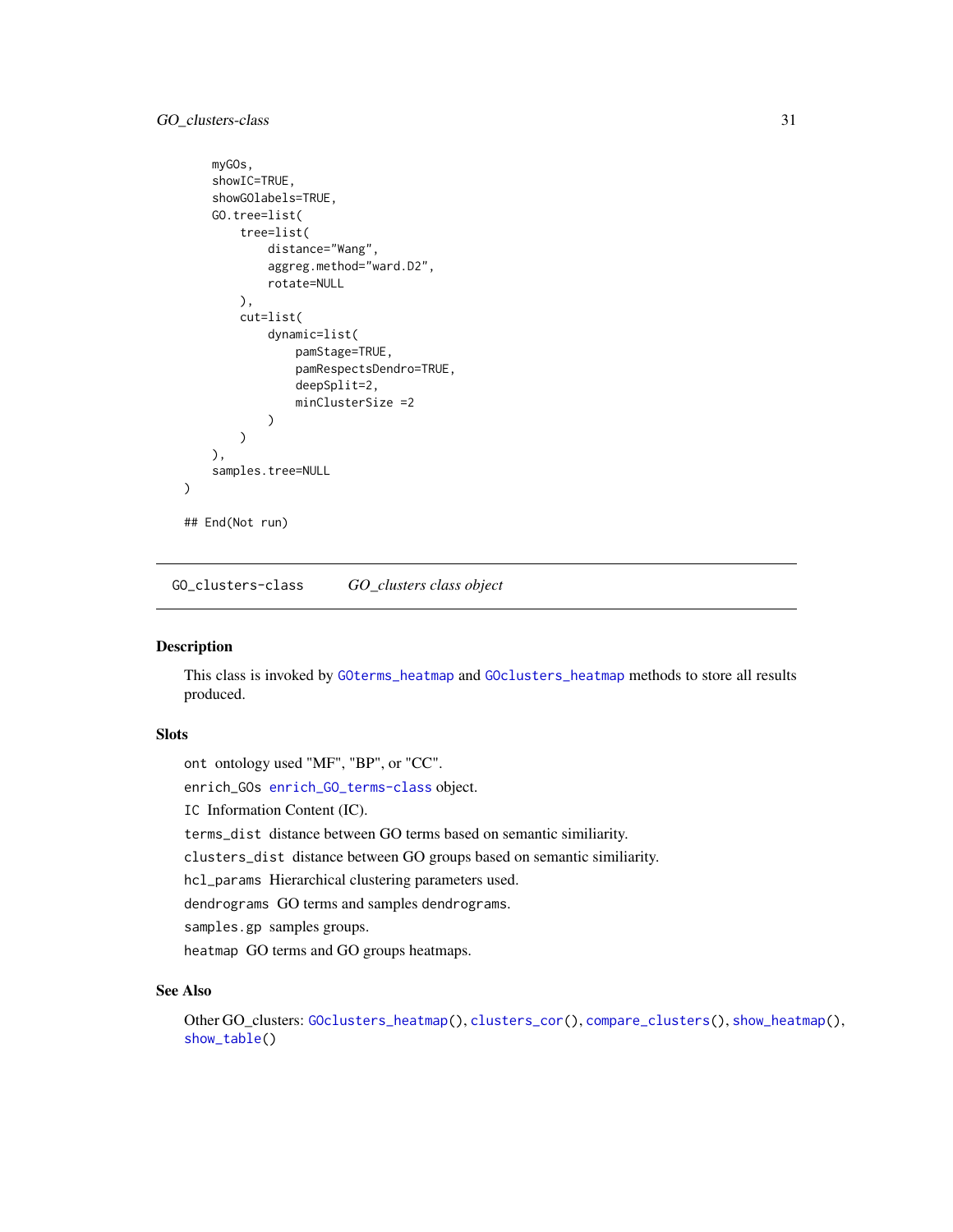```
    myGOs,
    showIC=TRUE,
    showGOlabels=TRUE,
    GO.tree=list(
        tree=list(
            distance="Wang",
            aggreg.method="ward.D2",
            rotate=NULL
        ),
        cut=list(
            dynamic=list(
                pamStage=TRUE,
                pamRespectsDendro=TRUE,
                deepSplit=2,
                minClusterSize =2
            )
        )
    ),
    samples.tree=NULL
)

## End(Not run)
```

---

## GO_clusters-class    *GO_clusters class object*

---

### Description

This class is invoked by `GOterms_heatmap` and `GOclusters_heatmap` methods to store all results produced.

### Slots

`ont` ontology used "MF", "BP", or "CC".

`enrich_GOs` `enrich_GO_terms-class` object.

`IC` Information Content (IC).

`terms_dist` distance between GO terms based on semantic similiarity.

`clusters_dist` distance between GO groups based on semantic similiarity.

`hcl_params` Hierarchical clustering parameters used.

`dendrograms` GO terms and samples `dendrograms`.

`samples.gp` samples groups.

`heatmap` GO terms and GO groups heatmaps.

### See Also

Other GO_clusters: `GOclusters_heatmap()`, `clusters_cor()`, `compare_clusters()`, `show_heatmap()`, `show_table()`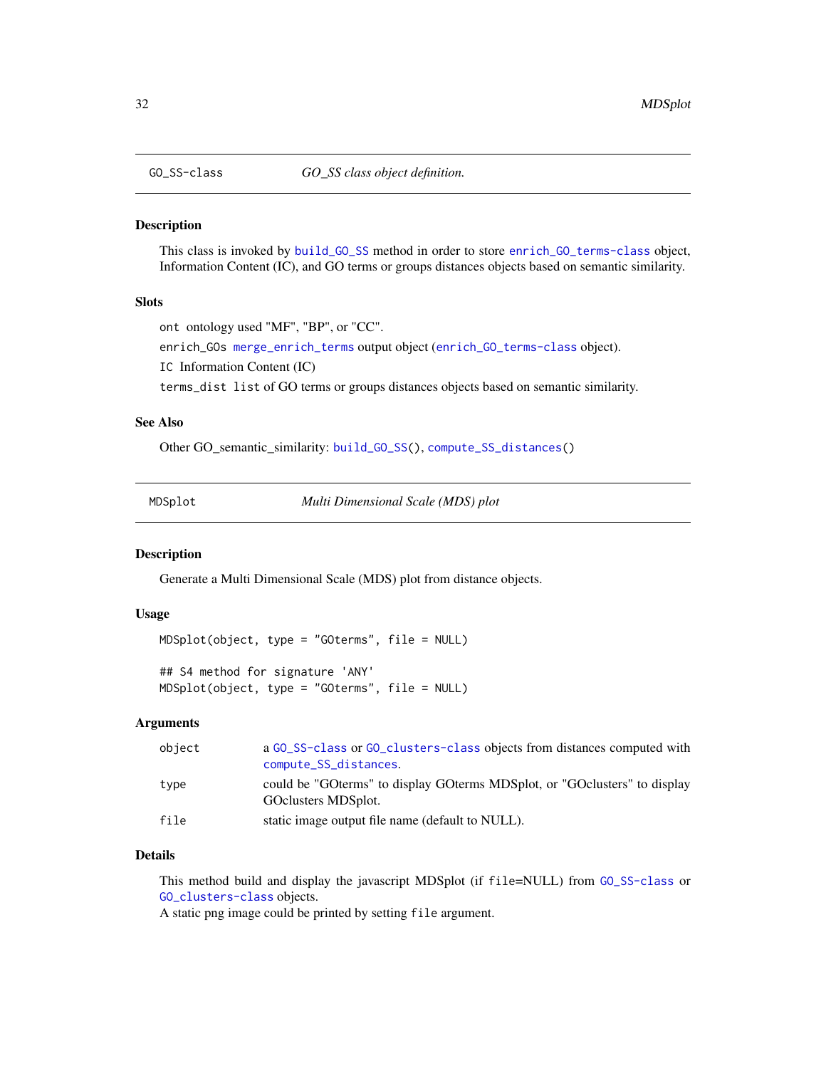## GO_SS-class — *GO_SS class object definition.*

### Description

This class is invoked by build_GO_SS method in order to store enrich_GO_terms-class object, Information Content (IC), and GO terms or groups distances objects based on semantic similarity.

### Slots

`ont` ontology used "MF", "BP", or "CC".

`enrich_GOs` merge_enrich_terms output object (enrich_GO_terms-class object).

`IC` Information Content (IC)

`terms_dist` `list` of GO terms or groups distances objects based on semantic similarity.

### See Also

Other GO_semantic_similarity: build_GO_SS(), compute_SS_distances()

## MDSplot — *Multi Dimensional Scale (MDS) plot*

### Description

Generate a Multi Dimensional Scale (MDS) plot from distance objects.

### Usage

```
MDSplot(object, type = "GOterms", file = NULL)

## S4 method for signature 'ANY'
MDSplot(object, type = "GOterms", file = NULL)
```

### Arguments

| | |
|---|---|
| object | a GO_SS-class or GO_clusters-class objects from distances computed with compute_SS_distances. |
| type | could be "GOterms" to display GOterms MDSplot, or "GOclusters" to display GOclusters MDSplot. |
| file | static image output file name (default to NULL). |

### Details

This method build and display the javascript MDSplot (if file=NULL) from GO_SS-class or GO_clusters-class objects.
A static png image could be printed by setting `file` argument.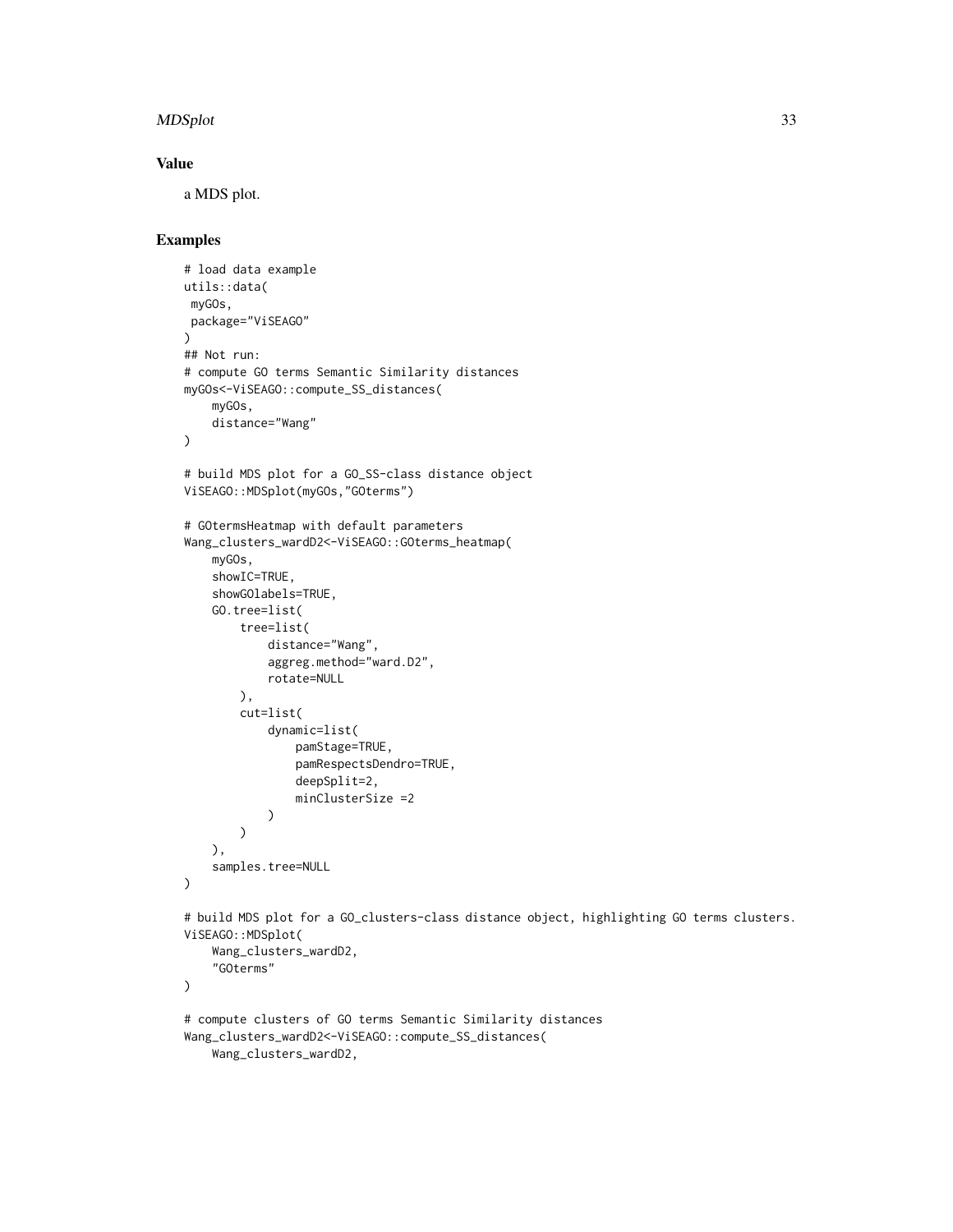### Value

a MDS plot.

### Examples

```
# load data example
utils::data(
 myGOs,
 package="ViSEAGO"
)
## Not run:
# compute GO terms Semantic Similarity distances
myGOs<-ViSEAGO::compute_SS_distances(
    myGOs,
    distance="Wang"
)

# build MDS plot for a GO_SS-class distance object
ViSEAGO::MDSplot(myGOs,"GOterms")

# GOtermsHeatmap with default parameters
Wang_clusters_wardD2<-ViSEAGO::GOterms_heatmap(
    myGOs,
    showIC=TRUE,
    showGOlabels=TRUE,
    GO.tree=list(
        tree=list(
            distance="Wang",
            aggreg.method="ward.D2",
            rotate=NULL
        ),
        cut=list(
            dynamic=list(
                pamStage=TRUE,
                pamRespectsDendro=TRUE,
                deepSplit=2,
                minClusterSize =2
            )
        )
    ),
    samples.tree=NULL
)

# build MDS plot for a GO_clusters-class distance object, highlighting GO terms clusters.
ViSEAGO::MDSplot(
    Wang_clusters_wardD2,
    "GOterms"
)

# compute clusters of GO terms Semantic Similarity distances
Wang_clusters_wardD2<-ViSEAGO::compute_SS_distances(
    Wang_clusters_wardD2,
```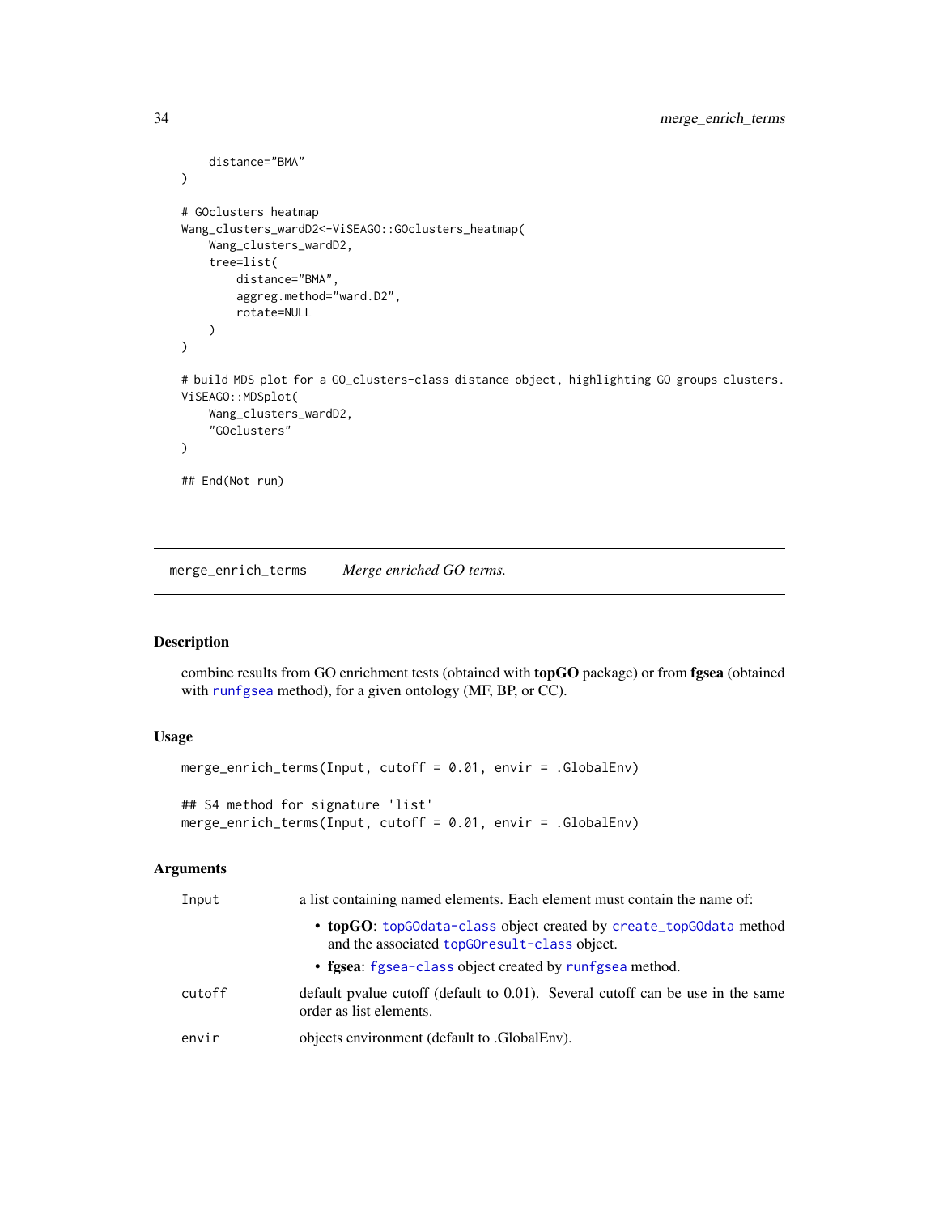```
    distance="BMA"
)

# GOclusters heatmap
Wang_clusters_wardD2<-ViSEAGO::GOclusters_heatmap(
    Wang_clusters_wardD2,
    tree=list(
        distance="BMA",
        aggreg.method="ward.D2",
        rotate=NULL
    )
)

# build MDS plot for a GO_clusters-class distance object, highlighting GO groups clusters.
ViSEAGO::MDSplot(
    Wang_clusters_wardD2,
    "GOclusters"
)

## End(Not run)
```

---

`merge_enrich_terms` *Merge enriched GO terms.*

---

### Description

combine results from GO enrichment tests (obtained with **topGO** package) or from **fgsea** (obtained with `runfgsea` method), for a given ontology (MF, BP, or CC).

### Usage

```
merge_enrich_terms(Input, cutoff = 0.01, envir = .GlobalEnv)

## S4 method for signature 'list'
merge_enrich_terms(Input, cutoff = 0.01, envir = .GlobalEnv)
```

### Arguments

| | |
|---|---|
| `Input` | a list containing named elements. Each element must contain the name of:<br>• **topGO**: `topGOdata-class` object created by `create_topGOdata` method and the associated `topGOresult-class` object.<br>• **fgsea**: `fgsea-class` object created by `runfgsea` method. |
| `cutoff` | default pvalue cutoff (default to 0.01). Several cutoff can be use in the same order as list elements. |
| `envir` | objects environment (default to .GlobalEnv). |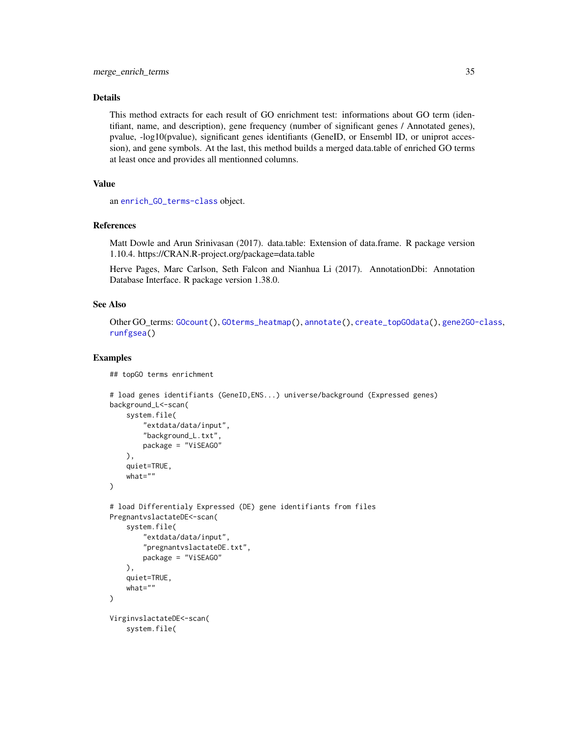## Details

This method extracts for each result of GO enrichment test: informations about GO term (identifiant, name, and description), gene frequency (number of significant genes / Annotated genes), pvalue, -log10(pvalue), significant genes identifiants (GeneID, or Ensembl ID, or uniprot accession), and gene symbols. At the last, this method builds a merged data.table of enriched GO terms at least once and provides all mentionned columns.

## Value

an `enrich_GO_terms-class` object.

## References

Matt Dowle and Arun Srinivasan (2017). data.table: Extension of data.frame. R package version 1.10.4. https://CRAN.R-project.org/package=data.table

Herve Pages, Marc Carlson, Seth Falcon and Nianhua Li (2017). AnnotationDbi: Annotation Database Interface. R package version 1.38.0.

## See Also

Other GO_terms: `GOcount()`, `GOterms_heatmap()`, `annotate()`, `create_topGOdata()`, `gene2GO-class`, `runfgsea()`

## Examples

```
## topGO terms enrichment

# load genes identifiants (GeneID,ENS...) universe/background (Expressed genes)
background_L<-scan(
    system.file(
        "extdata/data/input",
        "background_L.txt",
        package = "ViSEAGO"
    ),
    quiet=TRUE,
    what=""
)

# load Differentialy Expressed (DE) gene identifiants from files
PregnantvslactateDE<-scan(
    system.file(
        "extdata/data/input",
        "pregnantvslactateDE.txt",
        package = "ViSEAGO"
    ),
    quiet=TRUE,
    what=""
)

VirginvslactateDE<-scan(
    system.file(
```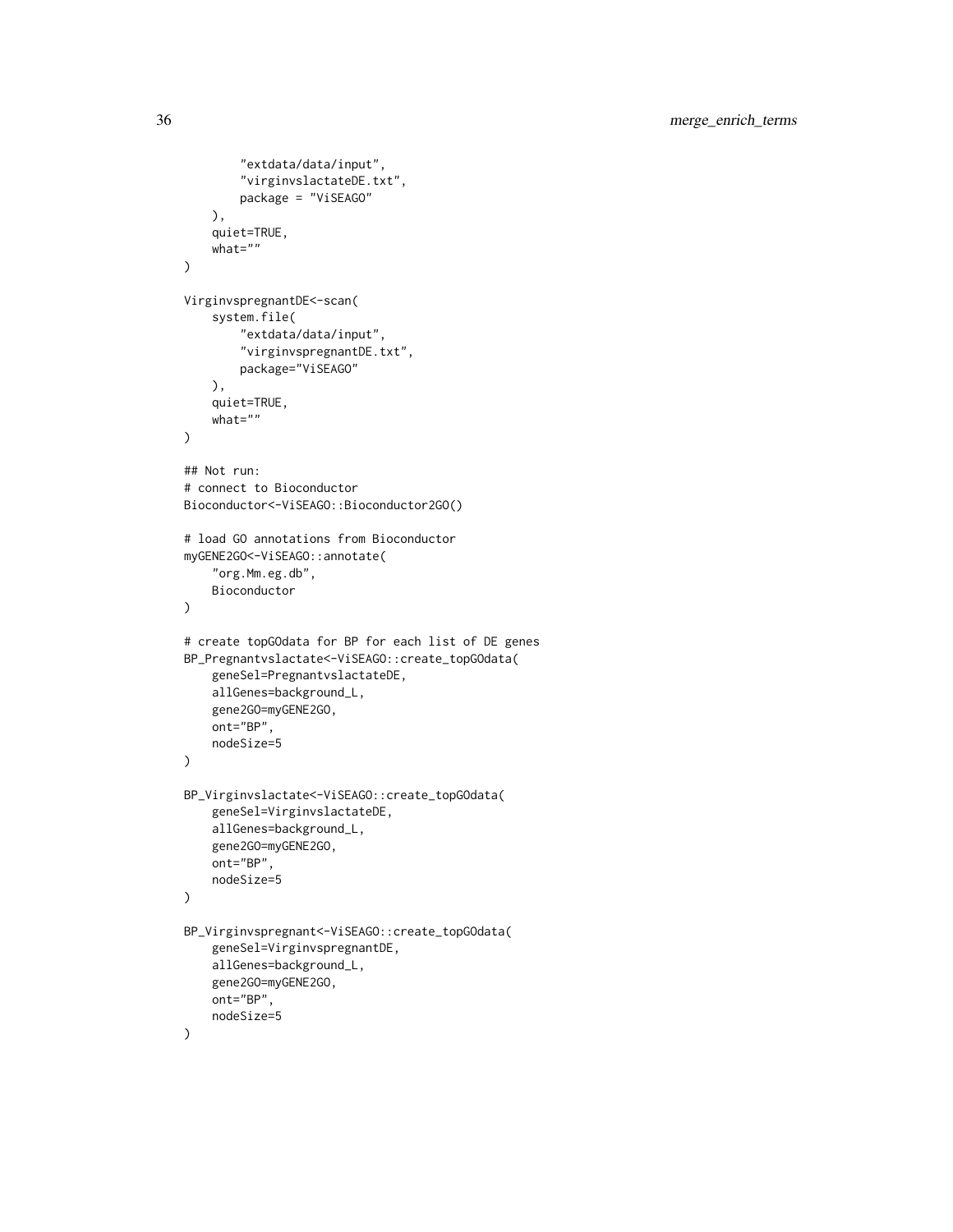```
        "extdata/data/input",
        "virginvslactateDE.txt",
        package = "ViSEAGO"
    ),
    quiet=TRUE,
    what=""
)

VirginvspregnantDE<-scan(
    system.file(
        "extdata/data/input",
        "virginvspregnantDE.txt",
        package="ViSEAGO"
    ),
    quiet=TRUE,
    what=""
)

## Not run:
# connect to Bioconductor
Bioconductor<-ViSEAGO::Bioconductor2GO()

# load GO annotations from Bioconductor
myGENE2GO<-ViSEAGO::annotate(
    "org.Mm.eg.db",
    Bioconductor
)

# create topGOdata for BP for each list of DE genes
BP_Pregnantvslactate<-ViSEAGO::create_topGOdata(
    geneSel=PregnantvslactateDE,
    allGenes=background_L,
    gene2GO=myGENE2GO,
    ont="BP",
    nodeSize=5
)

BP_Virginvslactate<-ViSEAGO::create_topGOdata(
    geneSel=VirginvslactateDE,
    allGenes=background_L,
    gene2GO=myGENE2GO,
    ont="BP",
    nodeSize=5
)

BP_Virginvspregnant<-ViSEAGO::create_topGOdata(
    geneSel=VirginvspregnantDE,
    allGenes=background_L,
    gene2GO=myGENE2GO,
    ont="BP",
    nodeSize=5
)
```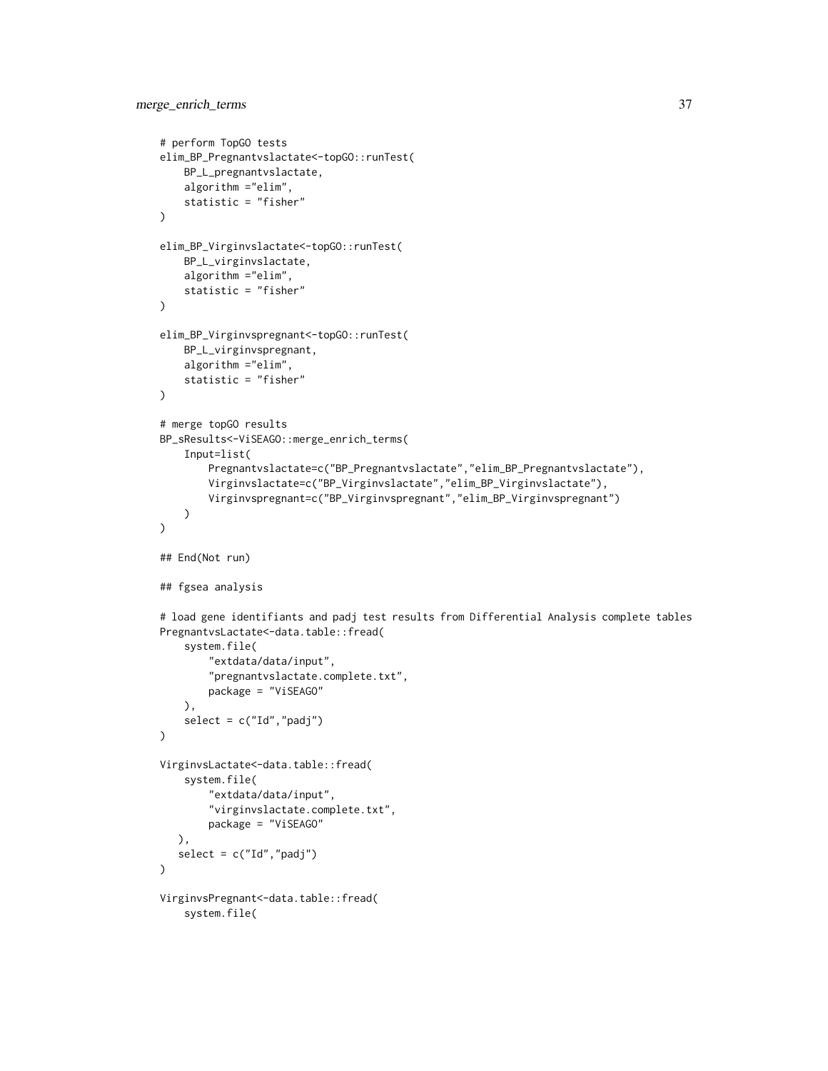```
# perform TopGO tests
elim_BP_Pregnantvslactate<-topGO::runTest(
    BP_L_pregnantvslactate,
    algorithm ="elim",
    statistic = "fisher"
)

elim_BP_Virginvslactate<-topGO::runTest(
    BP_L_virginvslactate,
    algorithm ="elim",
    statistic = "fisher"
)

elim_BP_Virginvspregnant<-topGO::runTest(
    BP_L_virginvspregnant,
    algorithm ="elim",
    statistic = "fisher"
)

# merge topGO results
BP_sResults<-ViSEAGO::merge_enrich_terms(
    Input=list(
        Pregnantvslactate=c("BP_Pregnantvslactate","elim_BP_Pregnantvslactate"),
        Virginvslactate=c("BP_Virginvslactate","elim_BP_Virginvslactate"),
        Virginvspregnant=c("BP_Virginvspregnant","elim_BP_Virginvspregnant")
    )
)

## End(Not run)

## fgsea analysis

# load gene identifiants and padj test results from Differential Analysis complete tables
PregnantvsLactate<-data.table::fread(
    system.file(
        "extdata/data/input",
        "pregnantvslactate.complete.txt",
        package = "ViSEAGO"
    ),
    select = c("Id","padj")
)

VirginvsLactate<-data.table::fread(
    system.file(
        "extdata/data/input",
        "virginvslactate.complete.txt",
        package = "ViSEAGO"
   ),
   select = c("Id","padj")
)

VirginvsPregnant<-data.table::fread(
    system.file(
```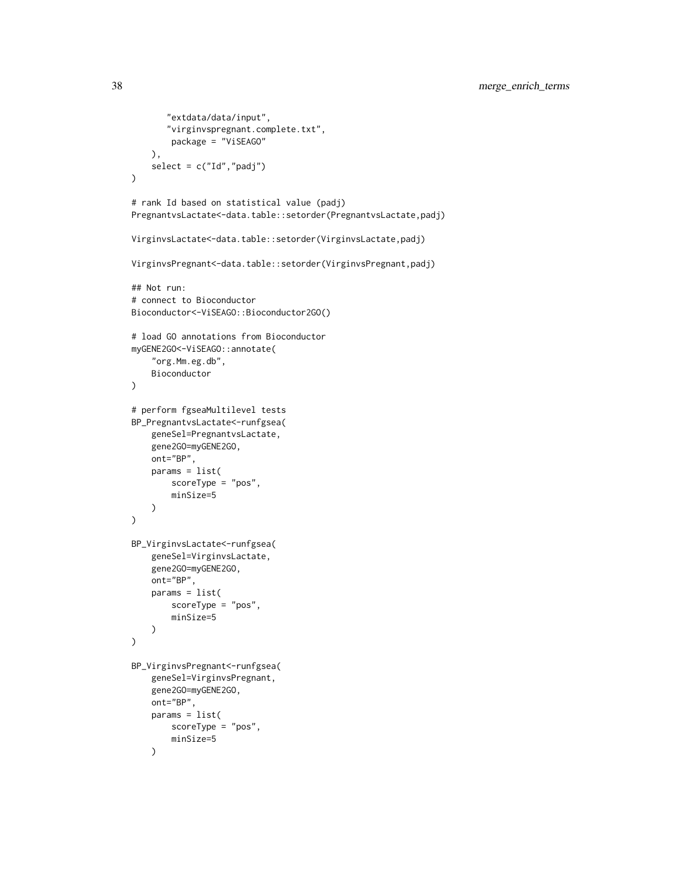```
        "extdata/data/input",
        "virginvspregnant.complete.txt",
         package = "ViSEAGO"
    ),
    select = c("Id","padj")
)

# rank Id based on statistical value (padj)
PregnantvsLactate<-data.table::setorder(PregnantvsLactate,padj)

VirginvsLactate<-data.table::setorder(VirginvsLactate,padj)

VirginvsPregnant<-data.table::setorder(VirginvsPregnant,padj)

## Not run:
# connect to Bioconductor
Bioconductor<-ViSEAGO::Bioconductor2GO()

# load GO annotations from Bioconductor
myGENE2GO<-ViSEAGO::annotate(
    "org.Mm.eg.db",
    Bioconductor
)

# perform fgseaMultilevel tests
BP_PregnantvsLactate<-runfgsea(
    geneSel=PregnantvsLactate,
    gene2GO=myGENE2GO,
    ont="BP",
    params = list(
        scoreType = "pos",
        minSize=5
    )
)

BP_VirginvsLactate<-runfgsea(
    geneSel=VirginvsLactate,
    gene2GO=myGENE2GO,
    ont="BP",
    params = list(
        scoreType = "pos",
        minSize=5
    )
)

BP_VirginvsPregnant<-runfgsea(
    geneSel=VirginvsPregnant,
    gene2GO=myGENE2GO,
    ont="BP",
    params = list(
        scoreType = "pos",
        minSize=5
    )
```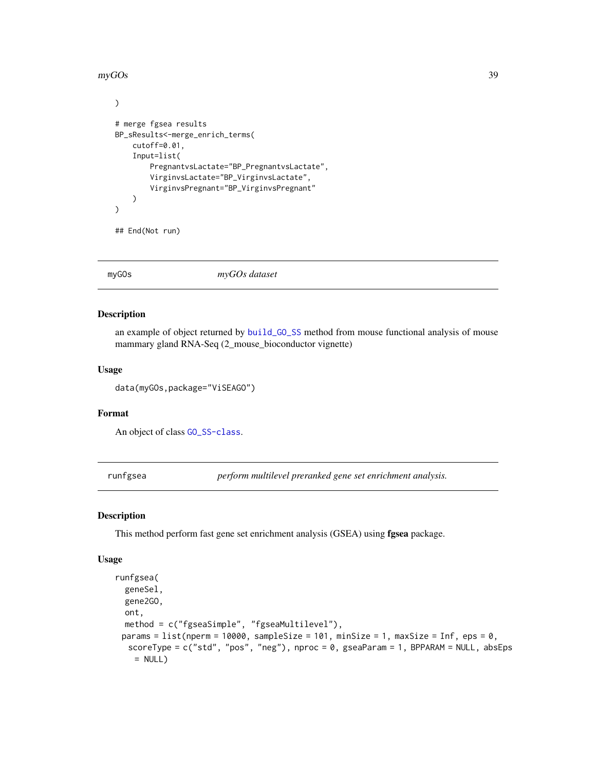```
)

# merge fgsea results
BP_sResults<-merge_enrich_terms(
    cutoff=0.01,
    Input=list(
        PregnantvsLactate="BP_PregnantvsLactate",
        VirginvsLactate="BP_VirginvsLactate",
        VirginvsPregnant="BP_VirginvsPregnant"
    )
)

## End(Not run)
```

## myGOs — *myGOs dataset*

### Description

an example of object returned by build_GO_SS method from mouse functional analysis of mouse mammary gland RNA-Seq (2_mouse_bioconductor vignette)

### Usage

```
data(myGOs,package="ViSEAGO")
```

### Format

An object of class GO_SS-class.

## runfgsea — *perform multilevel preranked gene set enrichment analysis.*

### Description

This method perform fast gene set enrichment analysis (GSEA) using **fgsea** package.

### Usage

```
runfgsea(
  geneSel,
  gene2GO,
  ont,
  method = c("fgseaSimple", "fgseaMultilevel"),
 params = list(nperm = 10000, sampleSize = 101, minSize = 1, maxSize = Inf, eps = 0,
  scoreType = c("std", "pos", "neg"), nproc = 0, gseaParam = 1, BPPARAM = NULL, absEps
    = NULL)
```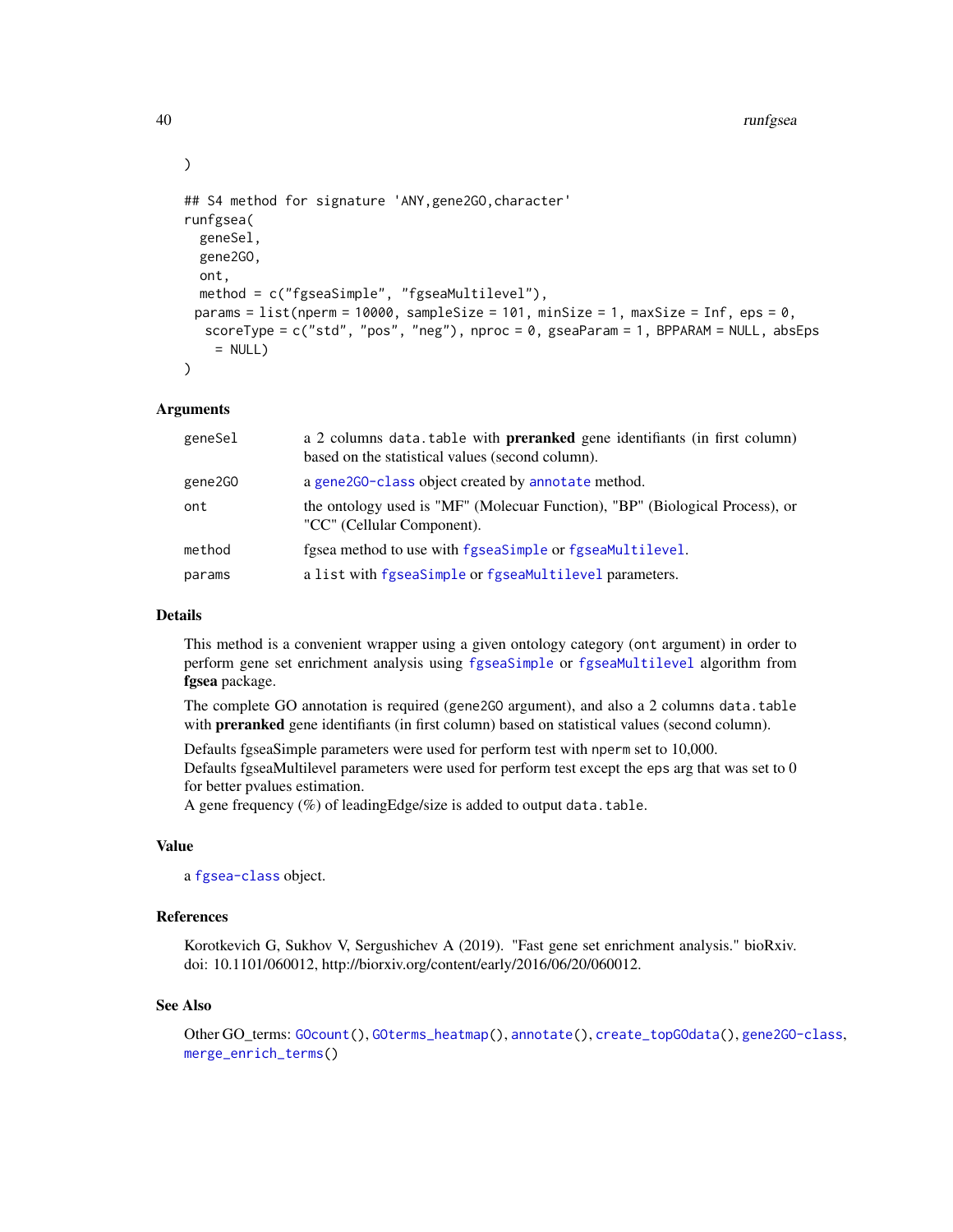```
)

## S4 method for signature 'ANY,gene2GO,character'
runfgsea(
  geneSel,
  gene2GO,
  ont,
  method = c("fgseaSimple", "fgseaMultilevel"),
 params = list(nperm = 10000, sampleSize = 101, minSize = 1, maxSize = Inf, eps = 0,
   scoreType = c("std", "pos", "neg"), nproc = 0, gseaParam = 1, BPPARAM = NULL, absEps
    = NULL)
)
```

### Arguments

| | |
|---|---|
| geneSel | a 2 columns `data.table` with **preranked** gene identifiants (in first column) based on the statistical values (second column). |
| gene2GO | a `gene2GO-class` object created by `annotate` method. |
| ont | the ontology used is "MF" (Molecuar Function), "BP" (Biological Process), or "CC" (Cellular Component). |
| method | fgsea method to use with `fgseaSimple` or `fgseaMultilevel`. |
| params | a `list` with `fgseaSimple` or `fgseaMultilevel` parameters. |

### Details

This method is a convenient wrapper using a given ontology category (`ont` argument) in order to perform gene set enrichment analysis using `fgseaSimple` or `fgseaMultilevel` algorithm from **fgsea** package.

The complete GO annotation is required (`gene2GO` argument), and also a 2 columns `data.table` with **preranked** gene identifiants (in first column) based on statistical values (second column).

Defaults fgseaSimple parameters were used for perform test with `nperm` set to 10,000.
Defaults fgseaMultilevel parameters were used for perform test except the `eps` arg that was set to 0 for better pvalues estimation.
A gene frequency (%) of leadingEdge/size is added to output `data.table`.

### Value

a `fgsea-class` object.

### References

Korotkevich G, Sukhov V, Sergushichev A (2019). "Fast gene set enrichment analysis." bioRxiv. doi: 10.1101/060012, http://biorxiv.org/content/early/2016/06/20/060012.

### See Also

Other GO_terms: `GOcount()`, `GOterms_heatmap()`, `annotate()`, `create_topGOdata()`, `gene2GO-class`, `merge_enrich_terms()`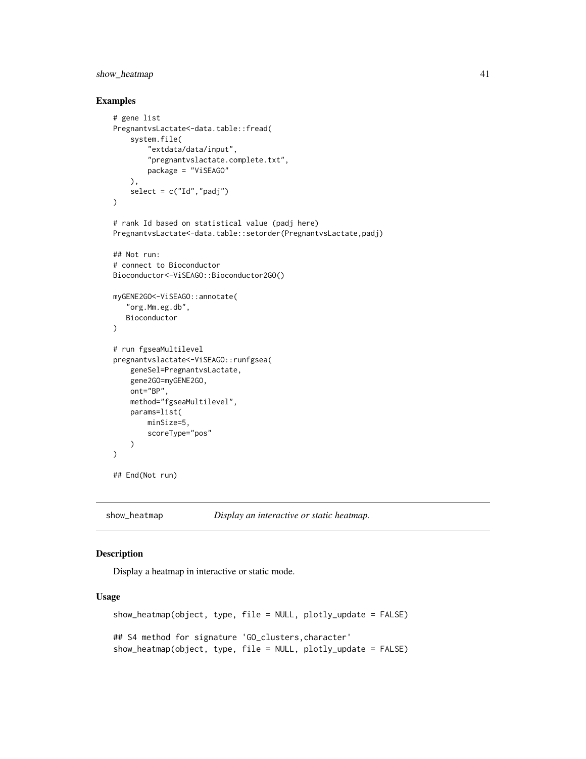## Examples

```
# gene list
PregnantvsLactate<-data.table::fread(
    system.file(
        "extdata/data/input",
        "pregnantvslactate.complete.txt",
        package = "ViSEAGO"
    ),
    select = c("Id","padj")
)

# rank Id based on statistical value (padj here)
PregnantvsLactate<-data.table::setorder(PregnantvsLactate,padj)

## Not run:
# connect to Bioconductor
Bioconductor<-ViSEAGO::Bioconductor2GO()

myGENE2GO<-ViSEAGO::annotate(
   "org.Mm.eg.db",
   Bioconductor
)

# run fgseaMultilevel
pregnantvslactate<-ViSEAGO::runfgsea(
    geneSel=PregnantvsLactate,
    gene2GO=myGENE2GO,
    ont="BP",
    method="fgseaMultilevel",
    params=list(
        minSize=5,
        scoreType="pos"
    )
)

## End(Not run)
```

---

show_heatmap *Display an interactive or static heatmap.*

---

## Description

Display a heatmap in interactive or static mode.

## Usage

```
show_heatmap(object, type, file = NULL, plotly_update = FALSE)

## S4 method for signature 'GO_clusters,character'
show_heatmap(object, type, file = NULL, plotly_update = FALSE)
```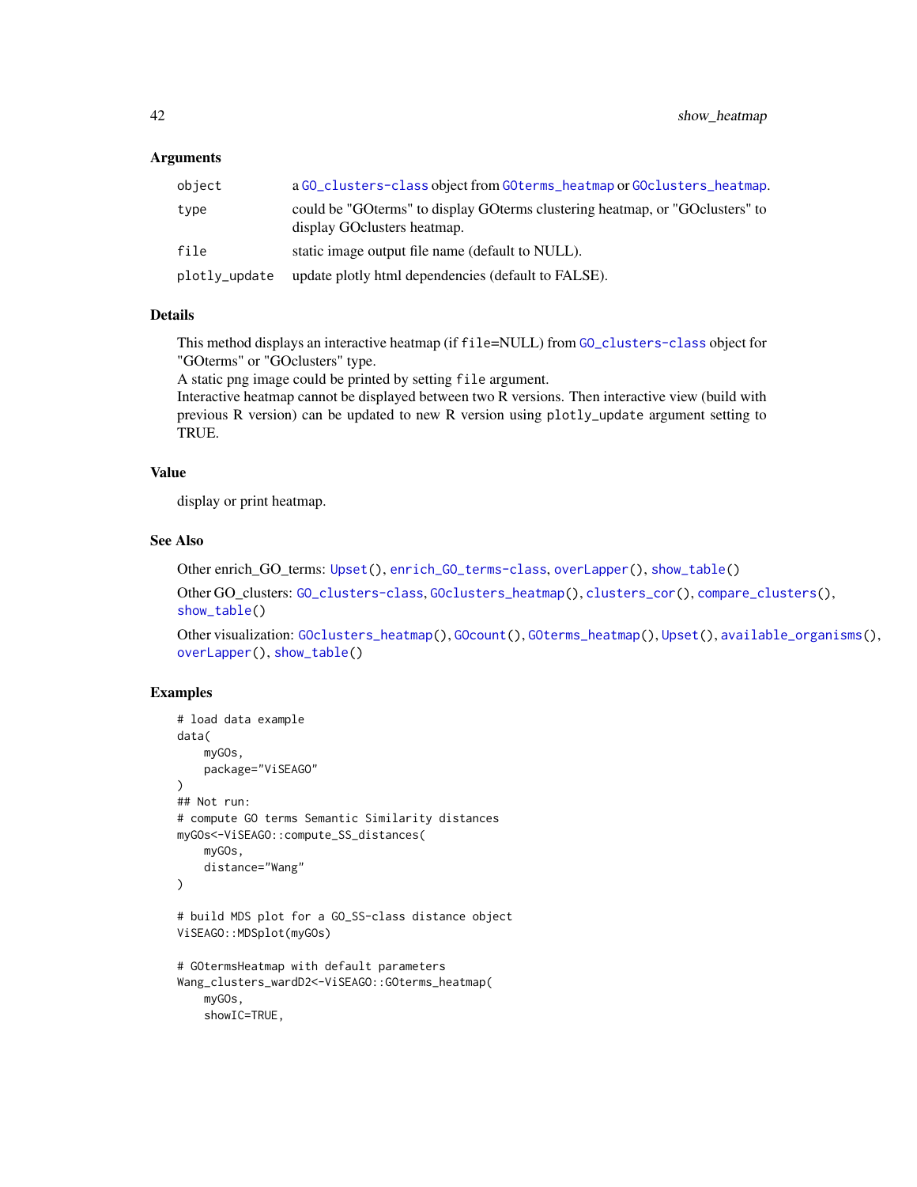### Arguments

| | |
|---|---|
| object | a GO_clusters-class object from GOterms_heatmap or GOclusters_heatmap. |
| type | could be "GOterms" to display GOterms clustering heatmap, or "GOclusters" to display GOclusters heatmap. |
| file | static image output file name (default to NULL). |
| plotly_update | update plotly html dependencies (default to FALSE). |

### Details

This method displays an interactive heatmap (if `file=NULL`) from GO_clusters-class object for "GOterms" or "GOclusters" type.
A static png image could be printed by setting `file` argument.
Interactive heatmap cannot be displayed between two R versions. Then interactive view (build with previous R version) can be updated to new R version using `plotly_update` argument setting to TRUE.

### Value

display or print heatmap.

### See Also

Other enrich_GO_terms: `Upset()`, `enrich_GO_terms-class`, `overLapper()`, `show_table()`

Other GO_clusters: `GO_clusters-class`, `GOclusters_heatmap()`, `clusters_cor()`, `compare_clusters()`, `show_table()`

Other visualization: `GOclusters_heatmap()`, `GOcount()`, `GOterms_heatmap()`, `Upset()`, `available_organisms()`, `overLapper()`, `show_table()`

### Examples

```
# load data example
data(
    myGOs,
    package="ViSEAGO"
)
## Not run:
# compute GO terms Semantic Similarity distances
myGOs<-ViSEAGO::compute_SS_distances(
    myGOs,
    distance="Wang"
)

# build MDS plot for a GO_SS-class distance object
ViSEAGO::MDSplot(myGOs)

# GOtermsHeatmap with default parameters
Wang_clusters_wardD2<-ViSEAGO::GOterms_heatmap(
    myGOs,
    showIC=TRUE,
```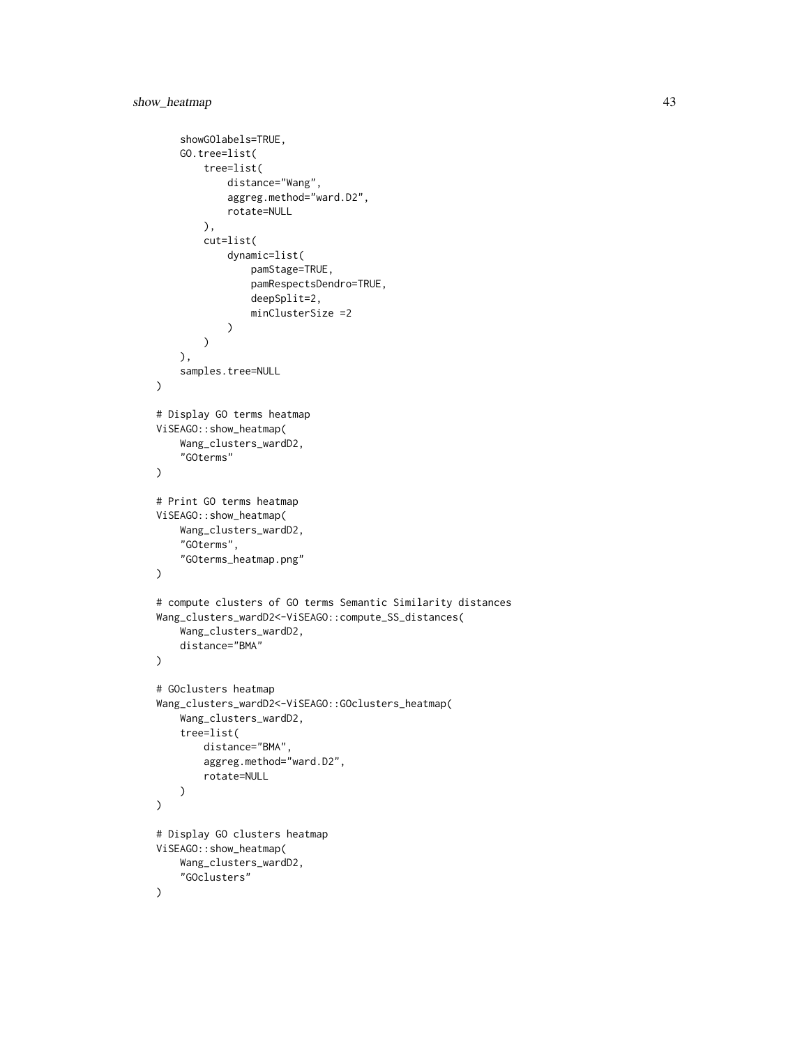```
    showGOlabels=TRUE,
    GO.tree=list(
        tree=list(
            distance="Wang",
            aggreg.method="ward.D2",
            rotate=NULL
        ),
        cut=list(
            dynamic=list(
                pamStage=TRUE,
                pamRespectsDendro=TRUE,
                deepSplit=2,
                minClusterSize =2
            )
        )
    ),
    samples.tree=NULL
)

# Display GO terms heatmap
ViSEAGO::show_heatmap(
    Wang_clusters_wardD2,
    "GOterms"
)

# Print GO terms heatmap
ViSEAGO::show_heatmap(
    Wang_clusters_wardD2,
    "GOterms",
    "GOterms_heatmap.png"
)

# compute clusters of GO terms Semantic Similarity distances
Wang_clusters_wardD2<-ViSEAGO::compute_SS_distances(
    Wang_clusters_wardD2,
    distance="BMA"
)

# GOclusters heatmap
Wang_clusters_wardD2<-ViSEAGO::GOclusters_heatmap(
    Wang_clusters_wardD2,
    tree=list(
        distance="BMA",
        aggreg.method="ward.D2",
        rotate=NULL
    )
)

# Display GO clusters heatmap
ViSEAGO::show_heatmap(
    Wang_clusters_wardD2,
    "GOclusters"
)
```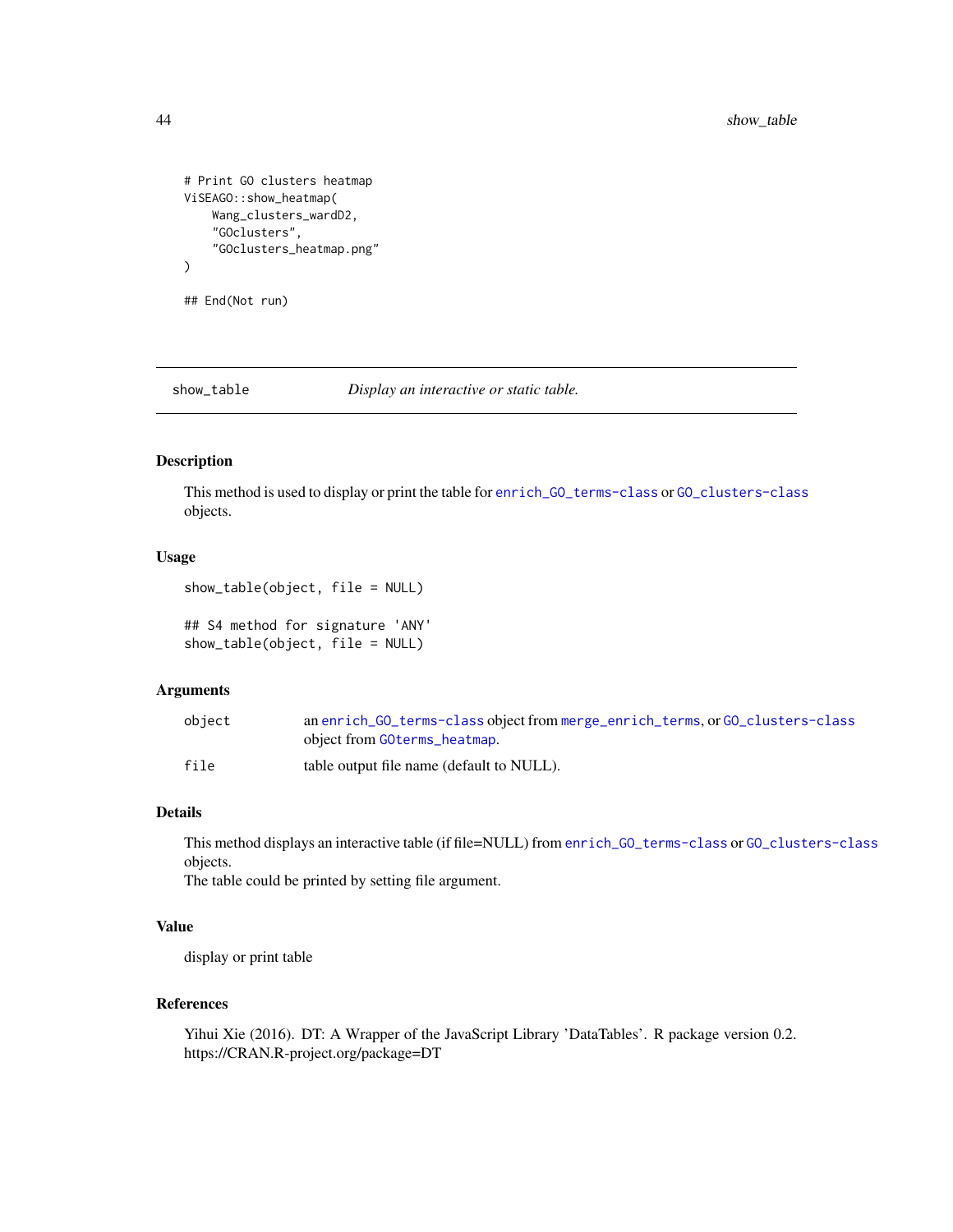```
# Print GO clusters heatmap
ViSEAGO::show_heatmap(
    Wang_clusters_wardD2,
    "GOclusters",
    "GOclusters_heatmap.png"
)

## End(Not run)
```

## show_table — *Display an interactive or static table.*

### Description

This method is used to display or print the table for enrich_GO_terms-class or GO_clusters-class objects.

### Usage

```
show_table(object, file = NULL)

## S4 method for signature 'ANY'
show_table(object, file = NULL)
```

### Arguments

| | |
|---|---|
| object | an enrich_GO_terms-class object from merge_enrich_terms, or GO_clusters-class object from GOterms_heatmap. |
| file | table output file name (default to NULL). |

### Details

This method displays an interactive table (if file=NULL) from enrich_GO_terms-class or GO_clusters-class objects.
The table could be printed by setting file argument.

### Value

display or print table

### References

Yihui Xie (2016). DT: A Wrapper of the JavaScript Library 'DataTables'. R package version 0.2. https://CRAN.R-project.org/package=DT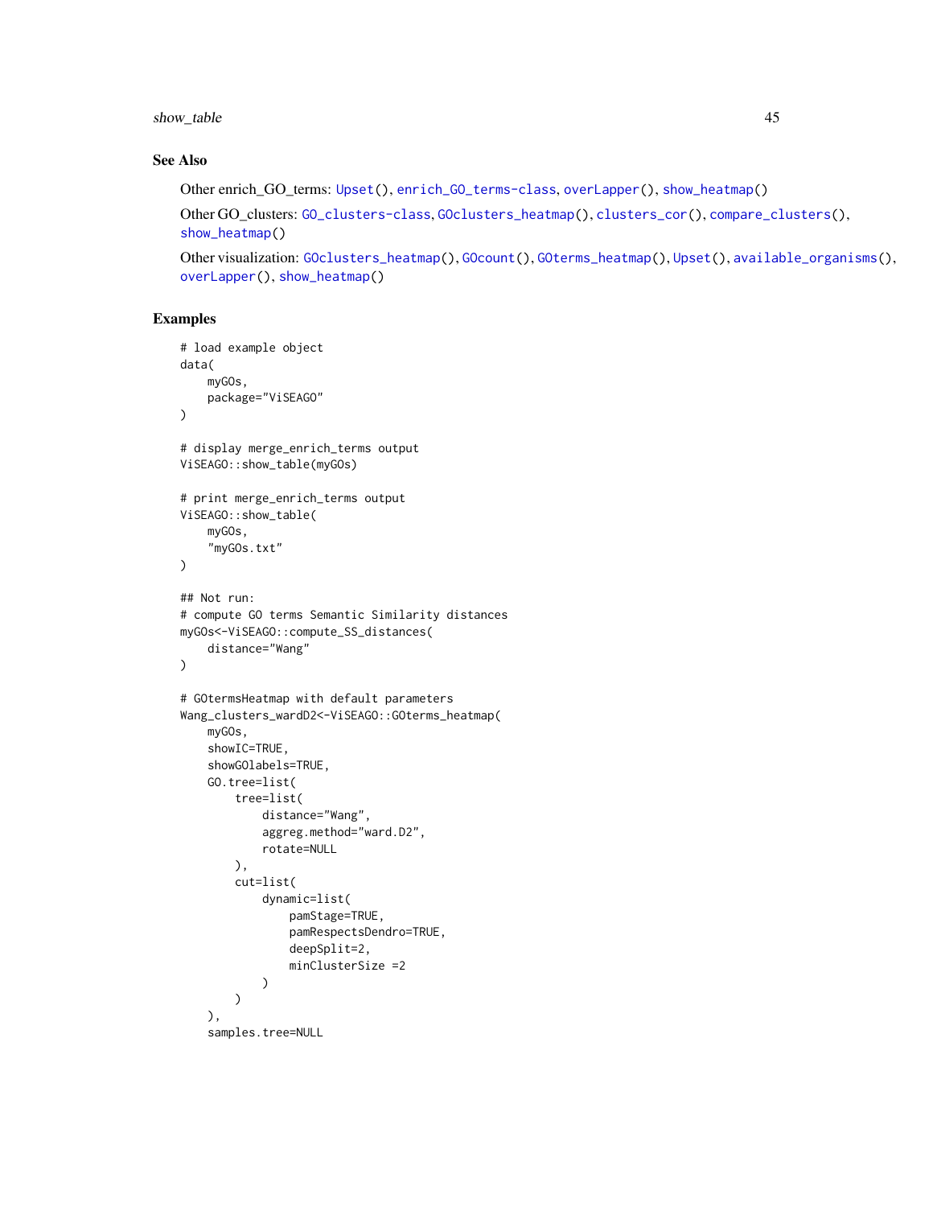### See Also

Other enrich_GO_terms: Upset(), enrich_GO_terms-class, overLapper(), show_heatmap()

Other GO_clusters: GO_clusters-class, GOclusters_heatmap(), clusters_cor(), compare_clusters(), show_heatmap()

Other visualization: GOclusters_heatmap(), GOcount(), GOterms_heatmap(), Upset(), available_organisms(), overLapper(), show_heatmap()

### Examples

```
# load example object
data(
    myGOs,
    package="ViSEAGO"
)

# display merge_enrich_terms output
ViSEAGO::show_table(myGOs)

# print merge_enrich_terms output
ViSEAGO::show_table(
    myGOs,
    "myGOs.txt"
)

## Not run:
# compute GO terms Semantic Similarity distances
myGOs<-ViSEAGO::compute_SS_distances(
    distance="Wang"
)

# GOtermsHeatmap with default parameters
Wang_clusters_wardD2<-ViSEAGO::GOterms_heatmap(
    myGOs,
    showIC=TRUE,
    showGOlabels=TRUE,
    GO.tree=list(
        tree=list(
            distance="Wang",
            aggreg.method="ward.D2",
            rotate=NULL
        ),
        cut=list(
            dynamic=list(
                pamStage=TRUE,
                pamRespectsDendro=TRUE,
                deepSplit=2,
                minClusterSize =2
            )
        )
    ),
    samples.tree=NULL
```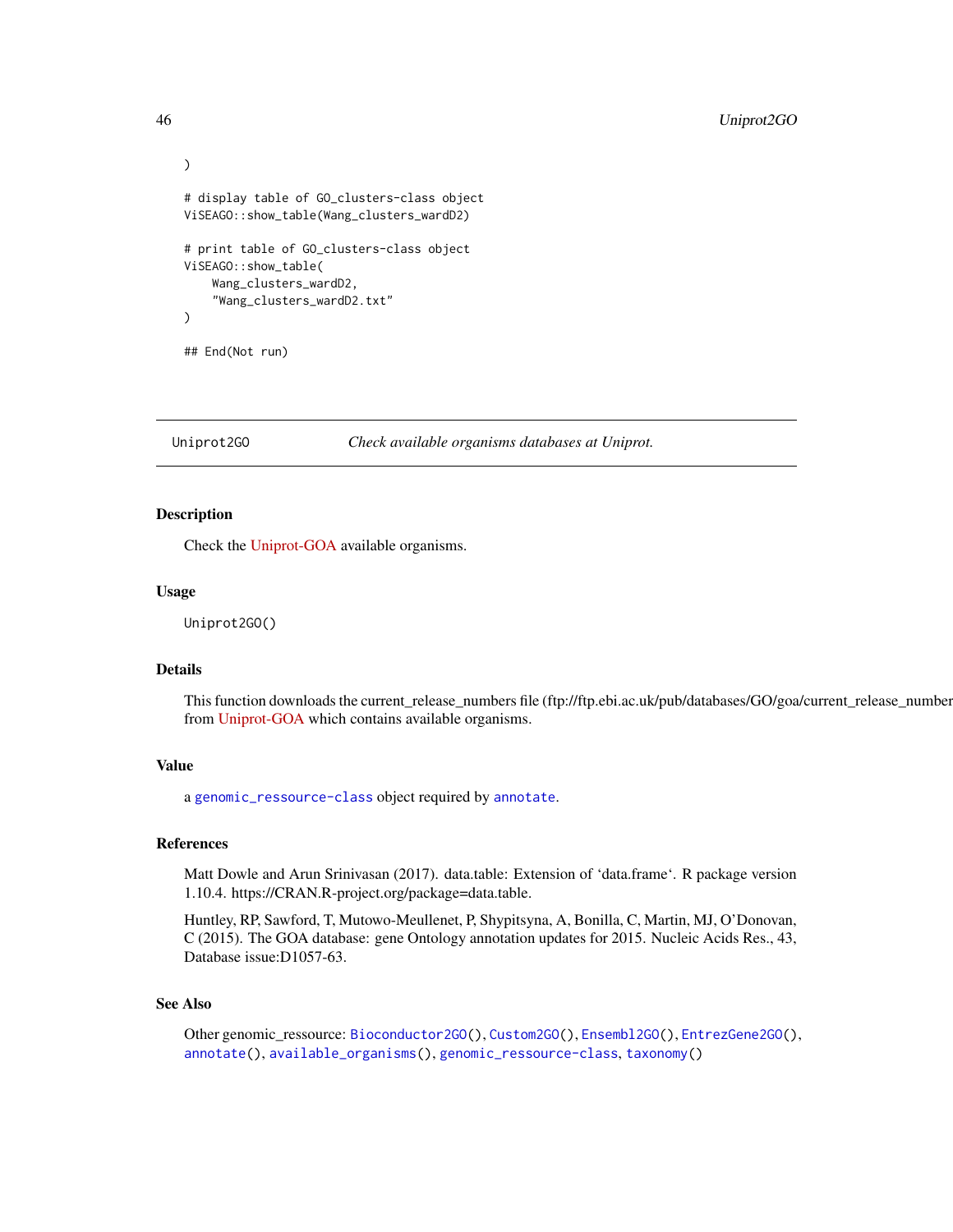```
)

# display table of GO_clusters-class object
ViSEAGO::show_table(Wang_clusters_wardD2)

# print table of GO_clusters-class object
ViSEAGO::show_table(
    Wang_clusters_wardD2,
    "Wang_clusters_wardD2.txt"
)

## End(Not run)
```

---

## Uniprot2GO — *Check available organisms databases at Uniprot.*

### Description

Check the Uniprot-GOA available organisms.

### Usage

```
Uniprot2GO()
```

### Details

This function downloads the current_release_numbers file (ftp://ftp.ebi.ac.uk/pub/databases/GO/goa/current_release_number from Uniprot-GOA which contains available organisms.

### Value

a `genomic_ressource-class` object required by `annotate`.

### References

Matt Dowle and Arun Srinivasan (2017). data.table: Extension of 'data.frame'. R package version 1.10.4. https://CRAN.R-project.org/package=data.table.

Huntley, RP, Sawford, T, Mutowo-Meullenet, P, Shypitsyna, A, Bonilla, C, Martin, MJ, O'Donovan, C (2015). The GOA database: gene Ontology annotation updates for 2015. Nucleic Acids Res., 43, Database issue:D1057-63.

### See Also

Other genomic_ressource: `Bioconductor2GO()`, `Custom2GO()`, `Ensembl2GO()`, `EntrezGene2GO()`, `annotate()`, `available_organisms()`, `genomic_ressource-class`, `taxonomy()`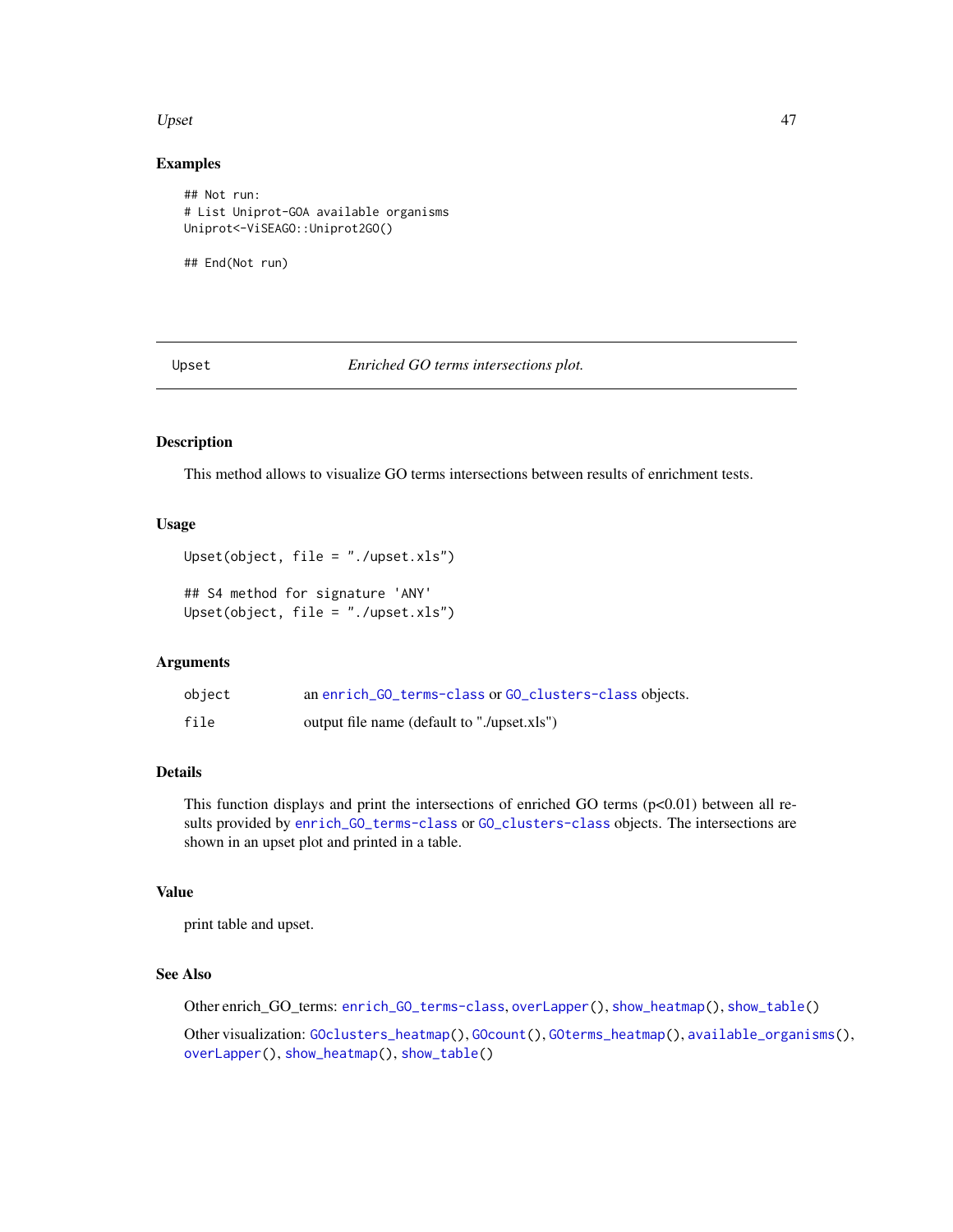## Examples

```
## Not run:
# List Uniprot-GOA available organisms
Uniprot<-ViSEAGO::Uniprot2GO()

## End(Not run)
```

---

# Upset — *Enriched GO terms intersections plot.*

---

### Description

This method allows to visualize GO terms intersections between results of enrichment tests.

### Usage

```
Upset(object, file = "./upset.xls")

## S4 method for signature 'ANY'
Upset(object, file = "./upset.xls")
```

### Arguments

| | |
|---|---|
| object | an enrich_GO_terms-class or GO_clusters-class objects. |
| file | output file name (default to "./upset.xls") |

### Details

This function displays and print the intersections of enriched GO terms (p<0.01) between all results provided by enrich_GO_terms-class or GO_clusters-class objects. The intersections are shown in an upset plot and printed in a table.

### Value

print table and upset.

### See Also

Other enrich_GO_terms: enrich_GO_terms-class, overLapper(), show_heatmap(), show_table()

Other visualization: GOclusters_heatmap(), GOcount(), GOterms_heatmap(), available_organisms(), overLapper(), show_heatmap(), show_table()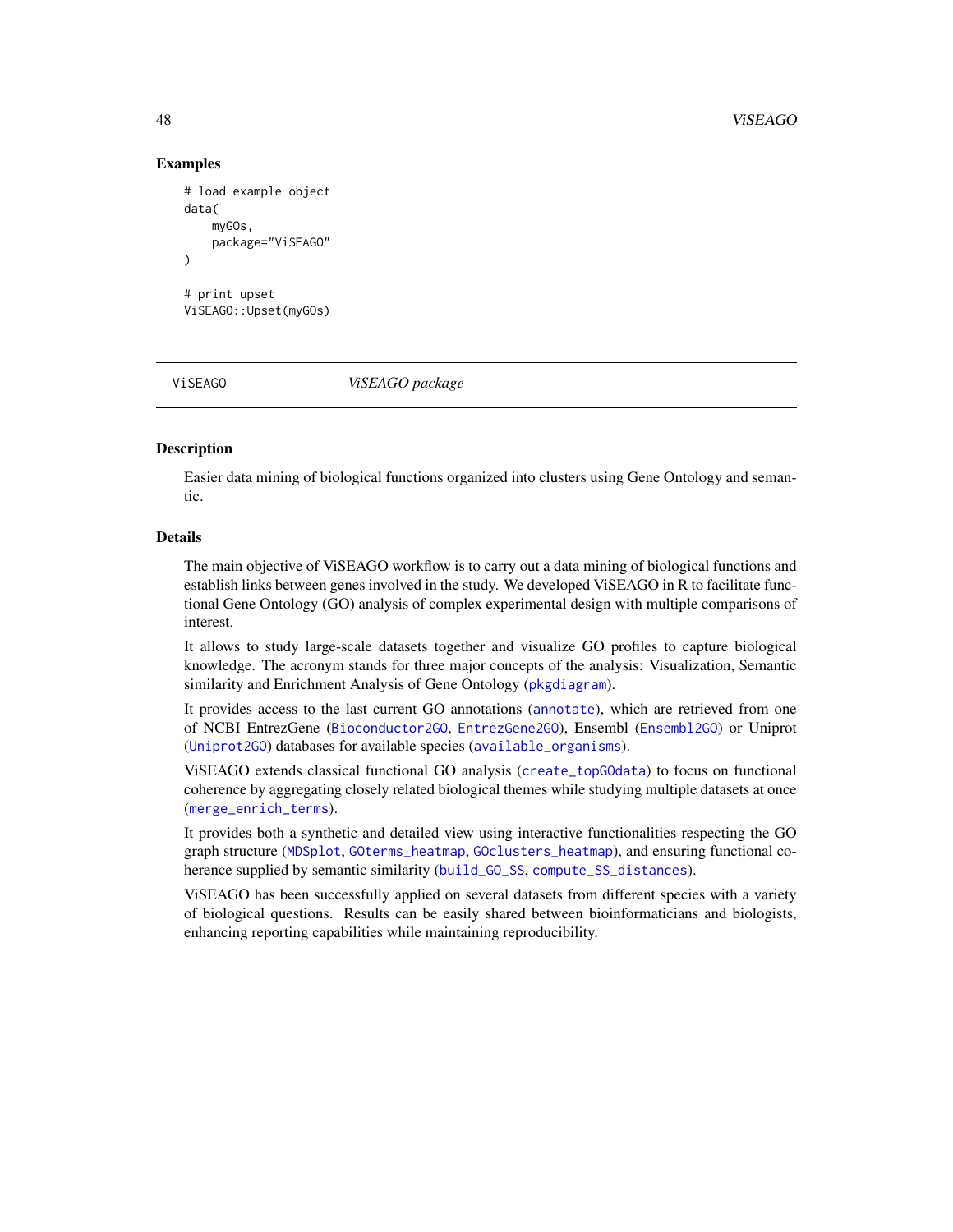## Examples

```
# load example object
data(
    myGOs,
    package="ViSEAGO"
)

# print upset
ViSEAGO::Upset(myGOs)
```

---

ViSEAGO &nbsp;&nbsp;&nbsp;&nbsp;&nbsp;&nbsp;&nbsp;&nbsp; *ViSEAGO package*

---

## Description

Easier data mining of biological functions organized into clusters using Gene Ontology and semantic.

## Details

The main objective of ViSEAGO workflow is to carry out a data mining of biological functions and establish links between genes involved in the study. We developed ViSEAGO in R to facilitate functional Gene Ontology (GO) analysis of complex experimental design with multiple comparisons of interest.

It allows to study large-scale datasets together and visualize GO profiles to capture biological knowledge. The acronym stands for three major concepts of the analysis: Visualization, Semantic similarity and Enrichment Analysis of Gene Ontology (pkgdiagram).

It provides access to the last current GO annotations (annotate), which are retrieved from one of NCBI EntrezGene (Bioconductor2GO, EntrezGene2GO), Ensembl (Ensembl2GO) or Uniprot (Uniprot2GO) databases for available species (available_organisms).

ViSEAGO extends classical functional GO analysis (create_topGOdata) to focus on functional coherence by aggregating closely related biological themes while studying multiple datasets at once (merge_enrich_terms).

It provides both a synthetic and detailed view using interactive functionalities respecting the GO graph structure (MDSplot, GOterms_heatmap, GOclusters_heatmap), and ensuring functional coherence supplied by semantic similarity (build_GO_SS, compute_SS_distances).

ViSEAGO has been successfully applied on several datasets from different species with a variety of biological questions. Results can be easily shared between bioinformaticians and biologists, enhancing reporting capabilities while maintaining reproducibility.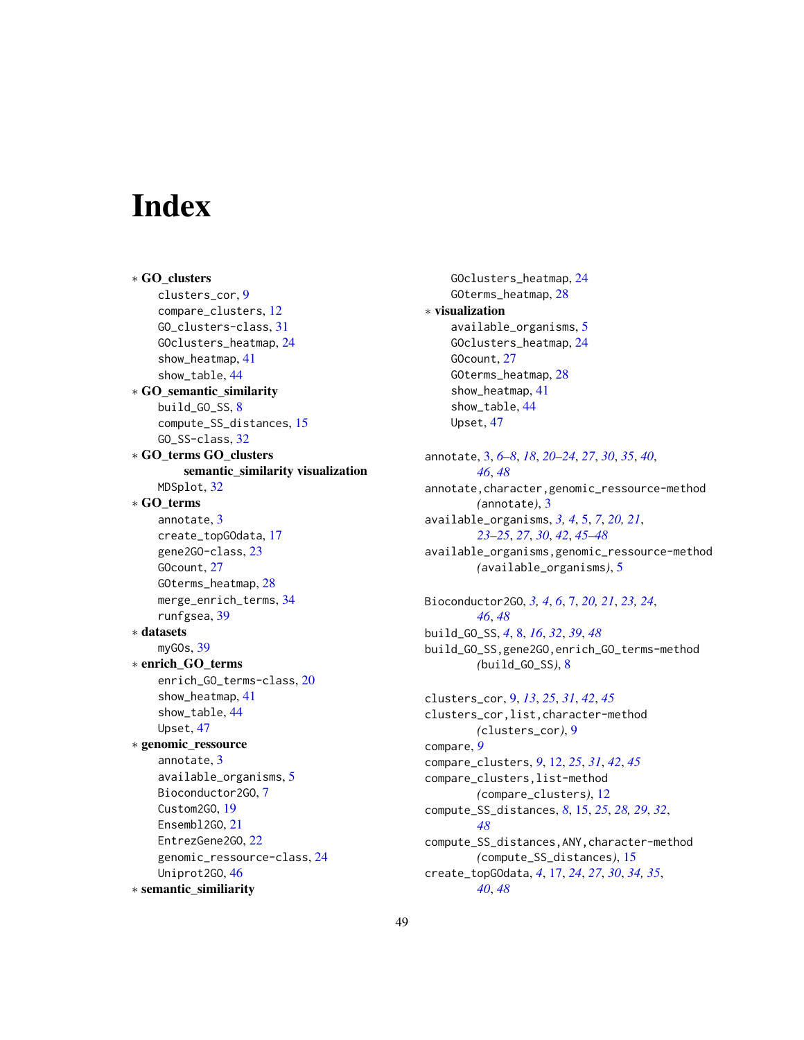# Index

∗ **GO_clusters**
- clusters_cor, 9
- compare_clusters, 12
- GO_clusters-class, 31
- GOclusters_heatmap, 24
- show_heatmap, 41
- show_table, 44

∗ **GO_semantic_similarity**
- build_GO_SS, 8
- compute_SS_distances, 15
- GO_SS-class, 32

∗ **GO_terms GO_clusters semantic_similarity visualization**
- MDSplot, 32

∗ **GO_terms**
- annotate, 3
- create_topGOdata, 17
- gene2GO-class, 23
- GOcount, 27
- GOterms_heatmap, 28
- merge_enrich_terms, 34
- runfgsea, 39

∗ **datasets**
- myGOs, 39

∗ **enrich_GO_terms**
- enrich_GO_terms-class, 20
- show_heatmap, 41
- show_table, 44
- Upset, 47

∗ **genomic_ressource**
- annotate, 3
- available_organisms, 5
- Bioconductor2GO, 7
- Custom2GO, 19
- Ensembl2GO, 21
- EntrezGene2GO, 22
- genomic_ressource-class, 24
- Uniprot2GO, 46

∗ **semantic_similiarity**
- GOclusters_heatmap, 24
- GOterms_heatmap, 28

∗ **visualization**
- available_organisms, 5
- GOclusters_heatmap, 24
- GOcount, 27
- GOterms_heatmap, 28
- show_heatmap, 41
- show_table, 44
- Upset, 47

annotate, 3, *6–8*, *18*, *20–24*, *27*, *30*, *35*, *40*, *46*, *48*
annotate,character,genomic_ressource-method *(annotate)*, 3
available_organisms, *3, 4*, 5, *7*, *20, 21*, *23–25*, *27*, *30*, *42*, *45–48*
available_organisms,genomic_ressource-method *(available_organisms)*, 5

Bioconductor2GO, *3, 4*, *6*, 7, *20, 21*, *23, 24*, *46*, *48*
build_GO_SS, *4*, 8, *16*, *32*, *39*, *48*
build_GO_SS,gene2GO,enrich_GO_terms-method *(build_GO_SS)*, 8

clusters_cor, 9, *13*, *25*, *31*, *42*, *45*
clusters_cor,list,character-method *(clusters_cor)*, 9
compare, *9*
compare_clusters, *9*, 12, *25*, *31*, *42*, *45*
compare_clusters,list-method *(compare_clusters)*, 12
compute_SS_distances, *8*, 15, *25*, *28, 29*, *32*, *48*
compute_SS_distances,ANY,character-method *(compute_SS_distances)*, 15
create_topGOdata, *4*, 17, *24*, *27*, *30*, *34, 35*, *40*, *48*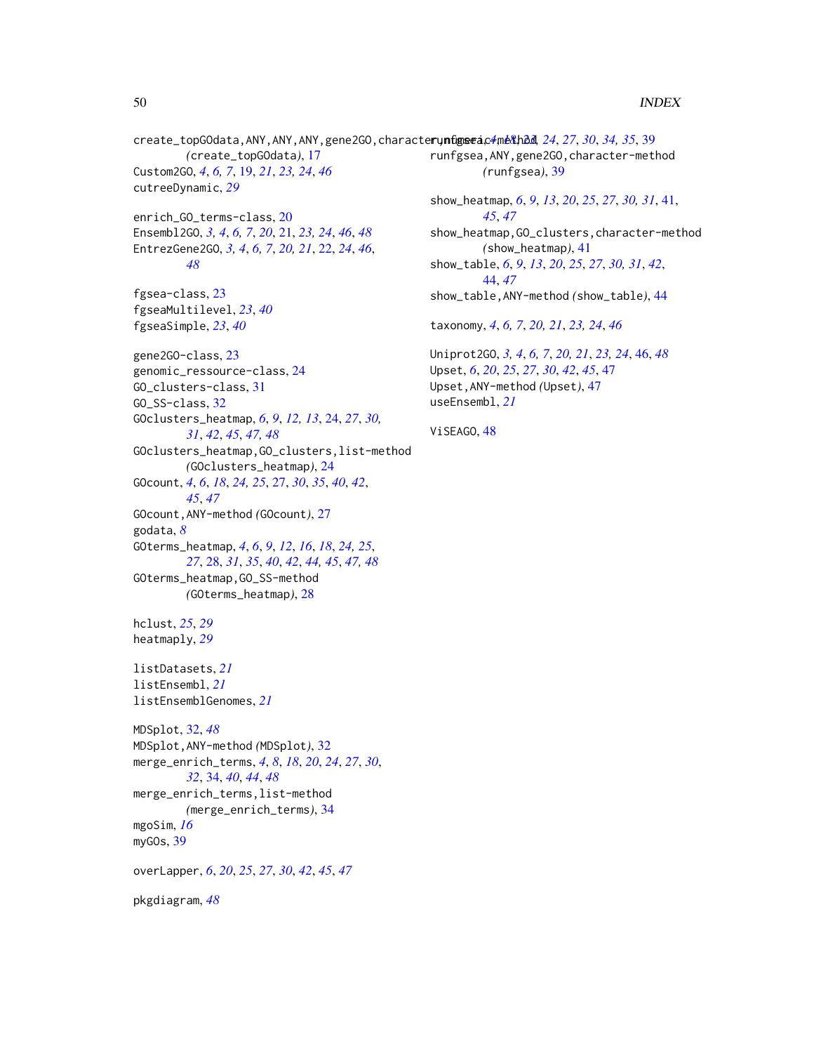create_topGOdata,ANY,ANY,ANY,gene2GO,character,numeric-method
(create_topGOdata), 17
Custom2GO, *4*, *6, 7*, 19, *21*, *23, 24*, *46*
cutreeDynamic, *29*

enrich_GO_terms-class, 20
Ensembl2GO, *3, 4*, *6, 7*, *20*, 21, *23, 24*, *46*, *48*
EntrezGene2GO, *3, 4*, *6, 7*, *20, 21*, 22, *24*, *46*, *48*

fgsea-class, 23
fgseaMultilevel, *23*, *40*
fgseaSimple, *23*, *40*

gene2GO-class, 23
genomic_ressource-class, 24
GO_clusters-class, 31
GO_SS-class, 32
GOclusters_heatmap, *6*, *9*, *12, 13*, 24, *27*, *30, 31*, *42*, *45*, *47, 48*
GOclusters_heatmap,GO_clusters,list-method
(GOclusters_heatmap), 24
GOcount, *4*, *6*, *18*, *24, 25*, 27, *30*, *35*, *40*, *42*, *45*, *47*
GOcount,ANY-method (GOcount), 27
godata, *8*
GOterms_heatmap, *4*, *6*, *9*, *12*, *16*, *18*, *24, 25*, *27*, 28, *31*, *35*, *40*, *42*, *44, 45*, *47, 48*
GOterms_heatmap,GO_SS-method
(GOterms_heatmap), 28

hclust, *25*, *29*
heatmaply, *29*

listDatasets, *21*
listEnsembl, *21*
listEnsemblGenomes, *21*

MDSplot, 32, *48*
MDSplot,ANY-method (MDSplot), 32
merge_enrich_terms, *4*, *8*, *18*, *20*, *24*, *27*, *30*, *32*, 34, *40*, *44*, *48*
merge_enrich_terms,list-method
(merge_enrich_terms), 34
mgoSim, *16*
myGOs, 39

overLapper, *6*, *20*, *25*, *27*, *30*, *42*, *45*, *47*

pkgdiagram, *48*

runfgsea, *4*, *18*, *23, 24*, *27*, *30*, *34, 35*, 39
runfgsea,ANY,gene2GO,character-method
(runfgsea), 39

show_heatmap, *6*, *9*, *13*, *20*, *25*, *27*, *30, 31*, 41, *45*, *47*
show_heatmap,GO_clusters,character-method
(show_heatmap), 41
show_table, *6*, *9*, *13*, *20*, *25*, *27*, *30, 31*, *42*, 44, *47*
show_table,ANY-method (show_table), 44

taxonomy, *4*, *6, 7*, *20, 21*, *23, 24*, *46*

Uniprot2GO, *3, 4*, *6, 7*, *20, 21*, *23, 24*, 46, *48*
Upset, *6*, *20*, *25*, *27*, *30*, *42*, *45*, 47
Upset,ANY-method (Upset), 47
useEnsembl, *21*

ViSEAGO, 48